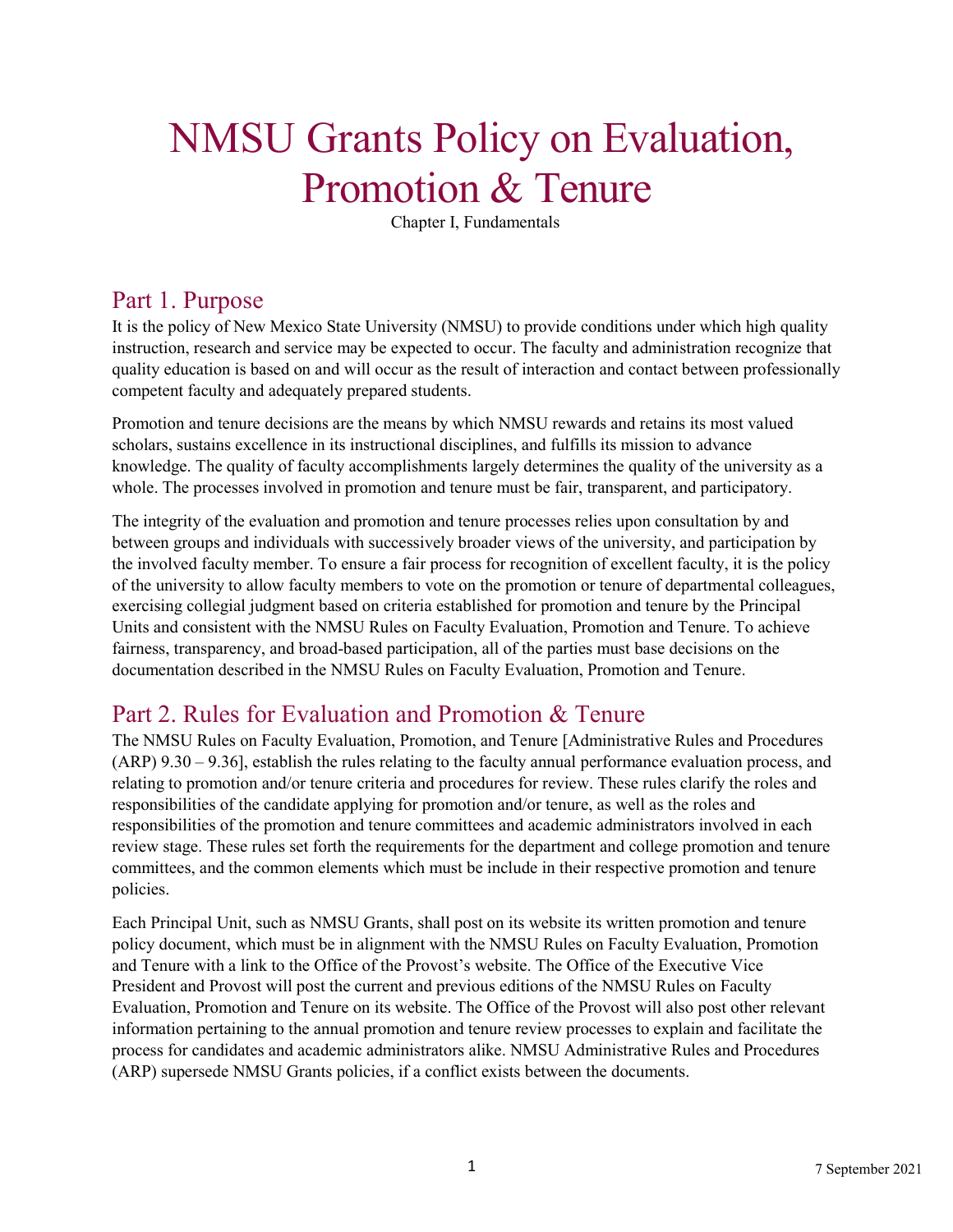# NMSU Grants Policy on Evaluation, Promotion & Tenure

Chapter I, Fundamentals

## Part 1. Purpose

It is the policy of New Mexico State University (NMSU) to provide conditions under which high quality instruction, research and service may be expected to occur. The faculty and administration recognize that quality education is based on and will occur as the result of interaction and contact between professionally competent faculty and adequately prepared students.

Promotion and tenure decisions are the means by which NMSU rewards and retains its most valued scholars, sustains excellence in its instructional disciplines, and fulfills its mission to advance knowledge. The quality of faculty accomplishments largely determines the quality of the university as a whole. The processes involved in promotion and tenure must be fair, transparent, and participatory.

The integrity of the evaluation and promotion and tenure processes relies upon consultation by and between groups and individuals with successively broader views of the university, and participation by the involved faculty member. To ensure a fair process for recognition of excellent faculty, it is the policy of the university to allow faculty members to vote on the promotion or tenure of departmental colleagues, exercising collegial judgment based on criteria established for promotion and tenure by the Principal Units and consistent with the NMSU Rules on Faculty Evaluation, Promotion and Tenure. To achieve fairness, transparency, and broad-based participation, all of the parties must base decisions on the documentation described in the NMSU Rules on Faculty Evaluation, Promotion and Tenure.

## Part 2. Rules for Evaluation and Promotion & Tenure

The NMSU Rules on Faculty Evaluation, Promotion, and Tenure [Administrative Rules and Procedures (ARP) 9.30 – 9.36], establish the rules relating to the faculty annual performance evaluation process, and relating to promotion and/or tenure criteria and procedures for review. These rules clarify the roles and responsibilities of the candidate applying for promotion and/or tenure, as well as the roles and responsibilities of the promotion and tenure committees and academic administrators involved in each review stage. These rules set forth the requirements for the department and college promotion and tenure committees, and the common elements which must be include in their respective promotion and tenure policies.

Each Principal Unit, such as NMSU Grants, shall post on its website its written promotion and tenure policy document, which must be in alignment with the NMSU Rules on Faculty Evaluation, Promotion and Tenure with a link to the Office of the Provost's website. The Office of the Executive Vice President and Provost will post the current and previous editions of the NMSU Rules on Faculty Evaluation, Promotion and Tenure on its website. The Office of the Provost will also post other relevant information pertaining to the annual promotion and tenure review processes to explain and facilitate the process for candidates and academic administrators alike. NMSU Administrative Rules and Procedures (ARP) supersede NMSU Grants policies, if a conflict exists between the documents.

7 September 2021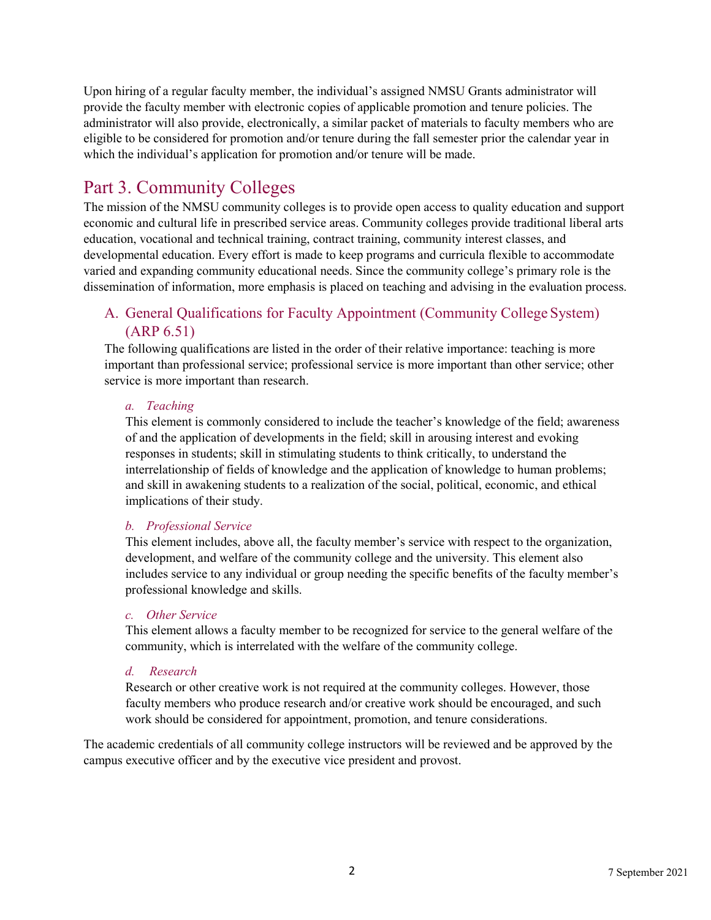Upon hiring of a regular faculty member, the individual's assigned NMSU Grants administrator will provide the faculty member with electronic copies of applicable promotion and tenure policies. The administrator will also provide, electronically, a similar packet of materials to faculty members who are eligible to be considered for promotion and/or tenure during the fall semester prior the calendar year in which the individual's application for promotion and/or tenure will be made.

# Part 3. Community Colleges

The mission of the NMSU community colleges is to provide open access to quality education and support economic and cultural life in prescribed service areas. Community colleges provide traditional liberal arts education, vocational and technical training, contract training, community interest classes, and developmental education. Every effort is made to keep programs and curricula flexible to accommodate varied and expanding community educational needs. Since the community college's primary role is the dissemination of information, more emphasis is placed on teaching and advising in the evaluation process.

## A. General Qualifications for Faculty Appointment (Community College System) (ARP 6.51)

The following qualifications are listed in the order of their relative importance: teaching is more important than professional service; professional service is more important than other service; other service is more important than research.

### *a. Teaching*

This element is commonly considered to include the teacher's knowledge of the field; awareness of and the application of developments in the field; skill in arousing interest and evoking responses in students; skill in stimulating students to think critically, to understand the interrelationship of fields of knowledge and the application of knowledge to human problems; and skill in awakening students to a realization of the social, political, economic, and ethical implications of their study.

### *b. Professional Service*

This element includes, above all, the faculty member's service with respect to the organization, development, and welfare of the community college and the university. This element also includes service to any individual or group needing the specific benefits of the faculty member's professional knowledge and skills.

### *c. Other Service*

This element allows a faculty member to be recognized for service to the general welfare of the community, which is interrelated with the welfare of the community college.

### *d. Research*

Research or other creative work is not required at the community colleges. However, those faculty members who produce research and/or creative work should be encouraged, and such work should be considered for appointment, promotion, and tenure considerations.

The academic credentials of all community college instructors will be reviewed and be approved by the campus executive officer and by the executive vice president and provost.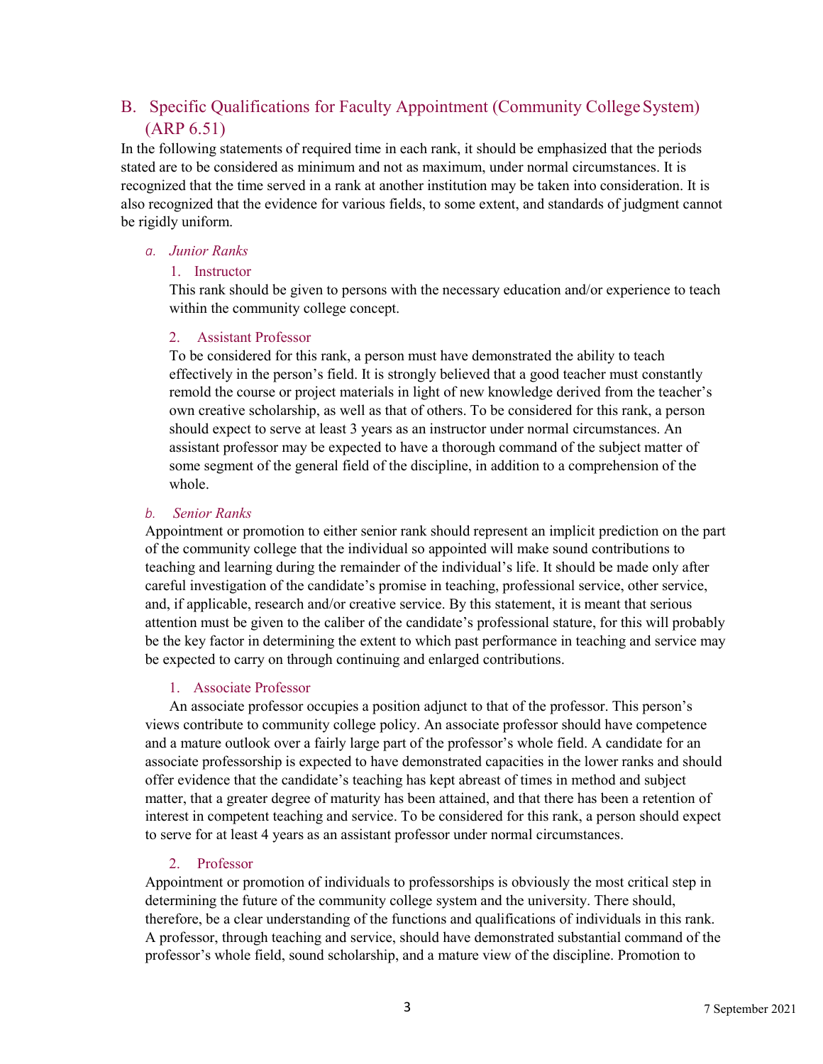## B. Specific Qualifications for Faculty Appointment (Community College System) (ARP 6.51)

In the following statements of required time in each rank, it should be emphasized that the periods stated are to be considered as minimum and not as maximum, under normal circumstances. It is recognized that the time served in a rank at another institution may be taken into consideration. It is also recognized that the evidence for various fields, to some extent, and standards of judgment cannot be rigidly uniform.

### *a. Junior Ranks*

#### 1. Instructor

This rank should be given to persons with the necessary education and/or experience to teach within the community college concept.

#### 2. Assistant Professor

To be considered for this rank, a person must have demonstrated the ability to teach effectively in the person's field. It is strongly believed that a good teacher must constantly remold the course or project materials in light of new knowledge derived from the teacher's own creative scholarship, as well as that of others. To be considered for this rank, a person should expect to serve at least 3 years as an instructor under normal circumstances. An assistant professor may be expected to have a thorough command of the subject matter of some segment of the general field of the discipline, in addition to a comprehension of the whole.

### *b. Senior Ranks*

Appointment or promotion to either senior rank should represent an implicit prediction on the part of the community college that the individual so appointed will make sound contributions to teaching and learning during the remainder of the individual's life. It should be made only after careful investigation of the candidate's promise in teaching, professional service, other service, and, if applicable, research and/or creative service. By this statement, it is meant that serious attention must be given to the caliber of the candidate's professional stature, for this will probably be the key factor in determining the extent to which past performance in teaching and service may be expected to carry on through continuing and enlarged contributions.

#### 1. Associate Professor

An associate professor occupies a position adjunct to that of the professor. This person's views contribute to community college policy. An associate professor should have competence and a mature outlook over a fairly large part of the professor's whole field. A candidate for an associate professorship is expected to have demonstrated capacities in the lower ranks and should offer evidence that the candidate's teaching has kept abreast of times in method and subject matter, that a greater degree of maturity has been attained, and that there has been a retention of interest in competent teaching and service. To be considered for this rank, a person should expect to serve for at least 4 years as an assistant professor under normal circumstances.

#### 2. Professor

Appointment or promotion of individuals to professorships is obviously the most critical step in determining the future of the community college system and the university. There should, therefore, be a clear understanding of the functions and qualifications of individuals in this rank. A professor, through teaching and service, should have demonstrated substantial command of the professor's whole field, sound scholarship, and a mature view of the discipline. Promotion to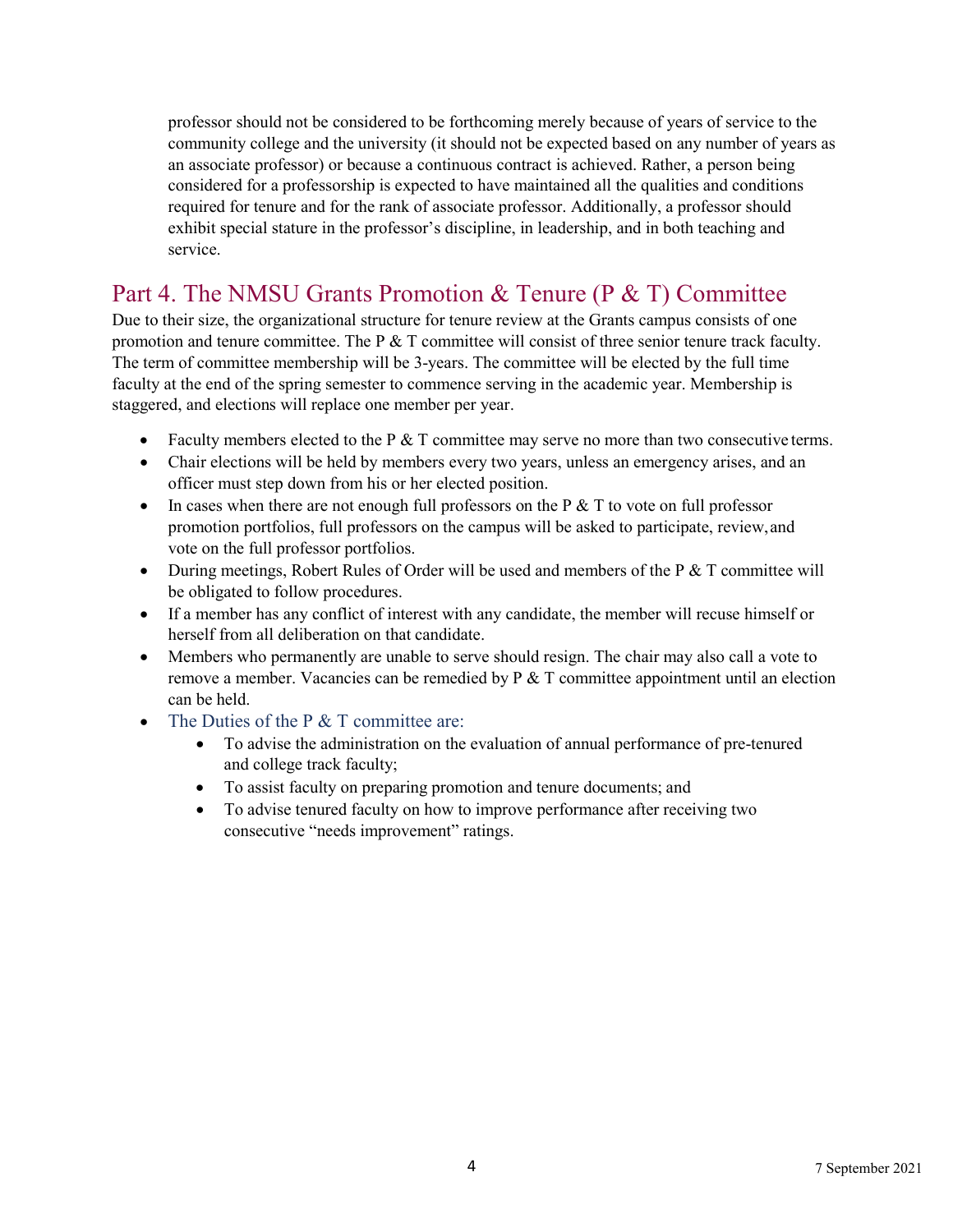professor should not be considered to be forthcoming merely because of years of service to the community college and the university (it should not be expected based on any number of years as an associate professor) or because a continuous contract is achieved. Rather, a person being considered for a professorship is expected to have maintained all the qualities and conditions required for tenure and for the rank of associate professor. Additionally, a professor should exhibit special stature in the professor's discipline, in leadership, and in both teaching and service.

# Part 4. The NMSU Grants Promotion & Tenure (P & T) Committee

Due to their size, the organizational structure for tenure review at the Grants campus consists of one promotion and tenure committee. The P & T committee will consist of three senior tenure track faculty. The term of committee membership will be 3-years. The committee will be elected by the full time faculty at the end of the spring semester to commence serving in the academic year. Membership is staggered, and elections will replace one member per year.

- Faculty members elected to the P & T committee may serve no more than two consecutive terms.
- Chair elections will be held by members every two years, unless an emergency arises, and an officer must step down from his or her elected position.
- In cases when there are not enough full professors on the P & T to vote on full professor promotion portfolios, full professors on the campus will be asked to participate, review, and vote on the full professor portfolios.
- During meetings, Robert Rules of Order will be used and members of the P & T committee will be obligated to follow procedures.
- If a member has any conflict of interest with any candidate, the member will recuse himself or herself from all deliberation on that candidate.
- Members who permanently are unable to serve should resign. The chair may also call a vote to remove a member. Vacancies can be remedied by P & T committee appointment until an election can be held.
- The Duties of the P & T committee are:
  - To advise the administration on the evaluation of annual performance of pre-tenured and college track faculty;
  - To assist faculty on preparing promotion and tenure documents; and
  - To advise tenured faculty on how to improve performance after receiving two consecutive "needs improvement" ratings.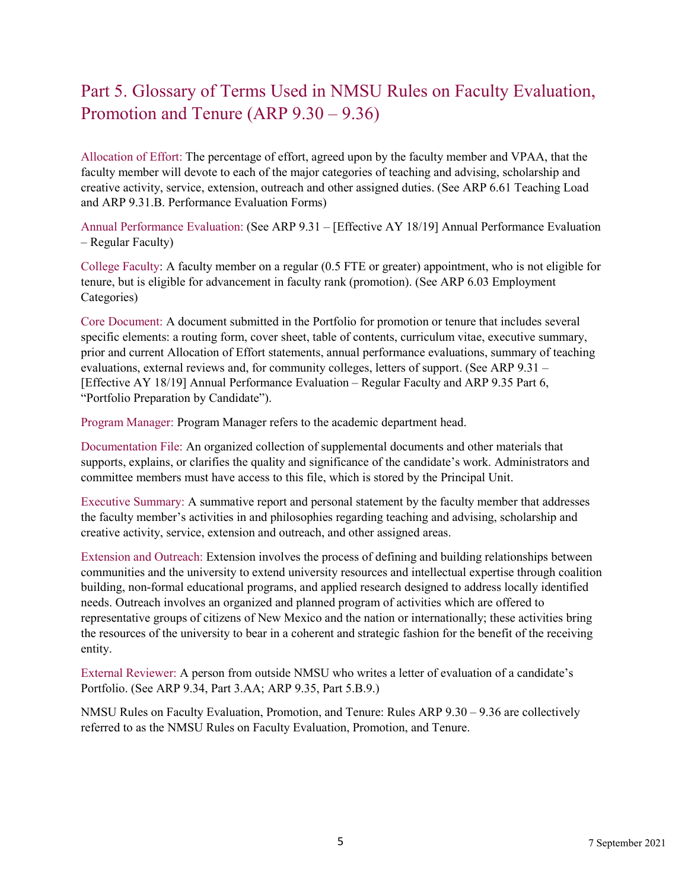## Part 5. Glossary of Terms Used in NMSU Rules on Faculty Evaluation, Promotion and Tenure (ARP 9.30 – 9.36)

Allocation of Effort: The percentage of effort, agreed upon by the faculty member and VPAA, that the faculty member will devote to each of the major categories of teaching and advising, scholarship and creative activity, service, extension, outreach and other assigned duties. (See ARP 6.61 Teaching Load and ARP 9.31.B. Performance Evaluation Forms)

Annual Performance Evaluation: (See ARP 9.31 – [Effective AY 18/19] Annual Performance Evaluation – Regular Faculty)

College Faculty: A faculty member on a regular (0.5 FTE or greater) appointment, who is not eligible for tenure, but is eligible for advancement in faculty rank (promotion). (See ARP 6.03 Employment Categories)

Core Document: A document submitted in the Portfolio for promotion or tenure that includes several specific elements: a routing form, cover sheet, table of contents, curriculum vitae, executive summary, prior and current Allocation of Effort statements, annual performance evaluations, summary of teaching evaluations, external reviews and, for community colleges, letters of support. (See ARP 9.31 – [Effective AY 18/19] Annual Performance Evaluation – Regular Faculty and ARP 9.35 Part 6, "Portfolio Preparation by Candidate").

Program Manager: Program Manager refers to the academic department head.

Documentation File: An organized collection of supplemental documents and other materials that supports, explains, or clarifies the quality and significance of the candidate's work. Administrators and committee members must have access to this file, which is stored by the Principal Unit.

Executive Summary: A summative report and personal statement by the faculty member that addresses the faculty member's activities in and philosophies regarding teaching and advising, scholarship and creative activity, service, extension and outreach, and other assigned areas.

Extension and Outreach: Extension involves the process of defining and building relationships between communities and the university to extend university resources and intellectual expertise through coalition building, non-formal educational programs, and applied research designed to address locally identified needs. Outreach involves an organized and planned program of activities which are offered to representative groups of citizens of New Mexico and the nation or internationally; these activities bring the resources of the university to bear in a coherent and strategic fashion for the benefit of the receiving entity.

External Reviewer: A person from outside NMSU who writes a letter of evaluation of a candidate's Portfolio. (See ARP 9.34, Part 3.AA; ARP 9.35, Part 5.B.9.)

NMSU Rules on Faculty Evaluation, Promotion, and Tenure: Rules ARP 9.30 – 9.36 are collectively referred to as the NMSU Rules on Faculty Evaluation, Promotion, and Tenure.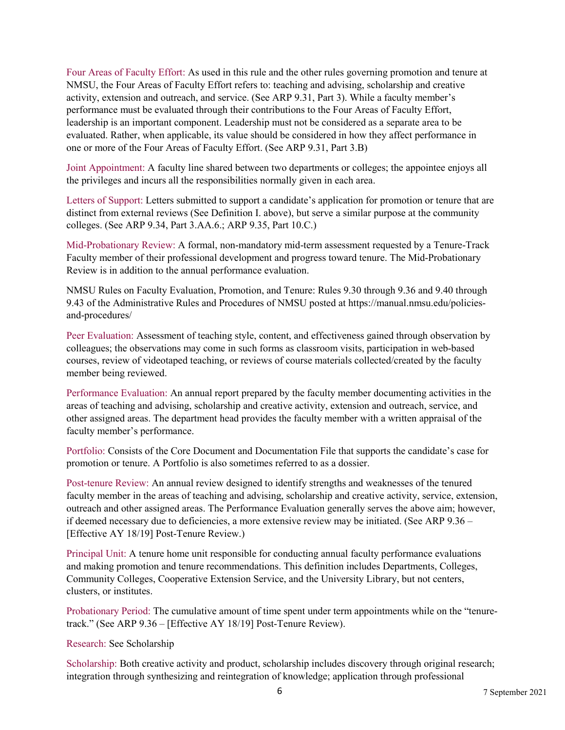Four Areas of Faculty Effort: As used in this rule and the other rules governing promotion and tenure at NMSU, the Four Areas of Faculty Effort refers to: teaching and advising, scholarship and creative activity, extension and outreach, and service. (See ARP 9.31, Part 3). While a faculty member's performance must be evaluated through their contributions to the Four Areas of Faculty Effort, leadership is an important component. Leadership must not be considered as a separate area to be evaluated. Rather, when applicable, its value should be considered in how they affect performance in one or more of the Four Areas of Faculty Effort. (See ARP 9.31, Part 3.B)

Joint Appointment: A faculty line shared between two departments or colleges; the appointee enjoys all the privileges and incurs all the responsibilities normally given in each area.

Letters of Support: Letters submitted to support a candidate's application for promotion or tenure that are distinct from external reviews (See Definition I. above), but serve a similar purpose at the community colleges. (See ARP 9.34, Part 3.AA.6.; ARP 9.35, Part 10.C.)

Mid-Probationary Review: A formal, non-mandatory mid-term assessment requested by a Tenure-Track Faculty member of their professional development and progress toward tenure. The Mid-Probationary Review is in addition to the annual performance evaluation.

NMSU Rules on Faculty Evaluation, Promotion, and Tenure: Rules 9.30 through 9.36 and 9.40 through 9.43 of the Administrative Rules and Procedures of NMSU posted at https://manual.nmsu.edu/policies-and-procedures/

Peer Evaluation: Assessment of teaching style, content, and effectiveness gained through observation by colleagues; the observations may come in such forms as classroom visits, participation in web-based courses, review of videotaped teaching, or reviews of course materials collected/created by the faculty member being reviewed.

Performance Evaluation: An annual report prepared by the faculty member documenting activities in the areas of teaching and advising, scholarship and creative activity, extension and outreach, service, and other assigned areas. The department head provides the faculty member with a written appraisal of the faculty member's performance.

Portfolio: Consists of the Core Document and Documentation File that supports the candidate's case for promotion or tenure. A Portfolio is also sometimes referred to as a dossier.

Post-tenure Review: An annual review designed to identify strengths and weaknesses of the tenured faculty member in the areas of teaching and advising, scholarship and creative activity, service, extension, outreach and other assigned areas. The Performance Evaluation generally serves the above aim; however, if deemed necessary due to deficiencies, a more extensive review may be initiated. (See ARP 9.36 – [Effective AY 18/19] Post-Tenure Review.)

Principal Unit: A tenure home unit responsible for conducting annual faculty performance evaluations and making promotion and tenure recommendations. This definition includes Departments, Colleges, Community Colleges, Cooperative Extension Service, and the University Library, but not centers, clusters, or institutes.

Probationary Period: The cumulative amount of time spent under term appointments while on the "tenure-track." (See ARP 9.36 – [Effective AY 18/19] Post-Tenure Review).

Research: See Scholarship

Scholarship: Both creative activity and product, scholarship includes discovery through original research; integration through synthesizing and reintegration of knowledge; application through professional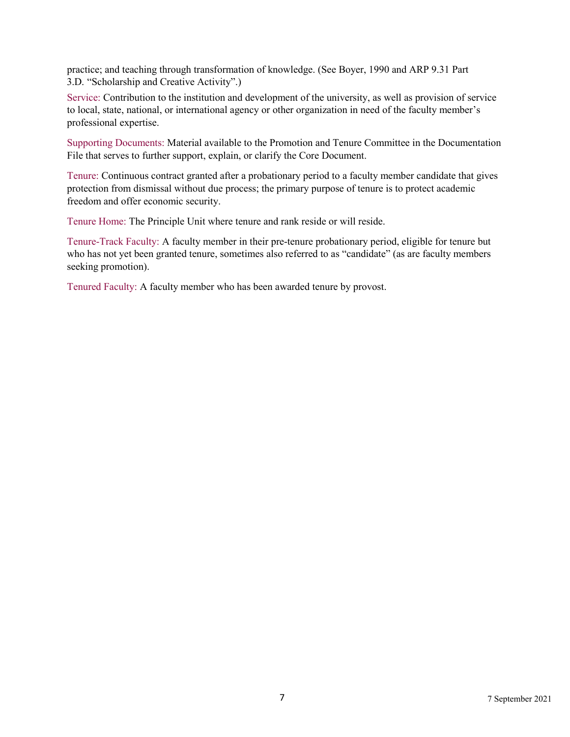practice; and teaching through transformation of knowledge. (See Boyer, 1990 and ARP 9.31 Part 3.D. "Scholarship and Creative Activity".)

Service: Contribution to the institution and development of the university, as well as provision of service to local, state, national, or international agency or other organization in need of the faculty member's professional expertise.

Supporting Documents: Material available to the Promotion and Tenure Committee in the Documentation File that serves to further support, explain, or clarify the Core Document.

Tenure: Continuous contract granted after a probationary period to a faculty member candidate that gives protection from dismissal without due process; the primary purpose of tenure is to protect academic freedom and offer economic security.

Tenure Home: The Principle Unit where tenure and rank reside or will reside.

Tenure-Track Faculty: A faculty member in their pre-tenure probationary period, eligible for tenure but who has not yet been granted tenure, sometimes also referred to as "candidate" (as are faculty members seeking promotion).

Tenured Faculty: A faculty member who has been awarded tenure by provost.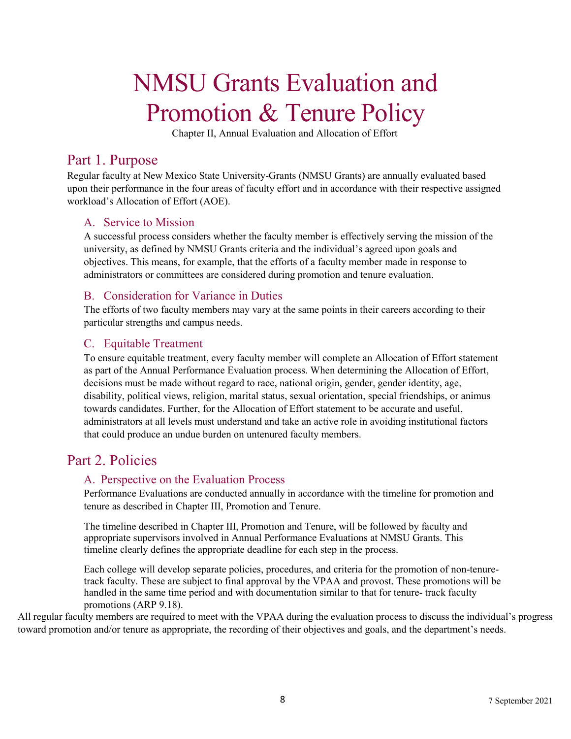# NMSU Grants Evaluation and Promotion & Tenure Policy

Chapter II, Annual Evaluation and Allocation of Effort

## Part 1. Purpose

Regular faculty at New Mexico State University-Grants (NMSU Grants) are annually evaluated based upon their performance in the four areas of faculty effort and in accordance with their respective assigned workload's Allocation of Effort (AOE).

### A. Service to Mission

A successful process considers whether the faculty member is effectively serving the mission of the university, as defined by NMSU Grants criteria and the individual's agreed upon goals and objectives. This means, for example, that the efforts of a faculty member made in response to administrators or committees are considered during promotion and tenure evaluation.

### B. Consideration for Variance in Duties

The efforts of two faculty members may vary at the same points in their careers according to their particular strengths and campus needs.

### C. Equitable Treatment

To ensure equitable treatment, every faculty member will complete an Allocation of Effort statement as part of the Annual Performance Evaluation process. When determining the Allocation of Effort, decisions must be made without regard to race, national origin, gender, gender identity, age, disability, political views, religion, marital status, sexual orientation, special friendships, or animus towards candidates. Further, for the Allocation of Effort statement to be accurate and useful, administrators at all levels must understand and take an active role in avoiding institutional factors that could produce an undue burden on untenured faculty members.

## Part 2. Policies

### A. Perspective on the Evaluation Process

Performance Evaluations are conducted annually in accordance with the timeline for promotion and tenure as described in Chapter III, Promotion and Tenure.

The timeline described in Chapter III, Promotion and Tenure, will be followed by faculty and appropriate supervisors involved in Annual Performance Evaluations at NMSU Grants. This timeline clearly defines the appropriate deadline for each step in the process.

Each college will develop separate policies, procedures, and criteria for the promotion of non-tenure-track faculty. These are subject to final approval by the VPAA and provost. These promotions will be handled in the same time period and with documentation similar to that for tenure- track faculty promotions (ARP 9.18).

All regular faculty members are required to meet with the VPAA during the evaluation process to discuss the individual's progress toward promotion and/or tenure as appropriate, the recording of their objectives and goals, and the department's needs.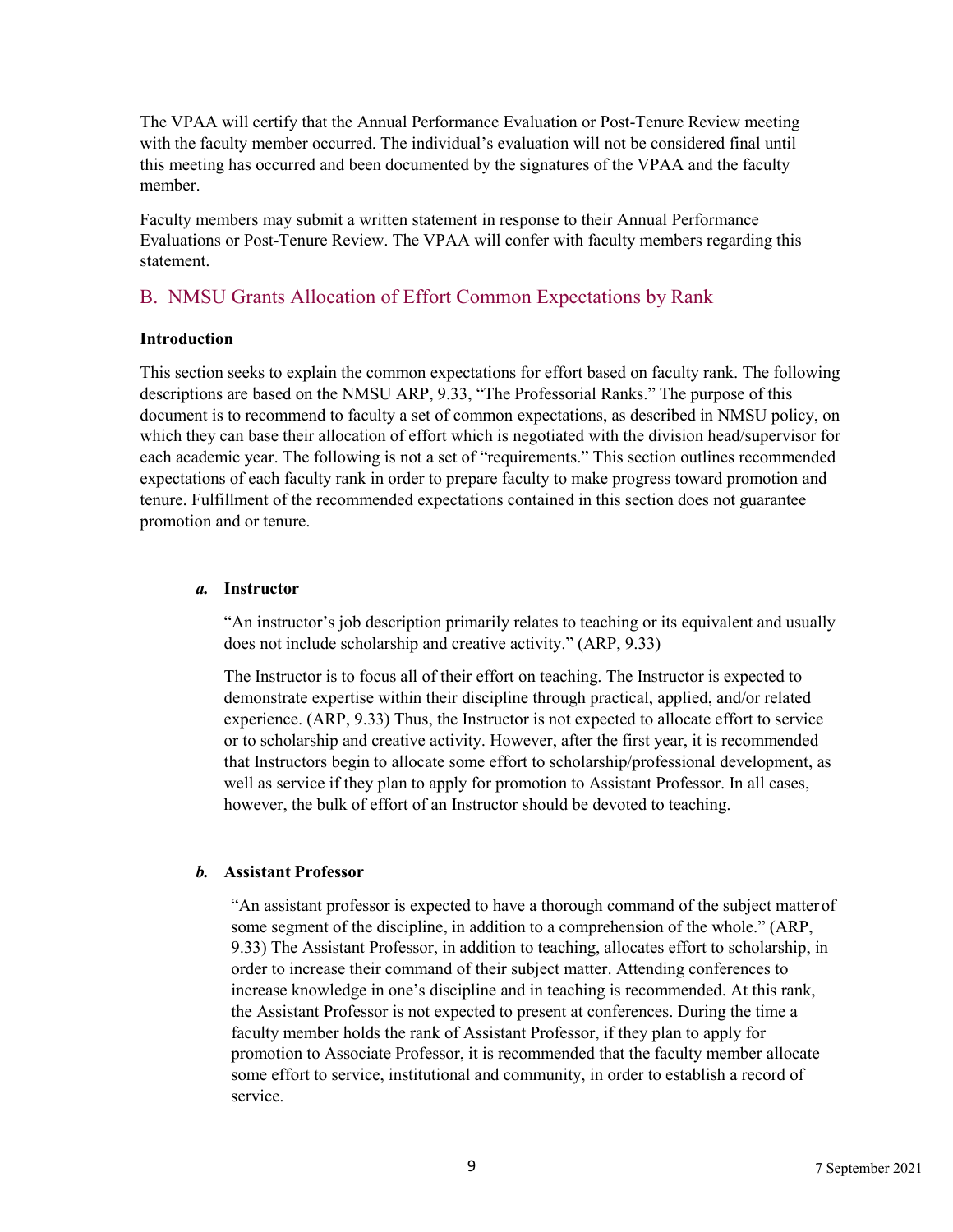The VPAA will certify that the Annual Performance Evaluation or Post-Tenure Review meeting with the faculty member occurred. The individual's evaluation will not be considered final until this meeting has occurred and been documented by the signatures of the VPAA and the faculty member.

Faculty members may submit a written statement in response to their Annual Performance Evaluations or Post-Tenure Review. The VPAA will confer with faculty members regarding this statement.

## B. NMSU Grants Allocation of Effort Common Expectations by Rank

**Introduction**

This section seeks to explain the common expectations for effort based on faculty rank. The following descriptions are based on the NMSU ARP, 9.33, "The Professorial Ranks." The purpose of this document is to recommend to faculty a set of common expectations, as described in NMSU policy, on which they can base their allocation of effort which is negotiated with the division head/supervisor for each academic year. The following is not a set of "requirements." This section outlines recommended expectations of each faculty rank in order to prepare faculty to make progress toward promotion and tenure. Fulfillment of the recommended expectations contained in this section does not guarantee promotion and or tenure.

***a.*** **Instructor**

"An instructor's job description primarily relates to teaching or its equivalent and usually does not include scholarship and creative activity." (ARP, 9.33)

The Instructor is to focus all of their effort on teaching. The Instructor is expected to demonstrate expertise within their discipline through practical, applied, and/or related experience. (ARP, 9.33) Thus, the Instructor is not expected to allocate effort to service or to scholarship and creative activity. However, after the first year, it is recommended that Instructors begin to allocate some effort to scholarship/professional development, as well as service if they plan to apply for promotion to Assistant Professor. In all cases, however, the bulk of effort of an Instructor should be devoted to teaching.

***b.*** **Assistant Professor**

"An assistant professor is expected to have a thorough command of the subject matter of some segment of the discipline, in addition to a comprehension of the whole." (ARP, 9.33) The Assistant Professor, in addition to teaching, allocates effort to scholarship, in order to increase their command of their subject matter. Attending conferences to increase knowledge in one's discipline and in teaching is recommended. At this rank, the Assistant Professor is not expected to present at conferences. During the time a faculty member holds the rank of Assistant Professor, if they plan to apply for promotion to Associate Professor, it is recommended that the faculty member allocate some effort to service, institutional and community, in order to establish a record of service.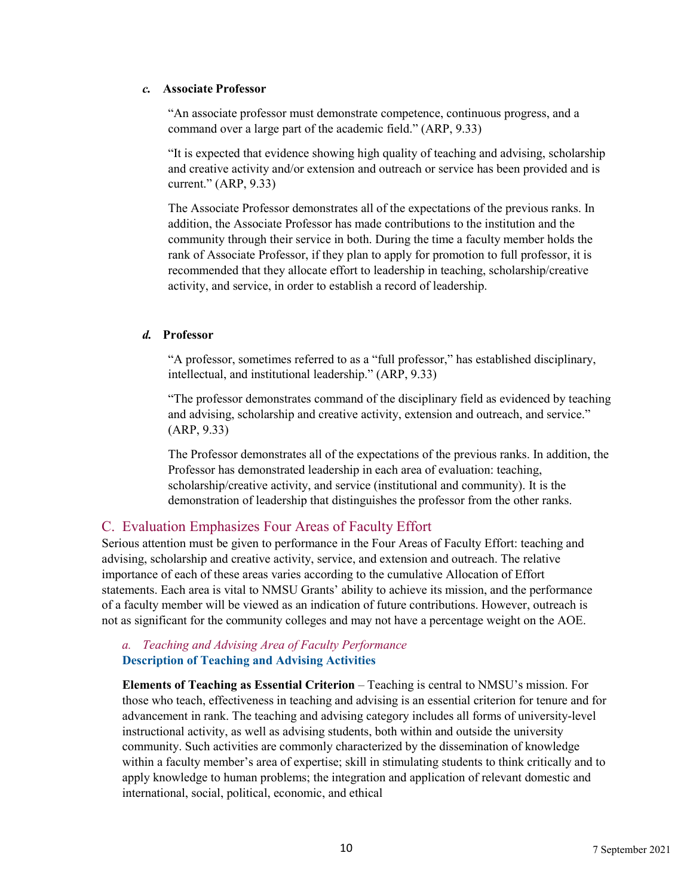*c.* **Associate Professor**

"An associate professor must demonstrate competence, continuous progress, and a command over a large part of the academic field." (ARP, 9.33)

"It is expected that evidence showing high quality of teaching and advising, scholarship and creative activity and/or extension and outreach or service has been provided and is current." (ARP, 9.33)

The Associate Professor demonstrates all of the expectations of the previous ranks. In addition, the Associate Professor has made contributions to the institution and the community through their service in both. During the time a faculty member holds the rank of Associate Professor, if they plan to apply for promotion to full professor, it is recommended that they allocate effort to leadership in teaching, scholarship/creative activity, and service, in order to establish a record of leadership.

*d.* **Professor**

"A professor, sometimes referred to as a "full professor," has established disciplinary, intellectual, and institutional leadership." (ARP, 9.33)

"The professor demonstrates command of the disciplinary field as evidenced by teaching and advising, scholarship and creative activity, extension and outreach, and service." (ARP, 9.33)

The Professor demonstrates all of the expectations of the previous ranks. In addition, the Professor has demonstrated leadership in each area of evaluation: teaching, scholarship/creative activity, and service (institutional and community). It is the demonstration of leadership that distinguishes the professor from the other ranks.

## C. Evaluation Emphasizes Four Areas of Faculty Effort

Serious attention must be given to performance in the Four Areas of Faculty Effort: teaching and advising, scholarship and creative activity, service, and extension and outreach. The relative importance of each of these areas varies according to the cumulative Allocation of Effort statements. Each area is vital to NMSU Grants' ability to achieve its mission, and the performance of a faculty member will be viewed as an indication of future contributions. However, outreach is not as significant for the community colleges and may not have a percentage weight on the AOE.

### *a. Teaching and Advising Area of Faculty Performance*

**Description of Teaching and Advising Activities**

**Elements of Teaching as Essential Criterion** – Teaching is central to NMSU's mission. For those who teach, effectiveness in teaching and advising is an essential criterion for tenure and for advancement in rank. The teaching and advising category includes all forms of university-level instructional activity, as well as advising students, both within and outside the university community. Such activities are commonly characterized by the dissemination of knowledge within a faculty member's area of expertise; skill in stimulating students to think critically and to apply knowledge to human problems; the integration and application of relevant domestic and international, social, political, economic, and ethical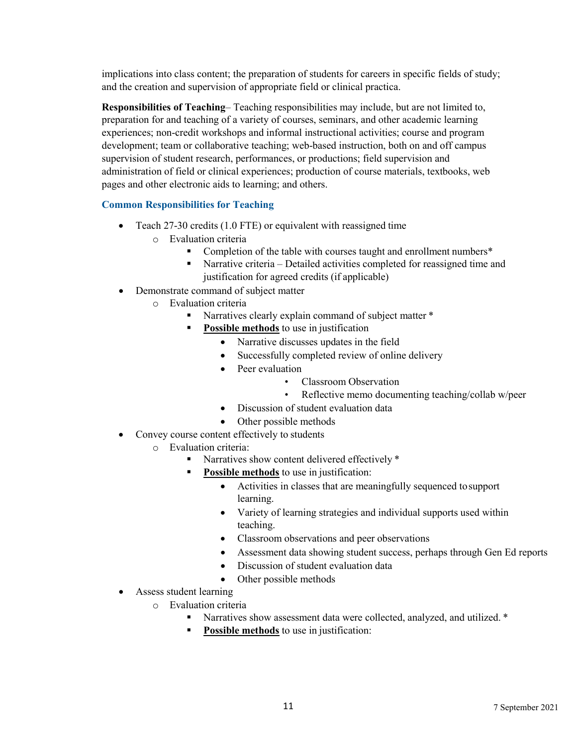implications into class content; the preparation of students for careers in specific fields of study; and the creation and supervision of appropriate field or clinical practica.

**Responsibilities of Teaching**– Teaching responsibilities may include, but are not limited to, preparation for and teaching of a variety of courses, seminars, and other academic learning experiences; non-credit workshops and informal instructional activities; course and program development; team or collaborative teaching; web-based instruction, both on and off campus supervision of student research, performances, or productions; field supervision and administration of field or clinical experiences; production of course materials, textbooks, web pages and other electronic aids to learning; and others.

### Common Responsibilities for Teaching

- Teach 27-30 credits (1.0 FTE) or equivalent with reassigned time
  - Evaluation criteria
    - Completion of the table with courses taught and enrollment numbers*
    - Narrative criteria – Detailed activities completed for reassigned time and justification for agreed credits (if applicable)
- Demonstrate command of subject matter
  - Evaluation criteria
    - Narratives clearly explain command of subject matter *
    - **Possible methods** to use in justification
      - Narrative discusses updates in the field
      - Successfully completed review of online delivery
      - Peer evaluation
        - Classroom Observation
        - Reflective memo documenting teaching/collab w/peer
      - Discussion of student evaluation data
      - Other possible methods
- Convey course content effectively to students
  - Evaluation criteria:
    - Narratives show content delivered effectively *
    - **Possible methods** to use in justification:
      - Activities in classes that are meaningfully sequenced to support learning.
      - Variety of learning strategies and individual supports used within teaching.
      - Classroom observations and peer observations
      - Assessment data showing student success, perhaps through Gen Ed reports
      - Discussion of student evaluation data
      - Other possible methods
- Assess student learning
  - Evaluation criteria
    - Narratives show assessment data were collected, analyzed, and utilized. *
    - **Possible methods** to use in justification: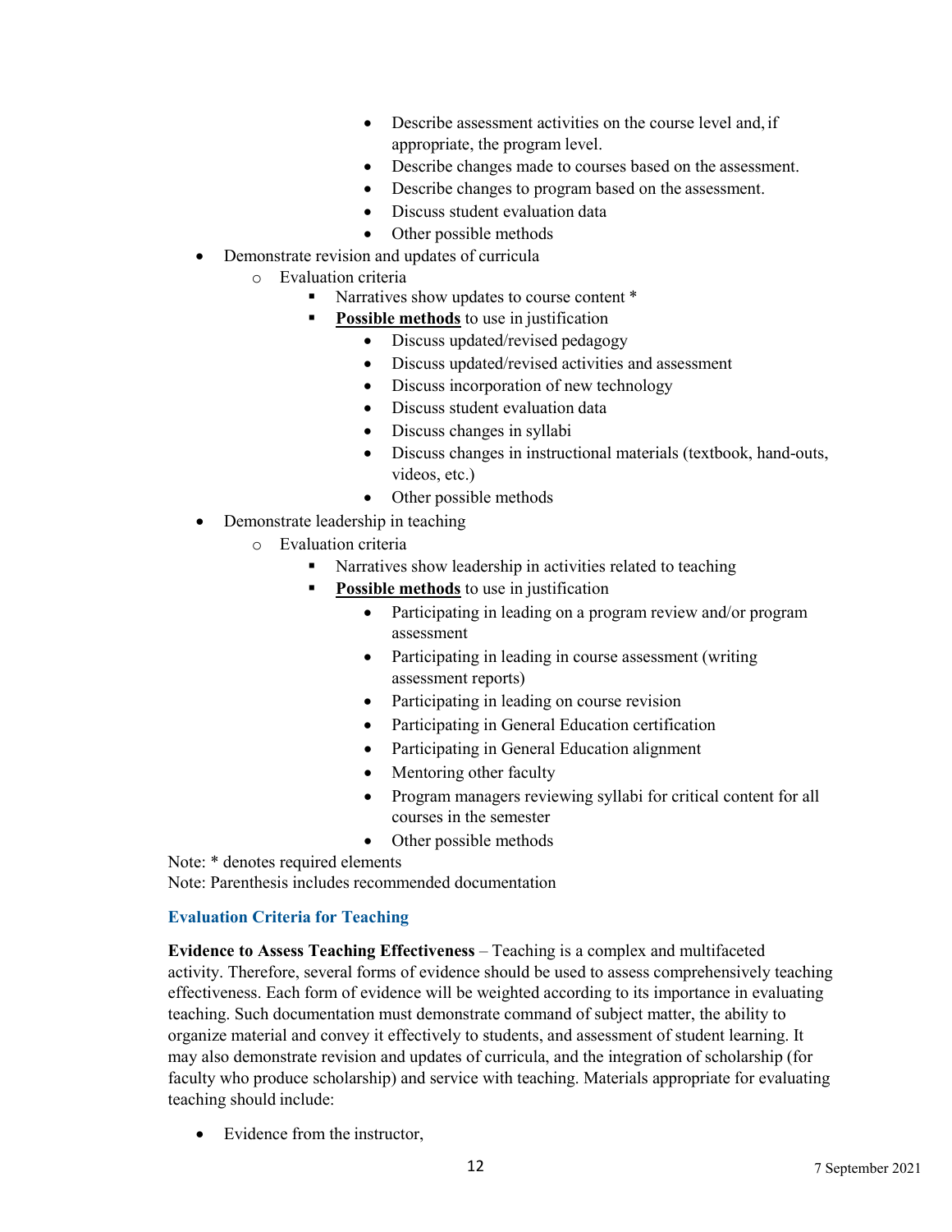- Describe assessment activities on the course level and, if appropriate, the program level.
        - Describe changes made to courses based on the assessment.
        - Describe changes to program based on the assessment.
        - Discuss student evaluation data
        - Other possible methods

- Demonstrate revision and updates of curricula
    - Evaluation criteria
        - Narratives show updates to course content *
        - **<u>Possible methods</u>** to use in justification
            - Discuss updated/revised pedagogy
            - Discuss updated/revised activities and assessment
            - Discuss incorporation of new technology
            - Discuss student evaluation data
            - Discuss changes in syllabi
            - Discuss changes in instructional materials (textbook, hand-outs, videos, etc.)
            - Other possible methods
- Demonstrate leadership in teaching
    - Evaluation criteria
        - Narratives show leadership in activities related to teaching
        - **<u>Possible methods</u>** to use in justification
            - Participating in leading on a program review and/or program assessment
            - Participating in leading in course assessment (writing assessment reports)
            - Participating in leading on course revision
            - Participating in General Education certification
            - Participating in General Education alignment
            - Mentoring other faculty
            - Program managers reviewing syllabi for critical content for all courses in the semester
            - Other possible methods

Note: * denotes required elements
Note: Parenthesis includes recommended documentation

### Evaluation Criteria for Teaching

**Evidence to Assess Teaching Effectiveness** – Teaching is a complex and multifaceted activity. Therefore, several forms of evidence should be used to assess comprehensively teaching effectiveness. Each form of evidence will be weighted according to its importance in evaluating teaching. Such documentation must demonstrate command of subject matter, the ability to organize material and convey it effectively to students, and assessment of student learning. It may also demonstrate revision and updates of curricula, and the integration of scholarship (for faculty who produce scholarship) and service with teaching. Materials appropriate for evaluating teaching should include:

- Evidence from the instructor,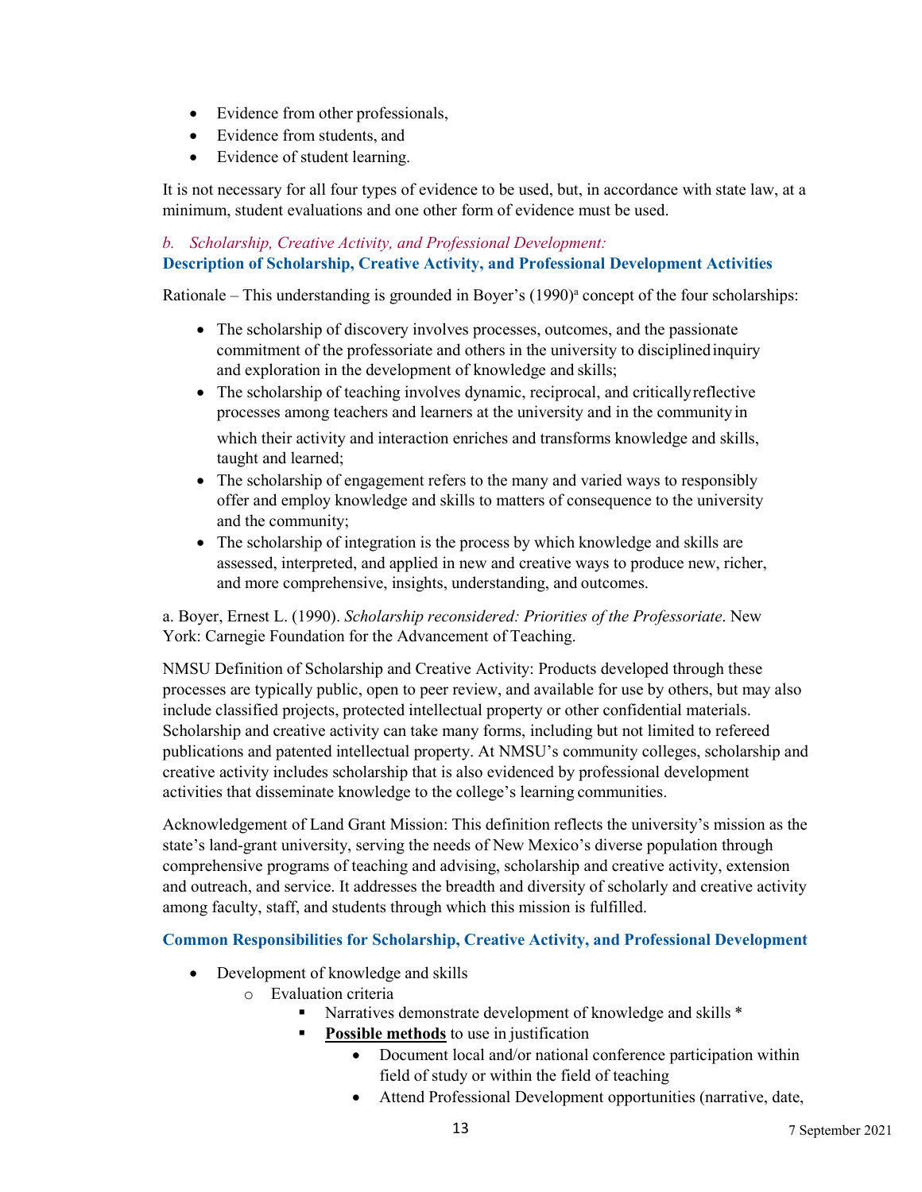- Evidence from other professionals,
- Evidence from students, and
- Evidence of student learning.

It is not necessary for all four types of evidence to be used, but, in accordance with state law, at a minimum, student evaluations and one other form of evidence must be used.

*b. Scholarship, Creative Activity, and Professional Development:*

**Description of Scholarship, Creative Activity, and Professional Development Activities**

Rationale – This understanding is grounded in Boyer's (1990)[a] concept of the four scholarships:

- The scholarship of discovery involves processes, outcomes, and the passionate commitment of the professoriate and others in the university to disciplined inquiry and exploration in the development of knowledge and skills;
- The scholarship of teaching involves dynamic, reciprocal, and critically reflective processes among teachers and learners at the university and in the community in which their activity and interaction enriches and transforms knowledge and skills, taught and learned;
- The scholarship of engagement refers to the many and varied ways to responsibly offer and employ knowledge and skills to matters of consequence to the university and the community;
- The scholarship of integration is the process by which knowledge and skills are assessed, interpreted, and applied in new and creative ways to produce new, richer, and more comprehensive, insights, understanding, and outcomes.

a. Boyer, Ernest L. (1990). *Scholarship reconsidered: Priorities of the Professoriate*. New York: Carnegie Foundation for the Advancement of Teaching.

NMSU Definition of Scholarship and Creative Activity: Products developed through these processes are typically public, open to peer review, and available for use by others, but may also include classified projects, protected intellectual property or other confidential materials. Scholarship and creative activity can take many forms, including but not limited to refereed publications and patented intellectual property. At NMSU's community colleges, scholarship and creative activity includes scholarship that is also evidenced by professional development activities that disseminate knowledge to the college's learning communities.

Acknowledgement of Land Grant Mission: This definition reflects the university's mission as the state's land-grant university, serving the needs of New Mexico's diverse population through comprehensive programs of teaching and advising, scholarship and creative activity, extension and outreach, and service. It addresses the breadth and diversity of scholarly and creative activity among faculty, staff, and students through which this mission is fulfilled.

**Common Responsibilities for Scholarship, Creative Activity, and Professional Development**

- Development of knowledge and skills
  - Evaluation criteria
    - Narratives demonstrate development of knowledge and skills *
    - **Possible methods** to use in justification
      - Document local and/or national conference participation within field of study or within the field of teaching
      - Attend Professional Development opportunities (narrative, date,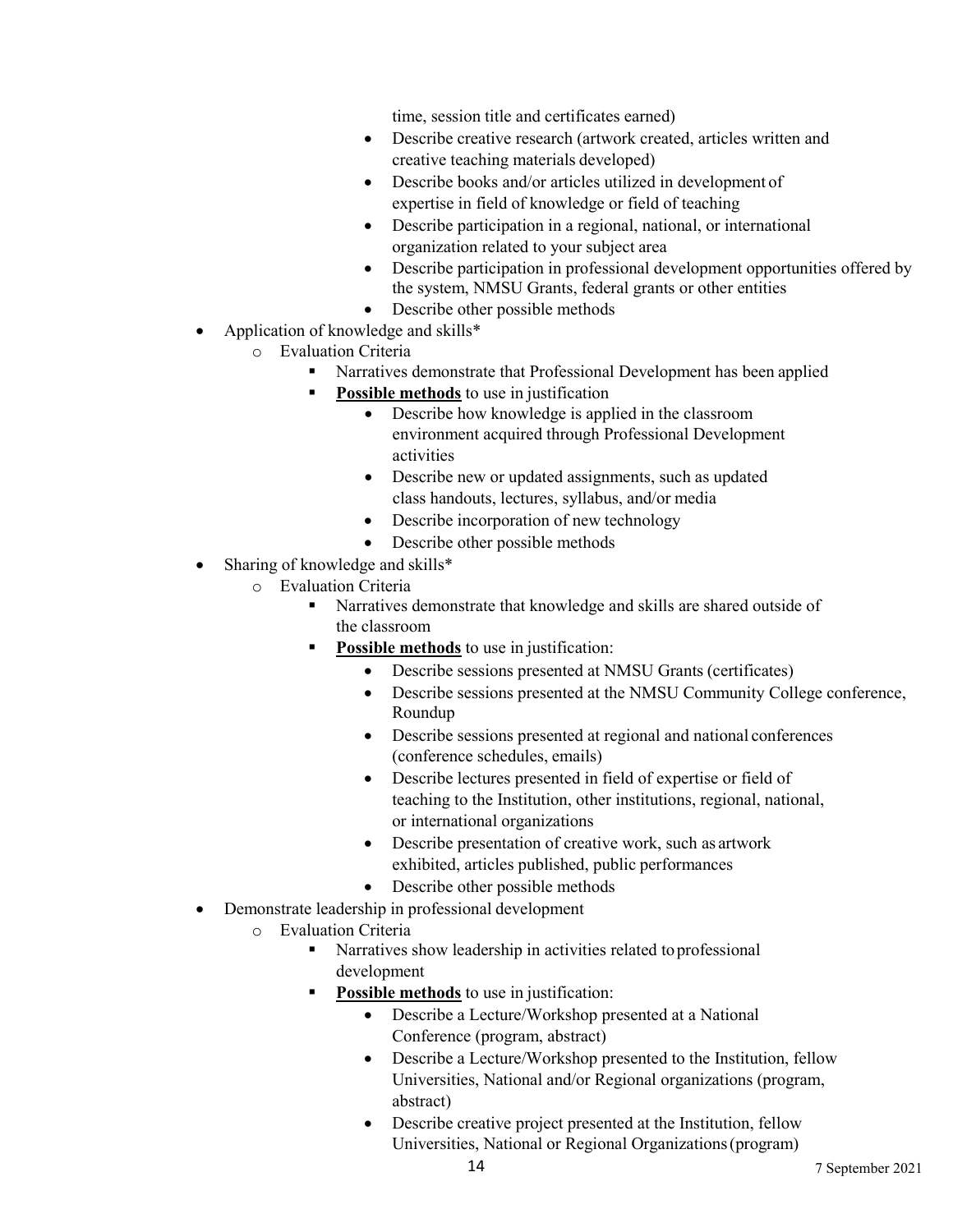time, session title and certificates earned)
            - Describe creative research (artwork created, articles written and creative teaching materials developed)
            - Describe books and/or articles utilized in development of expertise in field of knowledge or field of teaching
            - Describe participation in a regional, national, or international organization related to your subject area
            - Describe participation in professional development opportunities offered by the system, NMSU Grants, federal grants or other entities
            - Describe other possible methods
- Application of knowledge and skills*
    - Evaluation Criteria
        - Narratives demonstrate that Professional Development has been applied
        - **<u>Possible methods</u>** to use in justification
            - Describe how knowledge is applied in the classroom environment acquired through Professional Development activities
            - Describe new or updated assignments, such as updated class handouts, lectures, syllabus, and/or media
            - Describe incorporation of new technology
            - Describe other possible methods
- Sharing of knowledge and skills*
    - Evaluation Criteria
        - Narratives demonstrate that knowledge and skills are shared outside of the classroom
        - **<u>Possible methods</u>** to use in justification:
            - Describe sessions presented at NMSU Grants (certificates)
            - Describe sessions presented at the NMSU Community College conference, Roundup
            - Describe sessions presented at regional and national conferences (conference schedules, emails)
            - Describe lectures presented in field of expertise or field of teaching to the Institution, other institutions, regional, national, or international organizations
            - Describe presentation of creative work, such as artwork exhibited, articles published, public performances
            - Describe other possible methods
- Demonstrate leadership in professional development
    - Evaluation Criteria
        - Narratives show leadership in activities related to professional development
        - **<u>Possible methods</u>** to use in justification:
            - Describe a Lecture/Workshop presented at a National Conference (program, abstract)
            - Describe a Lecture/Workshop presented to the Institution, fellow Universities, National and/or Regional organizations (program, abstract)
            - Describe creative project presented at the Institution, fellow Universities, National or Regional Organizations (program)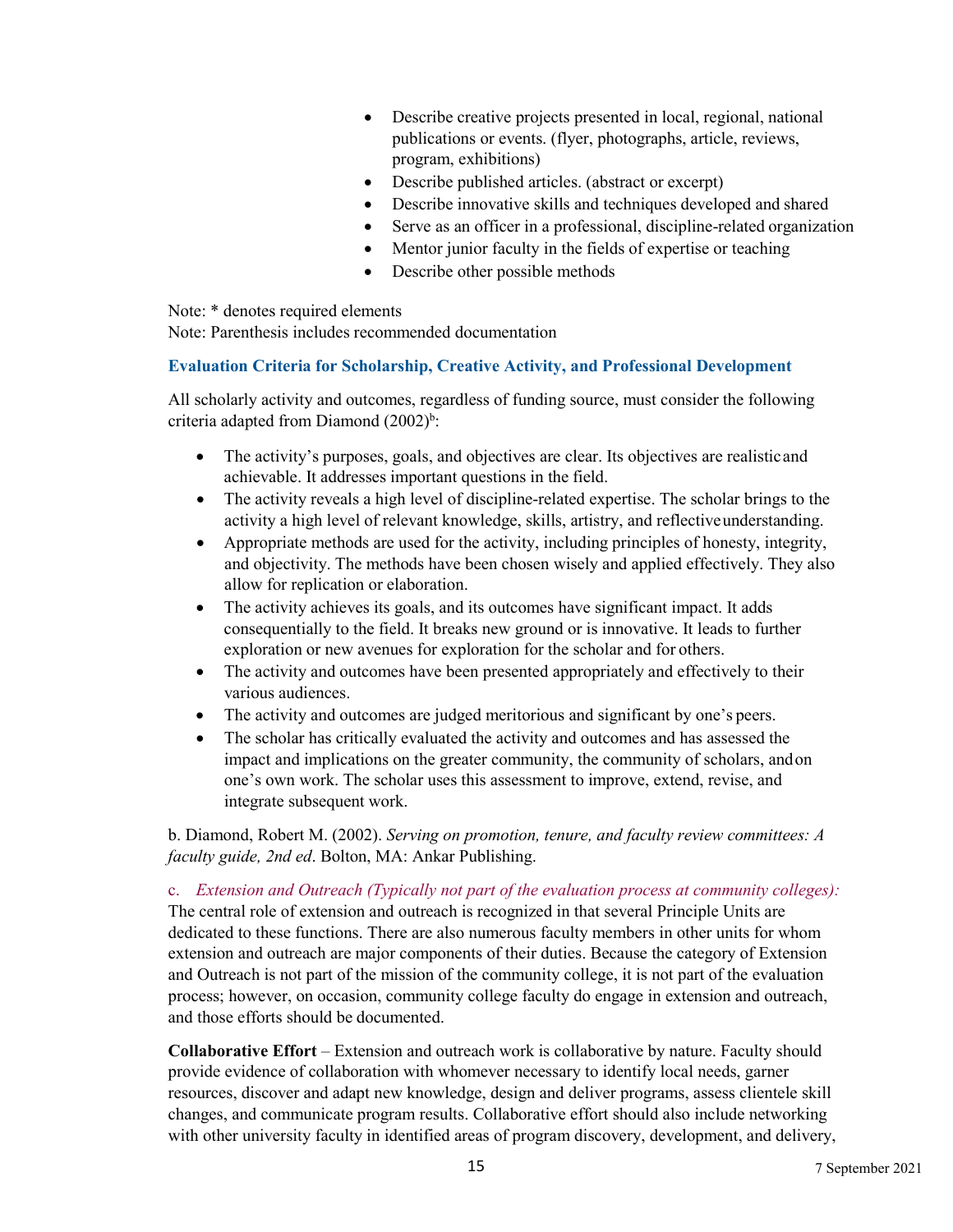- Describe creative projects presented in local, regional, national publications or events. (flyer, photographs, article, reviews, program, exhibitions)
- Describe published articles. (abstract or excerpt)
- Describe innovative skills and techniques developed and shared
- Serve as an officer in a professional, discipline-related organization
- Mentor junior faculty in the fields of expertise or teaching
- Describe other possible methods

Note: * denotes required elements
Note: Parenthesis includes recommended documentation

### Evaluation Criteria for Scholarship, Creative Activity, and Professional Development

All scholarly activity and outcomes, regardless of funding source, must consider the following criteria adapted from Diamond (2002)[b]:

- The activity's purposes, goals, and objectives are clear. Its objectives are realistic and achievable. It addresses important questions in the field.
- The activity reveals a high level of discipline-related expertise. The scholar brings to the activity a high level of relevant knowledge, skills, artistry, and reflective understanding.
- Appropriate methods are used for the activity, including principles of honesty, integrity, and objectivity. The methods have been chosen wisely and applied effectively. They also allow for replication or elaboration.
- The activity achieves its goals, and its outcomes have significant impact. It adds consequentially to the field. It breaks new ground or is innovative. It leads to further exploration or new avenues for exploration for the scholar and for others.
- The activity and outcomes have been presented appropriately and effectively to their various audiences.
- The activity and outcomes are judged meritorious and significant by one's peers.
- The scholar has critically evaluated the activity and outcomes and has assessed the impact and implications on the greater community, the community of scholars, and on one's own work. The scholar uses this assessment to improve, extend, revise, and integrate subsequent work.

b. Diamond, Robert M. (2002). *Serving on promotion, tenure, and faculty review committees: A faculty guide, 2nd ed*. Bolton, MA: Ankar Publishing.

c. *Extension and Outreach (Typically not part of the evaluation process at community colleges):*
The central role of extension and outreach is recognized in that several Principle Units are dedicated to these functions. There are also numerous faculty members in other units for whom extension and outreach are major components of their duties. Because the category of Extension and Outreach is not part of the mission of the community college, it is not part of the evaluation process; however, on occasion, community college faculty do engage in extension and outreach, and those efforts should be documented.

**Collaborative Effort** – Extension and outreach work is collaborative by nature. Faculty should provide evidence of collaboration with whomever necessary to identify local needs, garner resources, discover and adapt new knowledge, design and deliver programs, assess clientele skill changes, and communicate program results. Collaborative effort should also include networking with other university faculty in identified areas of program discovery, development, and delivery,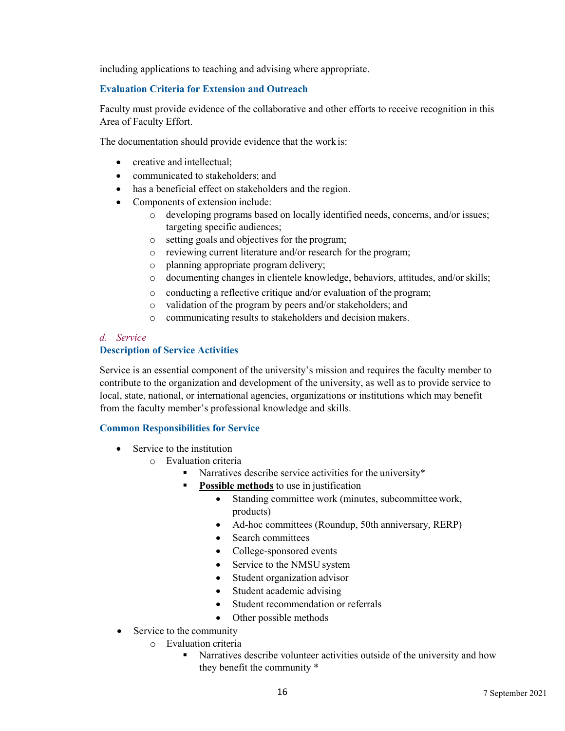including applications to teaching and advising where appropriate.

### Evaluation Criteria for Extension and Outreach

Faculty must provide evidence of the collaborative and other efforts to receive recognition in this Area of Faculty Effort.

The documentation should provide evidence that the work is:

- creative and intellectual;
- communicated to stakeholders; and
- has a beneficial effect on stakeholders and the region.
- Components of extension include:
  - developing programs based on locally identified needs, concerns, and/or issues; targeting specific audiences;
  - setting goals and objectives for the program;
  - reviewing current literature and/or research for the program;
  - planning appropriate program delivery;
  - documenting changes in clientele knowledge, behaviors, attitudes, and/or skills;
  - conducting a reflective critique and/or evaluation of the program;
  - validation of the program by peers and/or stakeholders; and
  - communicating results to stakeholders and decision makers.

## *d. Service*

### Description of Service Activities

Service is an essential component of the university's mission and requires the faculty member to contribute to the organization and development of the university, as well as to provide service to local, state, national, or international agencies, organizations or institutions which may benefit from the faculty member's professional knowledge and skills.

### Common Responsibilities for Service

- Service to the institution
  - Evaluation criteria
    - Narratives describe service activities for the university*
    - **<u>Possible methods</u>** to use in justification
      - Standing committee work (minutes, subcommittee work, products)
      - Ad-hoc committees (Roundup, 50th anniversary, RERP)
      - Search committees
      - College-sponsored events
      - Service to the NMSU system
      - Student organization advisor
      - Student academic advising
      - Student recommendation or referrals
      - Other possible methods
- Service to the community
  - Evaluation criteria
    - Narratives describe volunteer activities outside of the university and how they benefit the community *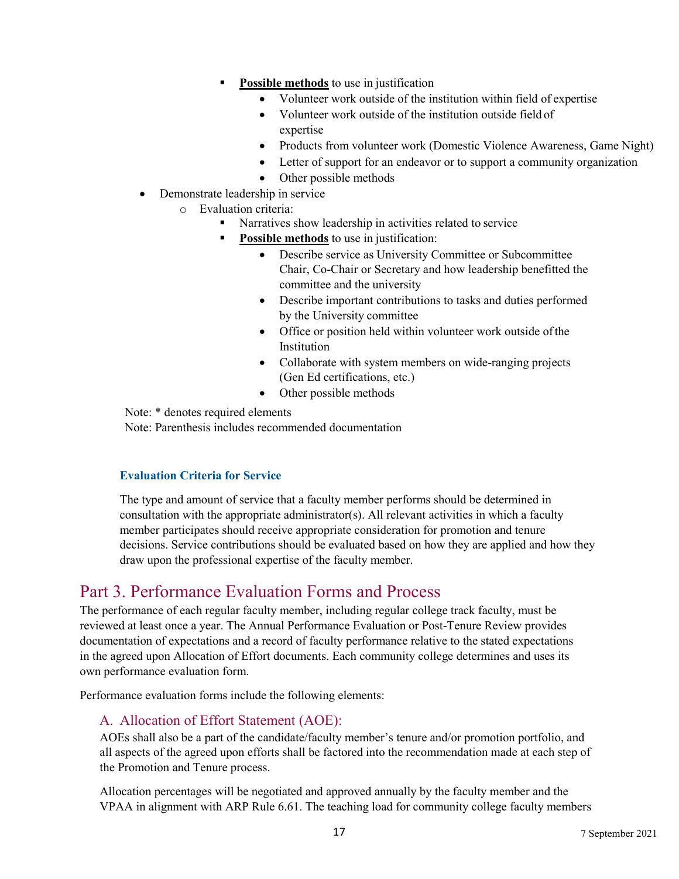- **Possible methods** to use in justification
            - Volunteer work outside of the institution within field of expertise
            - Volunteer work outside of the institution outside field of expertise
            - Products from volunteer work (Domestic Violence Awareness, Game Night)
            - Letter of support for an endeavor or to support a community organization
            - Other possible methods
- Demonstrate leadership in service
    - Evaluation criteria:
        - Narratives show leadership in activities related to service
        - **Possible methods** to use in justification:
            - Describe service as University Committee or Subcommittee Chair, Co-Chair or Secretary and how leadership benefitted the committee and the university
            - Describe important contributions to tasks and duties performed by the University committee
            - Office or position held within volunteer work outside of the Institution
            - Collaborate with system members on wide-ranging projects (Gen Ed certifications, etc.)
            - Other possible methods

Note: * denotes required elements
Note: Parenthesis includes recommended documentation

### Evaluation Criteria for Service

The type and amount of service that a faculty member performs should be determined in consultation with the appropriate administrator(s). All relevant activities in which a faculty member participates should receive appropriate consideration for promotion and tenure decisions. Service contributions should be evaluated based on how they are applied and how they draw upon the professional expertise of the faculty member.

# Part 3. Performance Evaluation Forms and Process

The performance of each regular faculty member, including regular college track faculty, must be reviewed at least once a year. The Annual Performance Evaluation or Post-Tenure Review provides documentation of expectations and a record of faculty performance relative to the stated expectations in the agreed upon Allocation of Effort documents. Each community college determines and uses its own performance evaluation form.

Performance evaluation forms include the following elements:

## A. Allocation of Effort Statement (AOE):

AOEs shall also be a part of the candidate/faculty member's tenure and/or promotion portfolio, and all aspects of the agreed upon efforts shall be factored into the recommendation made at each step of the Promotion and Tenure process.

Allocation percentages will be negotiated and approved annually by the faculty member and the VPAA in alignment with ARP Rule 6.61. The teaching load for community college faculty members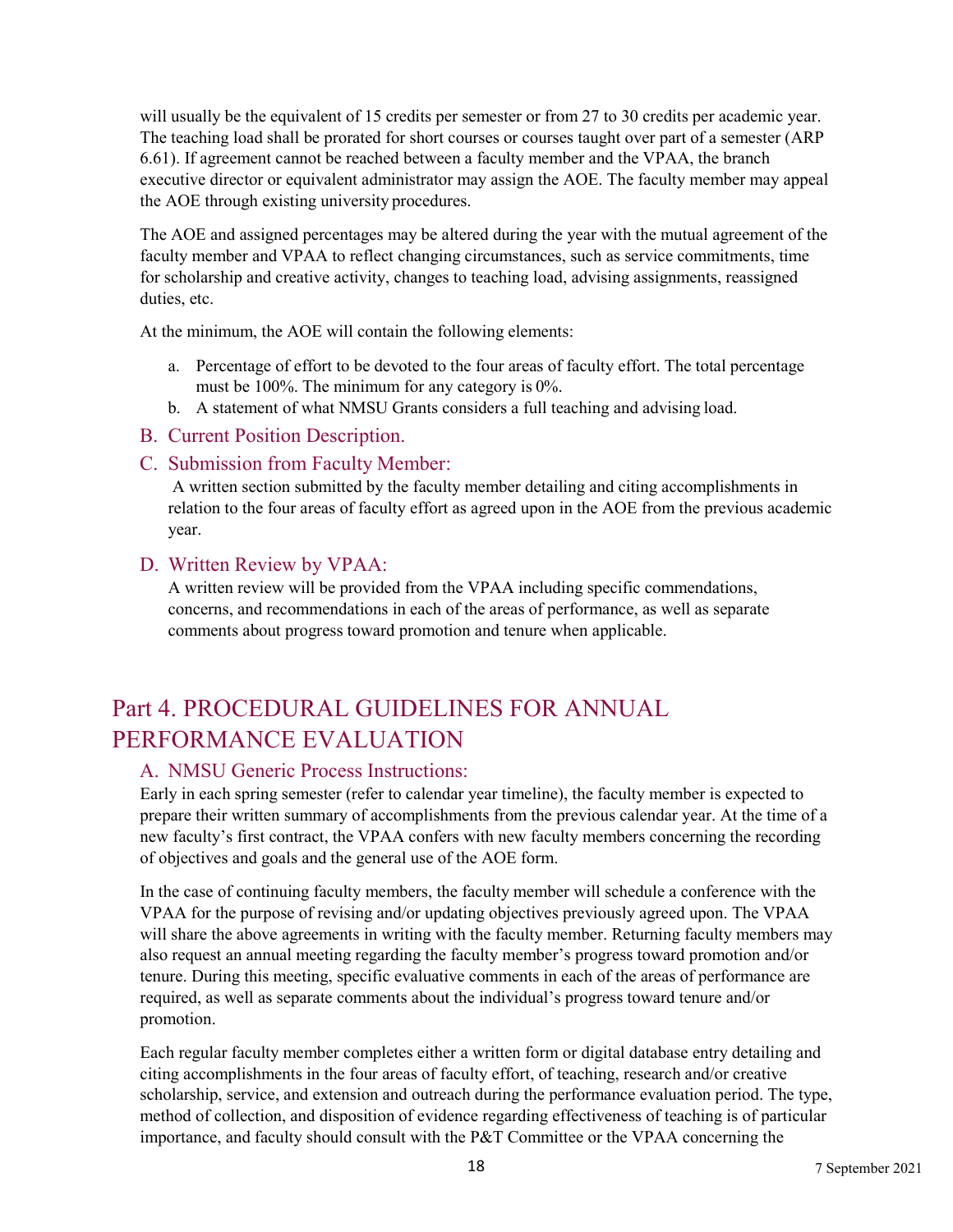will usually be the equivalent of 15 credits per semester or from 27 to 30 credits per academic year. The teaching load shall be prorated for short courses or courses taught over part of a semester (ARP 6.61). If agreement cannot be reached between a faculty member and the VPAA, the branch executive director or equivalent administrator may assign the AOE. The faculty member may appeal the AOE through existing university procedures.

The AOE and assigned percentages may be altered during the year with the mutual agreement of the faculty member and VPAA to reflect changing circumstances, such as service commitments, time for scholarship and creative activity, changes to teaching load, advising assignments, reassigned duties, etc.

At the minimum, the AOE will contain the following elements:

a. Percentage of effort to be devoted to the four areas of faculty effort. The total percentage must be 100%. The minimum for any category is 0%.
b. A statement of what NMSU Grants considers a full teaching and advising load.

### B. Current Position Description.

### C. Submission from Faculty Member:

A written section submitted by the faculty member detailing and citing accomplishments in relation to the four areas of faculty effort as agreed upon in the AOE from the previous academic year.

### D. Written Review by VPAA:

A written review will be provided from the VPAA including specific commendations, concerns, and recommendations in each of the areas of performance, as well as separate comments about progress toward promotion and tenure when applicable.

## Part 4. PROCEDURAL GUIDELINES FOR ANNUAL PERFORMANCE EVALUATION

### A. NMSU Generic Process Instructions:

Early in each spring semester (refer to calendar year timeline), the faculty member is expected to prepare their written summary of accomplishments from the previous calendar year. At the time of a new faculty's first contract, the VPAA confers with new faculty members concerning the recording of objectives and goals and the general use of the AOE form.

In the case of continuing faculty members, the faculty member will schedule a conference with the VPAA for the purpose of revising and/or updating objectives previously agreed upon. The VPAA will share the above agreements in writing with the faculty member. Returning faculty members may also request an annual meeting regarding the faculty member's progress toward promotion and/or tenure. During this meeting, specific evaluative comments in each of the areas of performance are required, as well as separate comments about the individual's progress toward tenure and/or promotion.

Each regular faculty member completes either a written form or digital database entry detailing and citing accomplishments in the four areas of faculty effort, of teaching, research and/or creative scholarship, service, and extension and outreach during the performance evaluation period. The type, method of collection, and disposition of evidence regarding effectiveness of teaching is of particular importance, and faculty should consult with the P&T Committee or the VPAA concerning the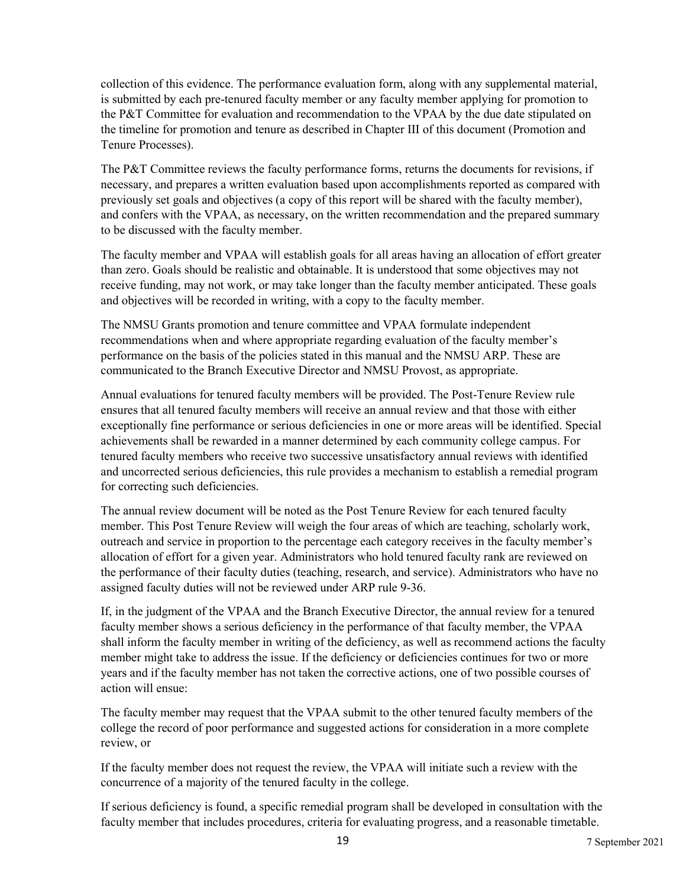collection of this evidence. The performance evaluation form, along with any supplemental material, is submitted by each pre-tenured faculty member or any faculty member applying for promotion to the P&T Committee for evaluation and recommendation to the VPAA by the due date stipulated on the timeline for promotion and tenure as described in Chapter III of this document (Promotion and Tenure Processes).

The P&T Committee reviews the faculty performance forms, returns the documents for revisions, if necessary, and prepares a written evaluation based upon accomplishments reported as compared with previously set goals and objectives (a copy of this report will be shared with the faculty member), and confers with the VPAA, as necessary, on the written recommendation and the prepared summary to be discussed with the faculty member.

The faculty member and VPAA will establish goals for all areas having an allocation of effort greater than zero. Goals should be realistic and obtainable. It is understood that some objectives may not receive funding, may not work, or may take longer than the faculty member anticipated. These goals and objectives will be recorded in writing, with a copy to the faculty member.

The NMSU Grants promotion and tenure committee and VPAA formulate independent recommendations when and where appropriate regarding evaluation of the faculty member's performance on the basis of the policies stated in this manual and the NMSU ARP. These are communicated to the Branch Executive Director and NMSU Provost, as appropriate.

Annual evaluations for tenured faculty members will be provided. The Post-Tenure Review rule ensures that all tenured faculty members will receive an annual review and that those with either exceptionally fine performance or serious deficiencies in one or more areas will be identified. Special achievements shall be rewarded in a manner determined by each community college campus. For tenured faculty members who receive two successive unsatisfactory annual reviews with identified and uncorrected serious deficiencies, this rule provides a mechanism to establish a remedial program for correcting such deficiencies.

The annual review document will be noted as the Post Tenure Review for each tenured faculty member. This Post Tenure Review will weigh the four areas of which are teaching, scholarly work, outreach and service in proportion to the percentage each category receives in the faculty member's allocation of effort for a given year. Administrators who hold tenured faculty rank are reviewed on the performance of their faculty duties (teaching, research, and service). Administrators who have no assigned faculty duties will not be reviewed under ARP rule 9-36.

If, in the judgment of the VPAA and the Branch Executive Director, the annual review for a tenured faculty member shows a serious deficiency in the performance of that faculty member, the VPAA shall inform the faculty member in writing of the deficiency, as well as recommend actions the faculty member might take to address the issue. If the deficiency or deficiencies continues for two or more years and if the faculty member has not taken the corrective actions, one of two possible courses of action will ensue:

The faculty member may request that the VPAA submit to the other tenured faculty members of the college the record of poor performance and suggested actions for consideration in a more complete review, or

If the faculty member does not request the review, the VPAA will initiate such a review with the concurrence of a majority of the tenured faculty in the college.

If serious deficiency is found, a specific remedial program shall be developed in consultation with the faculty member that includes procedures, criteria for evaluating progress, and a reasonable timetable.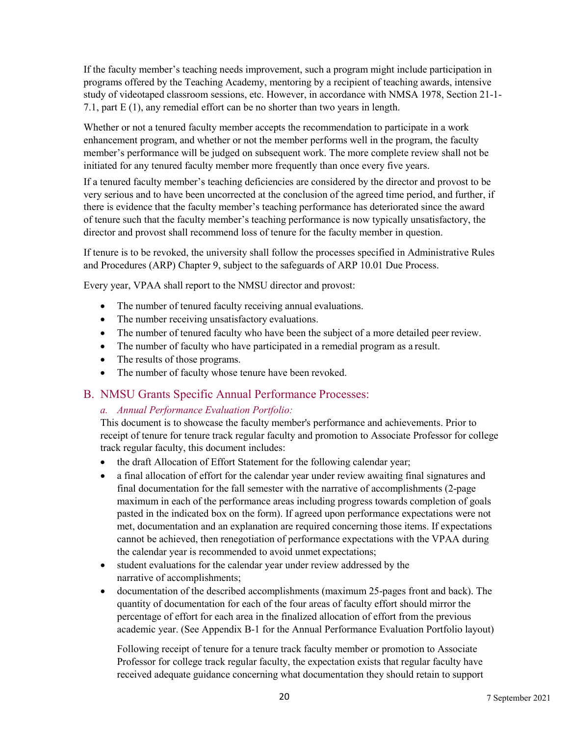If the faculty member's teaching needs improvement, such a program might include participation in programs offered by the Teaching Academy, mentoring by a recipient of teaching awards, intensive study of videotaped classroom sessions, etc. However, in accordance with NMSA 1978, Section 21-1-7.1, part E (1), any remedial effort can be no shorter than two years in length.

Whether or not a tenured faculty member accepts the recommendation to participate in a work enhancement program, and whether or not the member performs well in the program, the faculty member's performance will be judged on subsequent work. The more complete review shall not be initiated for any tenured faculty member more frequently than once every five years.

If a tenured faculty member's teaching deficiencies are considered by the director and provost to be very serious and to have been uncorrected at the conclusion of the agreed time period, and further, if there is evidence that the faculty member's teaching performance has deteriorated since the award of tenure such that the faculty member's teaching performance is now typically unsatisfactory, the director and provost shall recommend loss of tenure for the faculty member in question.

If tenure is to be revoked, the university shall follow the processes specified in Administrative Rules and Procedures (ARP) Chapter 9, subject to the safeguards of ARP 10.01 Due Process.

Every year, VPAA shall report to the NMSU director and provost:

- The number of tenured faculty receiving annual evaluations.
- The number receiving unsatisfactory evaluations.
- The number of tenured faculty who have been the subject of a more detailed peer review.
- The number of faculty who have participated in a remedial program as a result.
- The results of those programs.
- The number of faculty whose tenure have been revoked.

## B. NMSU Grants Specific Annual Performance Processes:

### *a. Annual Performance Evaluation Portfolio:*

This document is to showcase the faculty member's performance and achievements. Prior to receipt of tenure for tenure track regular faculty and promotion to Associate Professor for college track regular faculty, this document includes:

- the draft Allocation of Effort Statement for the following calendar year;
- a final allocation of effort for the calendar year under review awaiting final signatures and final documentation for the fall semester with the narrative of accomplishments (2-page maximum in each of the performance areas including progress towards completion of goals pasted in the indicated box on the form). If agreed upon performance expectations were not met, documentation and an explanation are required concerning those items. If expectations cannot be achieved, then renegotiation of performance expectations with the VPAA during the calendar year is recommended to avoid unmet expectations;
- student evaluations for the calendar year under review addressed by the narrative of accomplishments;
- documentation of the described accomplishments (maximum 25-pages front and back). The quantity of documentation for each of the four areas of faculty effort should mirror the percentage of effort for each area in the finalized allocation of effort from the previous academic year. (See Appendix B-1 for the Annual Performance Evaluation Portfolio layout)

Following receipt of tenure for a tenure track faculty member or promotion to Associate Professor for college track regular faculty, the expectation exists that regular faculty have received adequate guidance concerning what documentation they should retain to support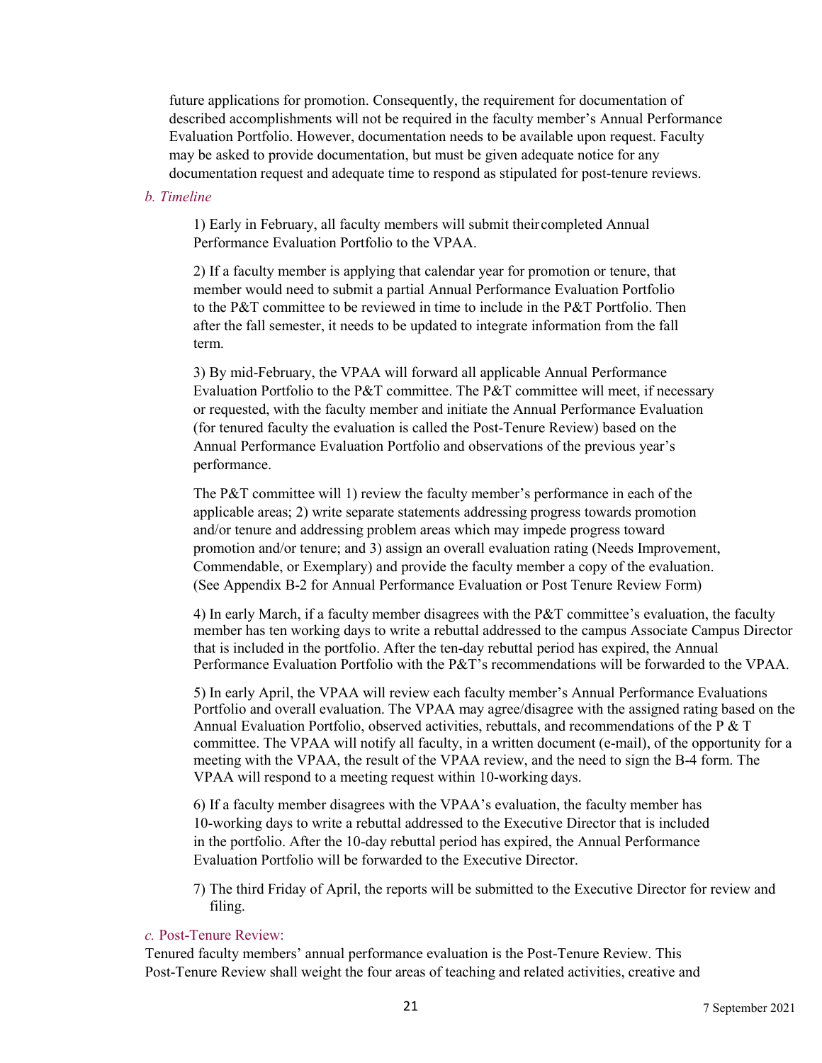future applications for promotion. Consequently, the requirement for documentation of described accomplishments will not be required in the faculty member's Annual Performance Evaluation Portfolio. However, documentation needs to be available upon request. Faculty may be asked to provide documentation, but must be given adequate notice for any documentation request and adequate time to respond as stipulated for post-tenure reviews.

*b. Timeline*

1) Early in February, all faculty members will submit their completed Annual Performance Evaluation Portfolio to the VPAA.

2) If a faculty member is applying that calendar year for promotion or tenure, that member would need to submit a partial Annual Performance Evaluation Portfolio to the P&T committee to be reviewed in time to include in the P&T Portfolio. Then after the fall semester, it needs to be updated to integrate information from the fall term.

3) By mid-February, the VPAA will forward all applicable Annual Performance Evaluation Portfolio to the P&T committee. The P&T committee will meet, if necessary or requested, with the faculty member and initiate the Annual Performance Evaluation (for tenured faculty the evaluation is called the Post-Tenure Review) based on the Annual Performance Evaluation Portfolio and observations of the previous year's performance.

The P&T committee will 1) review the faculty member's performance in each of the applicable areas; 2) write separate statements addressing progress towards promotion and/or tenure and addressing problem areas which may impede progress toward promotion and/or tenure; and 3) assign an overall evaluation rating (Needs Improvement, Commendable, or Exemplary) and provide the faculty member a copy of the evaluation. (See Appendix B-2 for Annual Performance Evaluation or Post Tenure Review Form)

4) In early March, if a faculty member disagrees with the P&T committee's evaluation, the faculty member has ten working days to write a rebuttal addressed to the campus Associate Campus Director that is included in the portfolio. After the ten-day rebuttal period has expired, the Annual Performance Evaluation Portfolio with the P&T's recommendations will be forwarded to the VPAA.

5) In early April, the VPAA will review each faculty member's Annual Performance Evaluations Portfolio and overall evaluation. The VPAA may agree/disagree with the assigned rating based on the Annual Evaluation Portfolio, observed activities, rebuttals, and recommendations of the P & T committee. The VPAA will notify all faculty, in a written document (e-mail), of the opportunity for a meeting with the VPAA, the result of the VPAA review, and the need to sign the B-4 form. The VPAA will respond to a meeting request within 10-working days.

6) If a faculty member disagrees with the VPAA's evaluation, the faculty member has 10-working days to write a rebuttal addressed to the Executive Director that is included in the portfolio. After the 10-day rebuttal period has expired, the Annual Performance Evaluation Portfolio will be forwarded to the Executive Director.

7) The third Friday of April, the reports will be submitted to the Executive Director for review and filing.

*c.* Post-Tenure Review:

Tenured faculty members' annual performance evaluation is the Post-Tenure Review. This Post-Tenure Review shall weight the four areas of teaching and related activities, creative and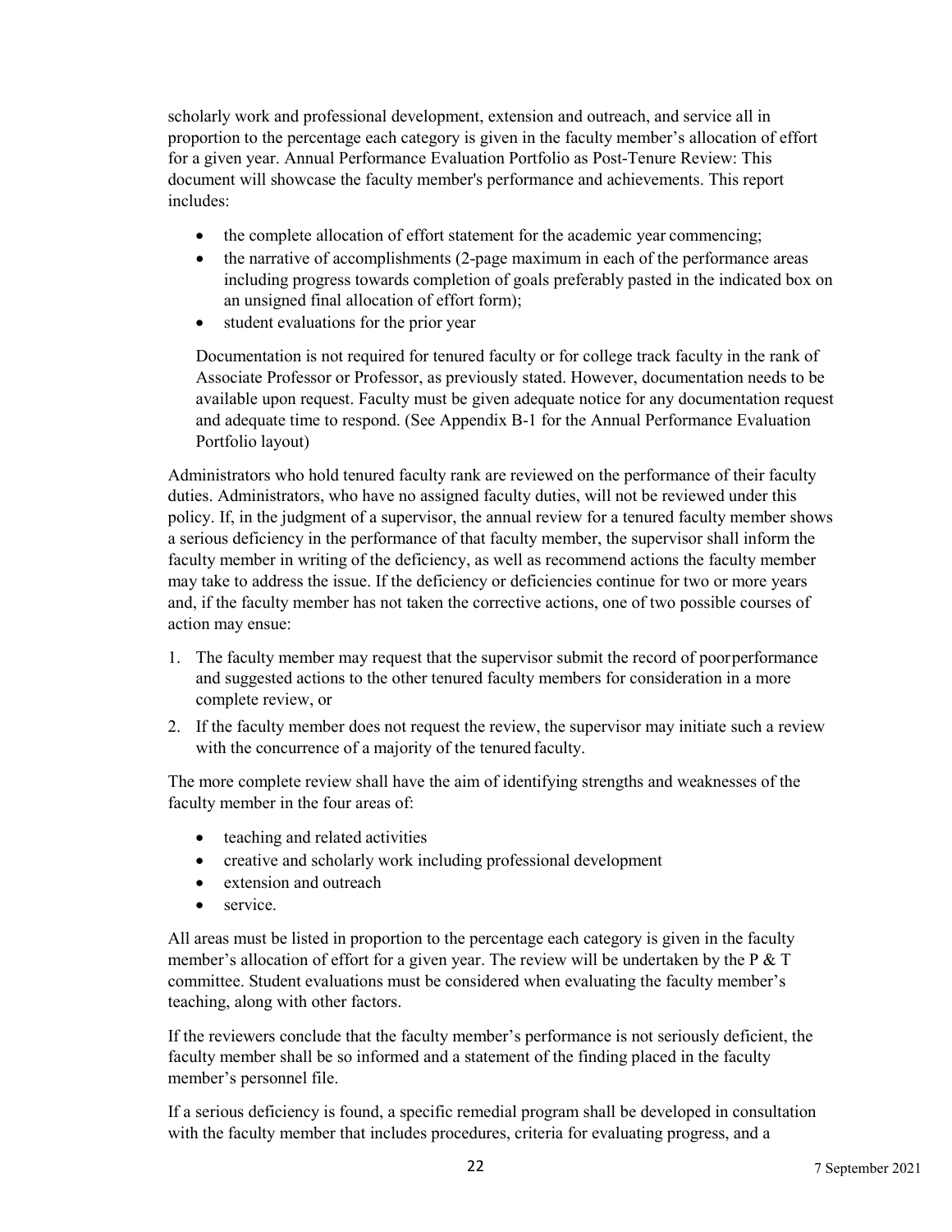scholarly work and professional development, extension and outreach, and service all in proportion to the percentage each category is given in the faculty member's allocation of effort for a given year. Annual Performance Evaluation Portfolio as Post-Tenure Review: This document will showcase the faculty member's performance and achievements. This report includes:

- the complete allocation of effort statement for the academic year commencing;
- the narrative of accomplishments (2-page maximum in each of the performance areas including progress towards completion of goals preferably pasted in the indicated box on an unsigned final allocation of effort form);
- student evaluations for the prior year

  Documentation is not required for tenured faculty or for college track faculty in the rank of Associate Professor or Professor, as previously stated. However, documentation needs to be available upon request. Faculty must be given adequate notice for any documentation request and adequate time to respond. (See Appendix B-1 for the Annual Performance Evaluation Portfolio layout)

Administrators who hold tenured faculty rank are reviewed on the performance of their faculty duties. Administrators, who have no assigned faculty duties, will not be reviewed under this policy. If, in the judgment of a supervisor, the annual review for a tenured faculty member shows a serious deficiency in the performance of that faculty member, the supervisor shall inform the faculty member in writing of the deficiency, as well as recommend actions the faculty member may take to address the issue. If the deficiency or deficiencies continue for two or more years and, if the faculty member has not taken the corrective actions, one of two possible courses of action may ensue:

1. The faculty member may request that the supervisor submit the record of poor performance and suggested actions to the other tenured faculty members for consideration in a more complete review, or
2. If the faculty member does not request the review, the supervisor may initiate such a review with the concurrence of a majority of the tenured faculty.

The more complete review shall have the aim of identifying strengths and weaknesses of the faculty member in the four areas of:

- teaching and related activities
- creative and scholarly work including professional development
- extension and outreach
- service.

All areas must be listed in proportion to the percentage each category is given in the faculty member's allocation of effort for a given year. The review will be undertaken by the P & T committee. Student evaluations must be considered when evaluating the faculty member's teaching, along with other factors.

If the reviewers conclude that the faculty member's performance is not seriously deficient, the faculty member shall be so informed and a statement of the finding placed in the faculty member's personnel file.

If a serious deficiency is found, a specific remedial program shall be developed in consultation with the faculty member that includes procedures, criteria for evaluating progress, and a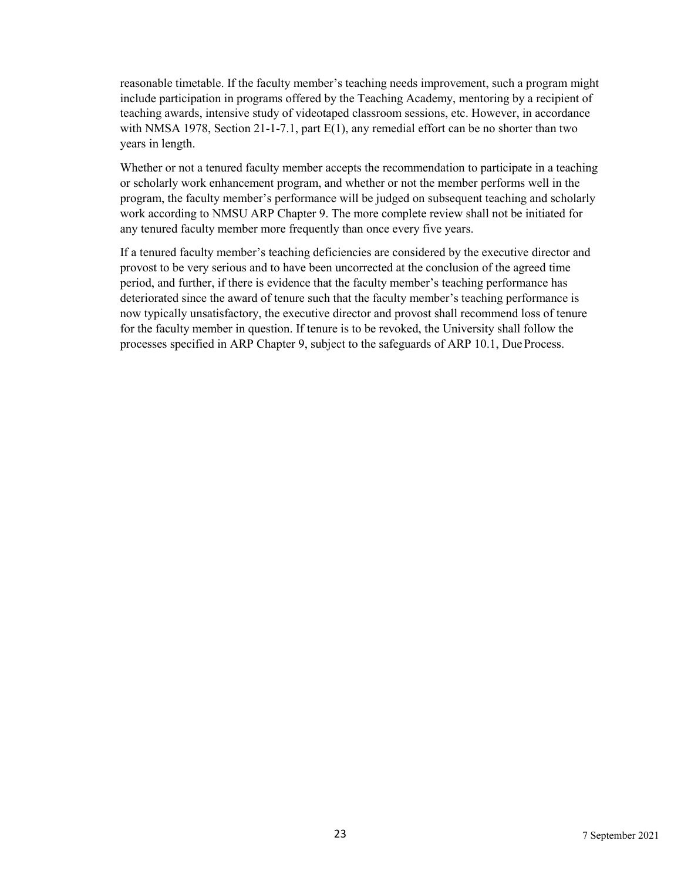reasonable timetable. If the faculty member's teaching needs improvement, such a program might include participation in programs offered by the Teaching Academy, mentoring by a recipient of teaching awards, intensive study of videotaped classroom sessions, etc. However, in accordance with NMSA 1978, Section 21-1-7.1, part E(1), any remedial effort can be no shorter than two years in length.

Whether or not a tenured faculty member accepts the recommendation to participate in a teaching or scholarly work enhancement program, and whether or not the member performs well in the program, the faculty member's performance will be judged on subsequent teaching and scholarly work according to NMSU ARP Chapter 9. The more complete review shall not be initiated for any tenured faculty member more frequently than once every five years.

If a tenured faculty member's teaching deficiencies are considered by the executive director and provost to be very serious and to have been uncorrected at the conclusion of the agreed time period, and further, if there is evidence that the faculty member's teaching performance has deteriorated since the award of tenure such that the faculty member's teaching performance is now typically unsatisfactory, the executive director and provost shall recommend loss of tenure for the faculty member in question. If tenure is to be revoked, the University shall follow the processes specified in ARP Chapter 9, subject to the safeguards of ARP 10.1, Due Process.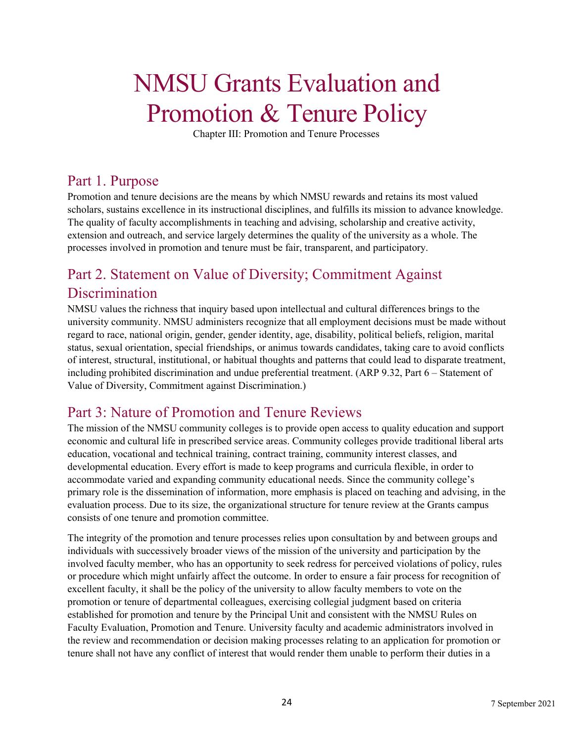# NMSU Grants Evaluation and Promotion & Tenure Policy

Chapter III: Promotion and Tenure Processes

## Part 1. Purpose

Promotion and tenure decisions are the means by which NMSU rewards and retains its most valued scholars, sustains excellence in its instructional disciplines, and fulfills its mission to advance knowledge. The quality of faculty accomplishments in teaching and advising, scholarship and creative activity, extension and outreach, and service largely determines the quality of the university as a whole. The processes involved in promotion and tenure must be fair, transparent, and participatory.

## Part 2. Statement on Value of Diversity; Commitment Against Discrimination

NMSU values the richness that inquiry based upon intellectual and cultural differences brings to the university community. NMSU administers recognize that all employment decisions must be made without regard to race, national origin, gender, gender identity, age, disability, political beliefs, religion, marital status, sexual orientation, special friendships, or animus towards candidates, taking care to avoid conflicts of interest, structural, institutional, or habitual thoughts and patterns that could lead to disparate treatment, including prohibited discrimination and undue preferential treatment. (ARP 9.32, Part 6 – Statement of Value of Diversity, Commitment against Discrimination.)

## Part 3: Nature of Promotion and Tenure Reviews

The mission of the NMSU community colleges is to provide open access to quality education and support economic and cultural life in prescribed service areas. Community colleges provide traditional liberal arts education, vocational and technical training, contract training, community interest classes, and developmental education. Every effort is made to keep programs and curricula flexible, in order to accommodate varied and expanding community educational needs. Since the community college's primary role is the dissemination of information, more emphasis is placed on teaching and advising, in the evaluation process. Due to its size, the organizational structure for tenure review at the Grants campus consists of one tenure and promotion committee.

The integrity of the promotion and tenure processes relies upon consultation by and between groups and individuals with successively broader views of the mission of the university and participation by the involved faculty member, who has an opportunity to seek redress for perceived violations of policy, rules or procedure which might unfairly affect the outcome. In order to ensure a fair process for recognition of excellent faculty, it shall be the policy of the university to allow faculty members to vote on the promotion or tenure of departmental colleagues, exercising collegial judgment based on criteria established for promotion and tenure by the Principal Unit and consistent with the NMSU Rules on Faculty Evaluation, Promotion and Tenure. University faculty and academic administrators involved in the review and recommendation or decision making processes relating to an application for promotion or tenure shall not have any conflict of interest that would render them unable to perform their duties in a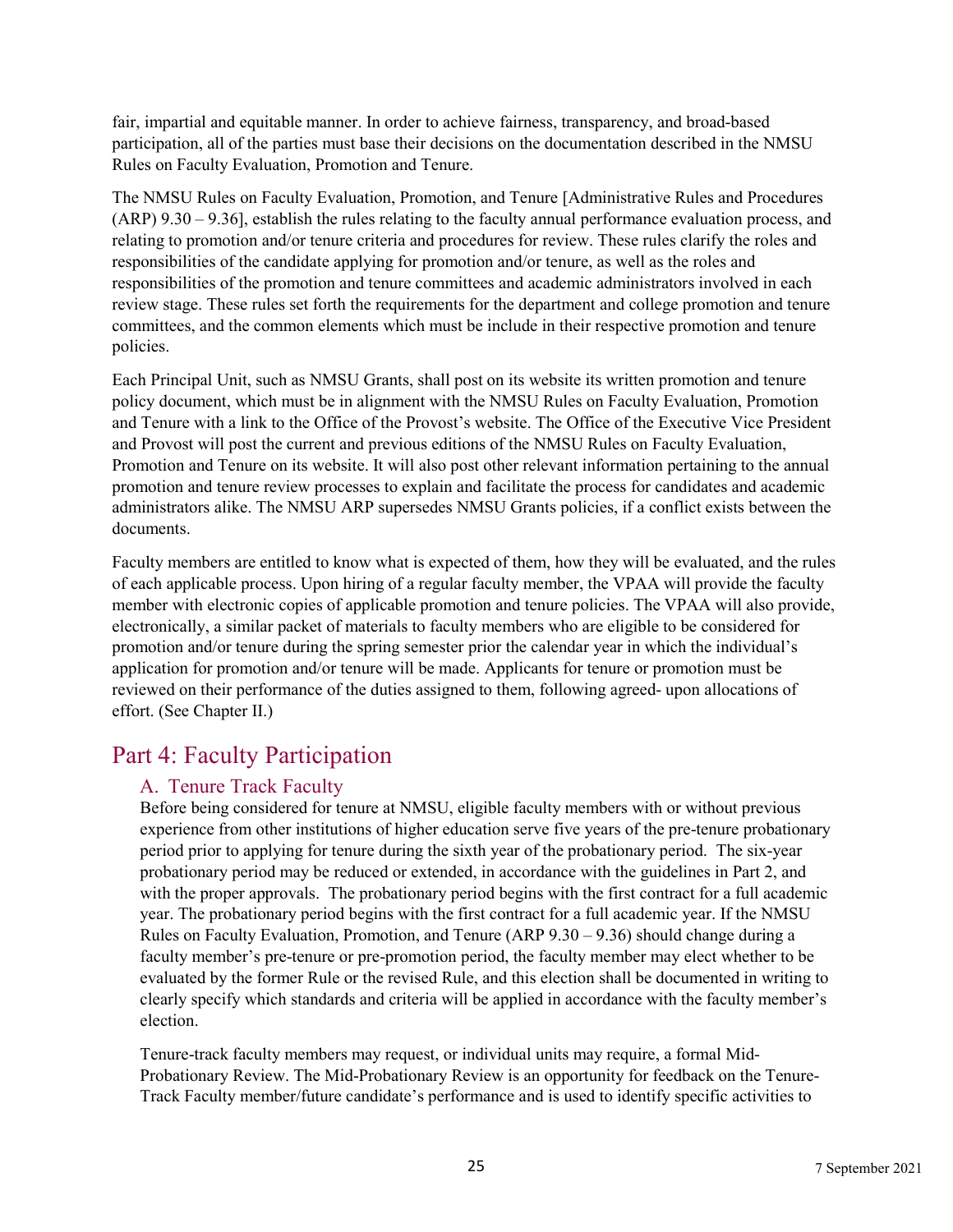fair, impartial and equitable manner. In order to achieve fairness, transparency, and broad-based participation, all of the parties must base their decisions on the documentation described in the NMSU Rules on Faculty Evaluation, Promotion and Tenure.

The NMSU Rules on Faculty Evaluation, Promotion, and Tenure [Administrative Rules and Procedures (ARP) 9.30 – 9.36], establish the rules relating to the faculty annual performance evaluation process, and relating to promotion and/or tenure criteria and procedures for review. These rules clarify the roles and responsibilities of the candidate applying for promotion and/or tenure, as well as the roles and responsibilities of the promotion and tenure committees and academic administrators involved in each review stage. These rules set forth the requirements for the department and college promotion and tenure committees, and the common elements which must be include in their respective promotion and tenure policies.

Each Principal Unit, such as NMSU Grants, shall post on its website its written promotion and tenure policy document, which must be in alignment with the NMSU Rules on Faculty Evaluation, Promotion and Tenure with a link to the Office of the Provost's website. The Office of the Executive Vice President and Provost will post the current and previous editions of the NMSU Rules on Faculty Evaluation, Promotion and Tenure on its website. It will also post other relevant information pertaining to the annual promotion and tenure review processes to explain and facilitate the process for candidates and academic administrators alike. The NMSU ARP supersedes NMSU Grants policies, if a conflict exists between the documents.

Faculty members are entitled to know what is expected of them, how they will be evaluated, and the rules of each applicable process. Upon hiring of a regular faculty member, the VPAA will provide the faculty member with electronic copies of applicable promotion and tenure policies. The VPAA will also provide, electronically, a similar packet of materials to faculty members who are eligible to be considered for promotion and/or tenure during the spring semester prior the calendar year in which the individual's application for promotion and/or tenure will be made. Applicants for tenure or promotion must be reviewed on their performance of the duties assigned to them, following agreed- upon allocations of effort. (See Chapter II.)

## Part 4: Faculty Participation

### A. Tenure Track Faculty

Before being considered for tenure at NMSU, eligible faculty members with or without previous experience from other institutions of higher education serve five years of the pre-tenure probationary period prior to applying for tenure during the sixth year of the probationary period. The six-year probationary period may be reduced or extended, in accordance with the guidelines in Part 2, and with the proper approvals. The probationary period begins with the first contract for a full academic year. The probationary period begins with the first contract for a full academic year. If the NMSU Rules on Faculty Evaluation, Promotion, and Tenure (ARP 9.30 – 9.36) should change during a faculty member's pre-tenure or pre-promotion period, the faculty member may elect whether to be evaluated by the former Rule or the revised Rule, and this election shall be documented in writing to clearly specify which standards and criteria will be applied in accordance with the faculty member's election.

Tenure-track faculty members may request, or individual units may require, a formal Mid-Probationary Review. The Mid-Probationary Review is an opportunity for feedback on the Tenure-Track Faculty member/future candidate's performance and is used to identify specific activities to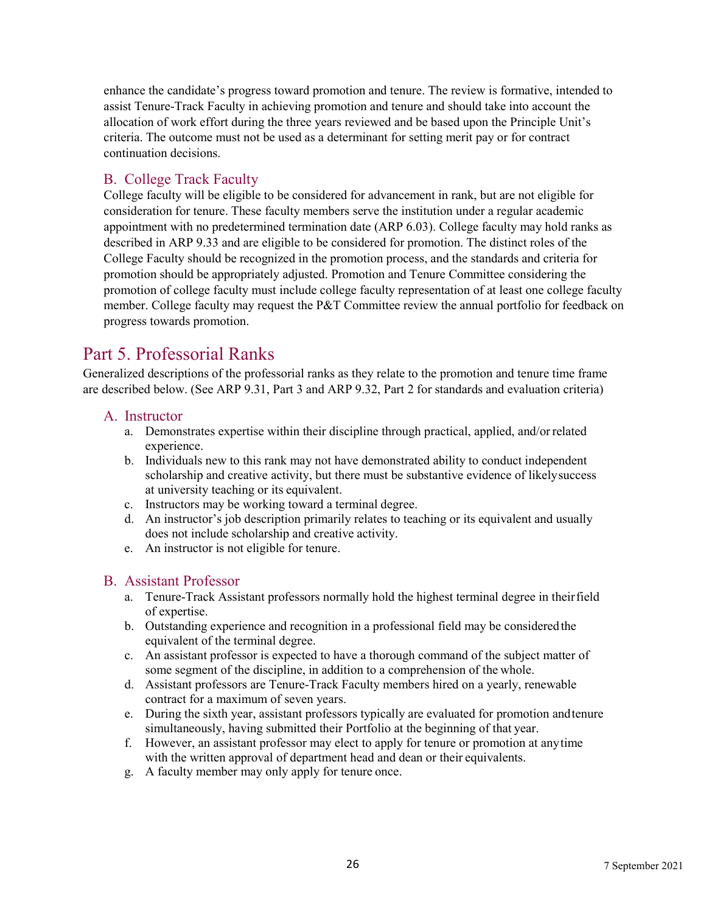enhance the candidate's progress toward promotion and tenure. The review is formative, intended to assist Tenure-Track Faculty in achieving promotion and tenure and should take into account the allocation of work effort during the three years reviewed and be based upon the Principle Unit's criteria. The outcome must not be used as a determinant for setting merit pay or for contract continuation decisions.

### B. College Track Faculty

College faculty will be eligible to be considered for advancement in rank, but are not eligible for consideration for tenure. These faculty members serve the institution under a regular academic appointment with no predetermined termination date (ARP 6.03). College faculty may hold ranks as described in ARP 9.33 and are eligible to be considered for promotion. The distinct roles of the College Faculty should be recognized in the promotion process, and the standards and criteria for promotion should be appropriately adjusted. Promotion and Tenure Committee considering the promotion of college faculty must include college faculty representation of at least one college faculty member. College faculty may request the P&T Committee review the annual portfolio for feedback on progress towards promotion.

## Part 5. Professorial Ranks

Generalized descriptions of the professorial ranks as they relate to the promotion and tenure time frame are described below. (See ARP 9.31, Part 3 and ARP 9.32, Part 2 for standards and evaluation criteria)

### A. Instructor

a. Demonstrates expertise within their discipline through practical, applied, and/or related experience.
b. Individuals new to this rank may not have demonstrated ability to conduct independent scholarship and creative activity, but there must be substantive evidence of likely success at university teaching or its equivalent.
c. Instructors may be working toward a terminal degree.
d. An instructor's job description primarily relates to teaching or its equivalent and usually does not include scholarship and creative activity.
e. An instructor is not eligible for tenure.

### B. Assistant Professor

a. Tenure-Track Assistant professors normally hold the highest terminal degree in their field of expertise.
b. Outstanding experience and recognition in a professional field may be considered the equivalent of the terminal degree.
c. An assistant professor is expected to have a thorough command of the subject matter of some segment of the discipline, in addition to a comprehension of the whole.
d. Assistant professors are Tenure-Track Faculty members hired on a yearly, renewable contract for a maximum of seven years.
e. During the sixth year, assistant professors typically are evaluated for promotion and tenure simultaneously, having submitted their Portfolio at the beginning of that year.
f. However, an assistant professor may elect to apply for tenure or promotion at any time with the written approval of department head and dean or their equivalents.
g. A faculty member may only apply for tenure once.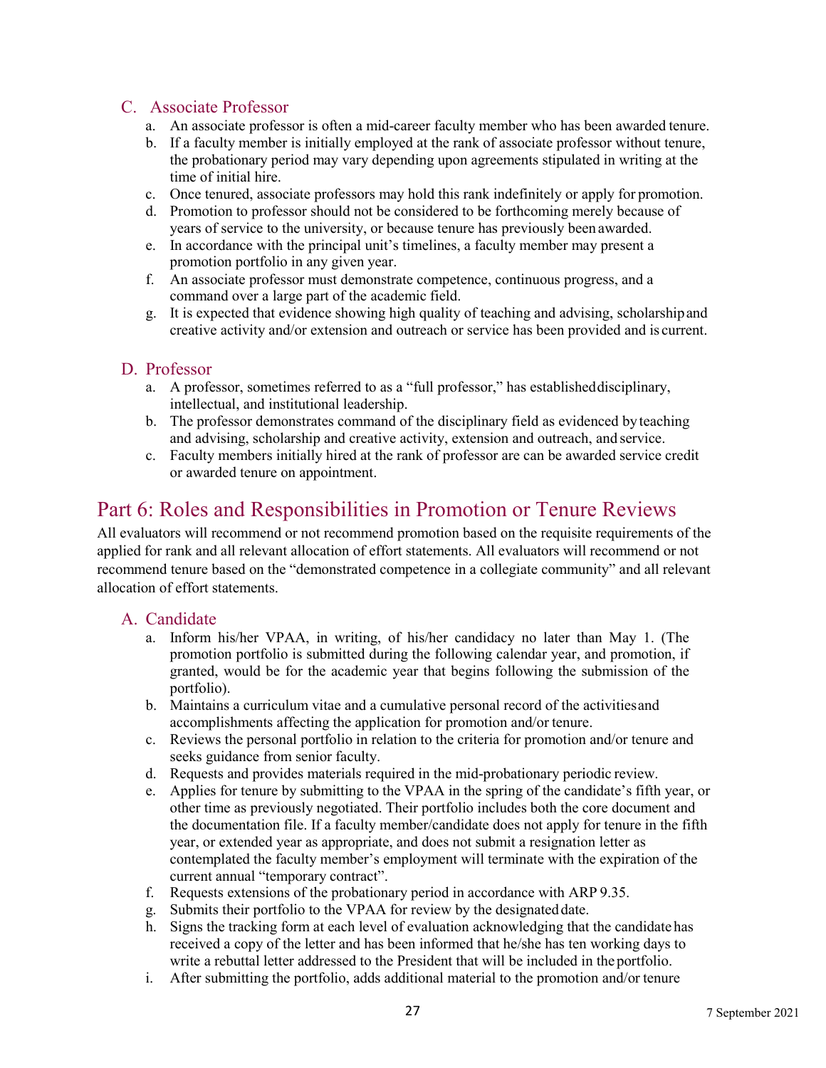## C. Associate Professor

a. An associate professor is often a mid-career faculty member who has been awarded tenure.
b. If a faculty member is initially employed at the rank of associate professor without tenure, the probationary period may vary depending upon agreements stipulated in writing at the time of initial hire.
c. Once tenured, associate professors may hold this rank indefinitely or apply for promotion.
d. Promotion to professor should not be considered to be forthcoming merely because of years of service to the university, or because tenure has previously been awarded.
e. In accordance with the principal unit's timelines, a faculty member may present a promotion portfolio in any given year.
f. An associate professor must demonstrate competence, continuous progress, and a command over a large part of the academic field.
g. It is expected that evidence showing high quality of teaching and advising, scholarship and creative activity and/or extension and outreach or service has been provided and is current.

## D. Professor

a. A professor, sometimes referred to as a "full professor," has established disciplinary, intellectual, and institutional leadership.
b. The professor demonstrates command of the disciplinary field as evidenced by teaching and advising, scholarship and creative activity, extension and outreach, and service.
c. Faculty members initially hired at the rank of professor are can be awarded service credit or awarded tenure on appointment.

# Part 6: Roles and Responsibilities in Promotion or Tenure Reviews

All evaluators will recommend or not recommend promotion based on the requisite requirements of the applied for rank and all relevant allocation of effort statements. All evaluators will recommend or not recommend tenure based on the "demonstrated competence in a collegiate community" and all relevant allocation of effort statements.

## A. Candidate

a. Inform his/her VPAA, in writing, of his/her candidacy no later than May 1. (The promotion portfolio is submitted during the following calendar year, and promotion, if granted, would be for the academic year that begins following the submission of the portfolio).
b. Maintains a curriculum vitae and a cumulative personal record of the activities and accomplishments affecting the application for promotion and/or tenure.
c. Reviews the personal portfolio in relation to the criteria for promotion and/or tenure and seeks guidance from senior faculty.
d. Requests and provides materials required in the mid-probationary periodic review.
e. Applies for tenure by submitting to the VPAA in the spring of the candidate's fifth year, or other time as previously negotiated. Their portfolio includes both the core document and the documentation file. If a faculty member/candidate does not apply for tenure in the fifth year, or extended year as appropriate, and does not submit a resignation letter as contemplated the faculty member's employment will terminate with the expiration of the current annual "temporary contract".
f. Requests extensions of the probationary period in accordance with ARP 9.35.
g. Submits their portfolio to the VPAA for review by the designated date.
h. Signs the tracking form at each level of evaluation acknowledging that the candidate has received a copy of the letter and has been informed that he/she has ten working days to write a rebuttal letter addressed to the President that will be included in the portfolio.
i. After submitting the portfolio, adds additional material to the promotion and/or tenure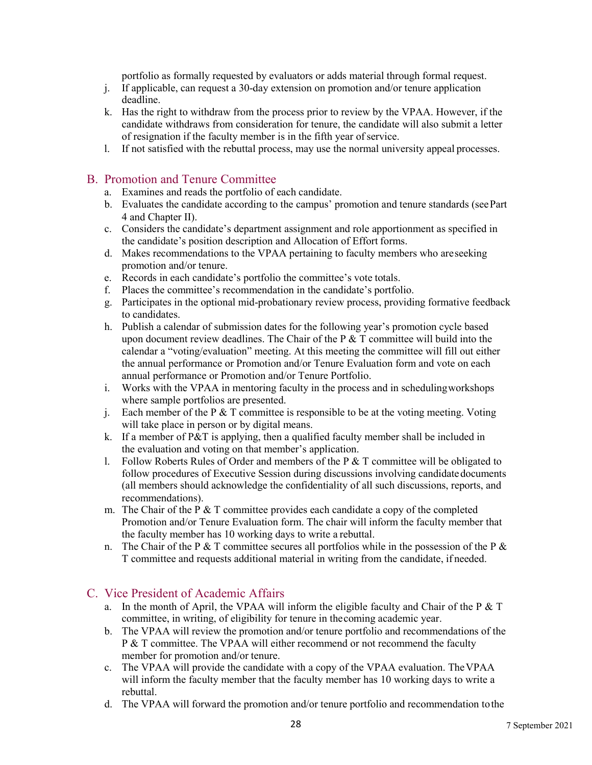portfolio as formally requested by evaluators or adds material through formal request.

j. If applicable, can request a 30-day extension on promotion and/or tenure application deadline.
k. Has the right to withdraw from the process prior to review by the VPAA. However, if the candidate withdraws from consideration for tenure, the candidate will also submit a letter of resignation if the faculty member is in the fifth year of service.
l. If not satisfied with the rebuttal process, may use the normal university appeal processes.

## B. Promotion and Tenure Committee

a. Examines and reads the portfolio of each candidate.
b. Evaluates the candidate according to the campus' promotion and tenure standards (see Part 4 and Chapter II).
c. Considers the candidate's department assignment and role apportionment as specified in the candidate's position description and Allocation of Effort forms.
d. Makes recommendations to the VPAA pertaining to faculty members who are seeking promotion and/or tenure.
e. Records in each candidate's portfolio the committee's vote totals.
f. Places the committee's recommendation in the candidate's portfolio.
g. Participates in the optional mid-probationary review process, providing formative feedback to candidates.
h. Publish a calendar of submission dates for the following year's promotion cycle based upon document review deadlines. The Chair of the P & T committee will build into the calendar a "voting/evaluation" meeting. At this meeting the committee will fill out either the annual performance or Promotion and/or Tenure Evaluation form and vote on each annual performance or Promotion and/or Tenure Portfolio.
i. Works with the VPAA in mentoring faculty in the process and in scheduling workshops where sample portfolios are presented.
j. Each member of the P & T committee is responsible to be at the voting meeting. Voting will take place in person or by digital means.
k. If a member of P&T is applying, then a qualified faculty member shall be included in the evaluation and voting on that member's application.
l. Follow Roberts Rules of Order and members of the P & T committee will be obligated to follow procedures of Executive Session during discussions involving candidate documents (all members should acknowledge the confidentiality of all such discussions, reports, and recommendations).
m. The Chair of the P & T committee provides each candidate a copy of the completed Promotion and/or Tenure Evaluation form. The chair will inform the faculty member that the faculty member has 10 working days to write a rebuttal.
n. The Chair of the P & T committee secures all portfolios while in the possession of the P & T committee and requests additional material in writing from the candidate, if needed.

## C. Vice President of Academic Affairs

a. In the month of April, the VPAA will inform the eligible faculty and Chair of the P & T committee, in writing, of eligibility for tenure in the coming academic year.
b. The VPAA will review the promotion and/or tenure portfolio and recommendations of the P & T committee. The VPAA will either recommend or not recommend the faculty member for promotion and/or tenure.
c. The VPAA will provide the candidate with a copy of the VPAA evaluation. The VPAA will inform the faculty member that the faculty member has 10 working days to write a rebuttal.
d. The VPAA will forward the promotion and/or tenure portfolio and recommendation to the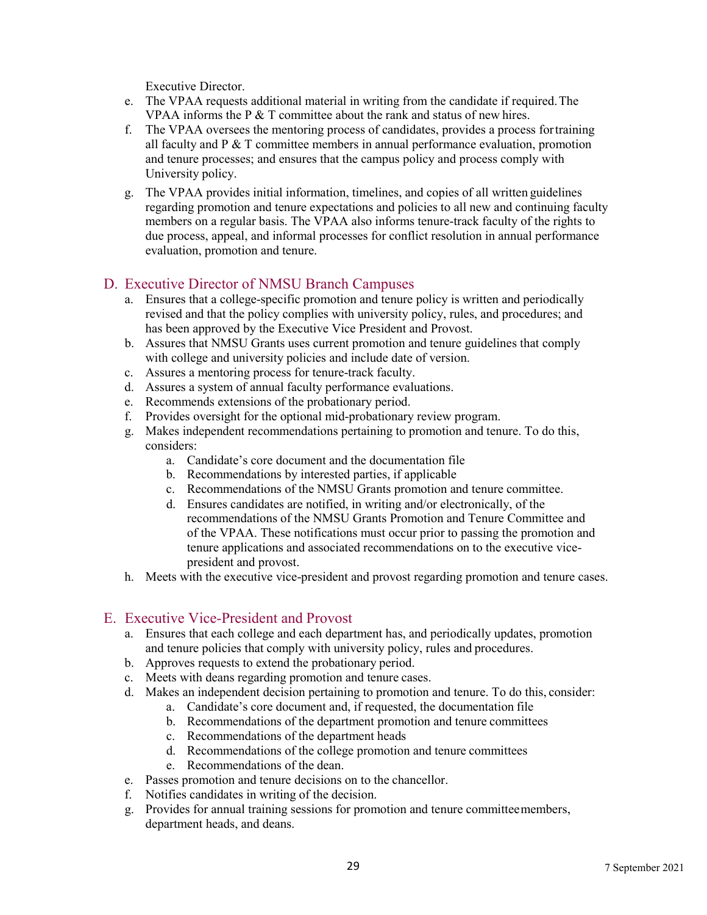Executive Director.

e. The VPAA requests additional material in writing from the candidate if required. The VPAA informs the P & T committee about the rank and status of new hires.
f. The VPAA oversees the mentoring process of candidates, provides a process for training all faculty and P & T committee members in annual performance evaluation, promotion and tenure processes; and ensures that the campus policy and process comply with University policy.
g. The VPAA provides initial information, timelines, and copies of all written guidelines regarding promotion and tenure expectations and policies to all new and continuing faculty members on a regular basis. The VPAA also informs tenure-track faculty of the rights to due process, appeal, and informal processes for conflict resolution in annual performance evaluation, promotion and tenure.

## D. Executive Director of NMSU Branch Campuses

a. Ensures that a college-specific promotion and tenure policy is written and periodically revised and that the policy complies with university policy, rules, and procedures; and has been approved by the Executive Vice President and Provost.
b. Assures that NMSU Grants uses current promotion and tenure guidelines that comply with college and university policies and include date of version.
c. Assures a mentoring process for tenure-track faculty.
d. Assures a system of annual faculty performance evaluations.
e. Recommends extensions of the probationary period.
f. Provides oversight for the optional mid-probationary review program.
g. Makes independent recommendations pertaining to promotion and tenure. To do this, considers:
    a. Candidate's core document and the documentation file
    b. Recommendations by interested parties, if applicable
    c. Recommendations of the NMSU Grants promotion and tenure committee.
    d. Ensures candidates are notified, in writing and/or electronically, of the recommendations of the NMSU Grants Promotion and Tenure Committee and of the VPAA. These notifications must occur prior to passing the promotion and tenure applications and associated recommendations on to the executive vice-president and provost.
h. Meets with the executive vice-president and provost regarding promotion and tenure cases.

## E. Executive Vice-President and Provost

a. Ensures that each college and each department has, and periodically updates, promotion and tenure policies that comply with university policy, rules and procedures.
b. Approves requests to extend the probationary period.
c. Meets with deans regarding promotion and tenure cases.
d. Makes an independent decision pertaining to promotion and tenure. To do this, consider:
    a. Candidate's core document and, if requested, the documentation file
    b. Recommendations of the department promotion and tenure committees
    c. Recommendations of the department heads
    d. Recommendations of the college promotion and tenure committees
    e. Recommendations of the dean.
e. Passes promotion and tenure decisions on to the chancellor.
f. Notifies candidates in writing of the decision.
g. Provides for annual training sessions for promotion and tenure committee members, department heads, and deans.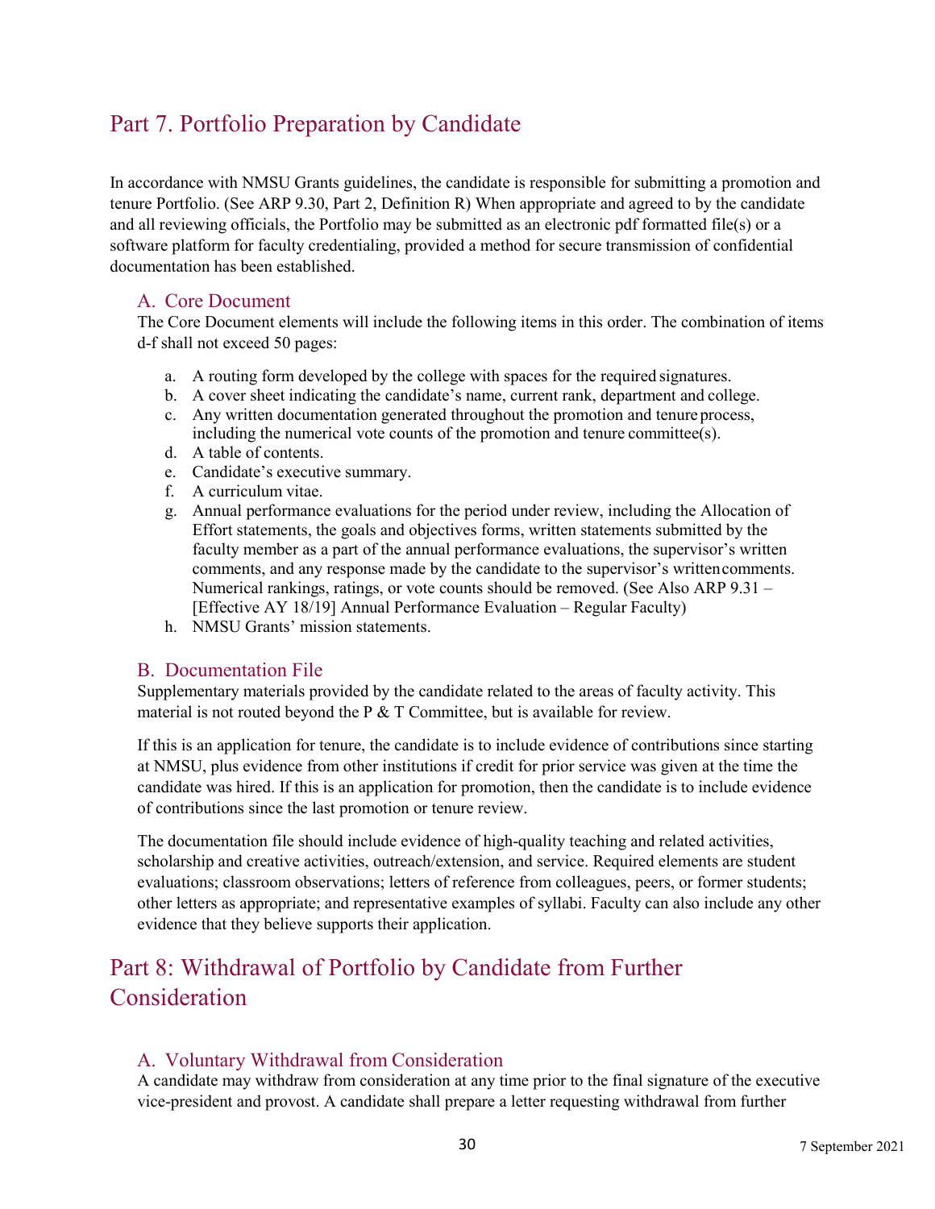## Part 7. Portfolio Preparation by Candidate

In accordance with NMSU Grants guidelines, the candidate is responsible for submitting a promotion and tenure Portfolio. (See ARP 9.30, Part 2, Definition R) When appropriate and agreed to by the candidate and all reviewing officials, the Portfolio may be submitted as an electronic pdf formatted file(s) or a software platform for faculty credentialing, provided a method for secure transmission of confidential documentation has been established.

### A. Core Document

The Core Document elements will include the following items in this order. The combination of items d-f shall not exceed 50 pages:

a. A routing form developed by the college with spaces for the required signatures.
b. A cover sheet indicating the candidate's name, current rank, department and college.
c. Any written documentation generated throughout the promotion and tenure process, including the numerical vote counts of the promotion and tenure committee(s).
d. A table of contents.
e. Candidate's executive summary.
f. A curriculum vitae.
g. Annual performance evaluations for the period under review, including the Allocation of Effort statements, the goals and objectives forms, written statements submitted by the faculty member as a part of the annual performance evaluations, the supervisor's written comments, and any response made by the candidate to the supervisor's written comments. Numerical rankings, ratings, or vote counts should be removed. (See Also ARP 9.31 – [Effective AY 18/19] Annual Performance Evaluation – Regular Faculty)
h. NMSU Grants' mission statements.

### B. Documentation File

Supplementary materials provided by the candidate related to the areas of faculty activity. This material is not routed beyond the P & T Committee, but is available for review.

If this is an application for tenure, the candidate is to include evidence of contributions since starting at NMSU, plus evidence from other institutions if credit for prior service was given at the time the candidate was hired. If this is an application for promotion, then the candidate is to include evidence of contributions since the last promotion or tenure review.

The documentation file should include evidence of high-quality teaching and related activities, scholarship and creative activities, outreach/extension, and service. Required elements are student evaluations; classroom observations; letters of reference from colleagues, peers, or former students; other letters as appropriate; and representative examples of syllabi. Faculty can also include any other evidence that they believe supports their application.

## Part 8: Withdrawal of Portfolio by Candidate from Further Consideration

### A. Voluntary Withdrawal from Consideration

A candidate may withdraw from consideration at any time prior to the final signature of the executive vice-president and provost. A candidate shall prepare a letter requesting withdrawal from further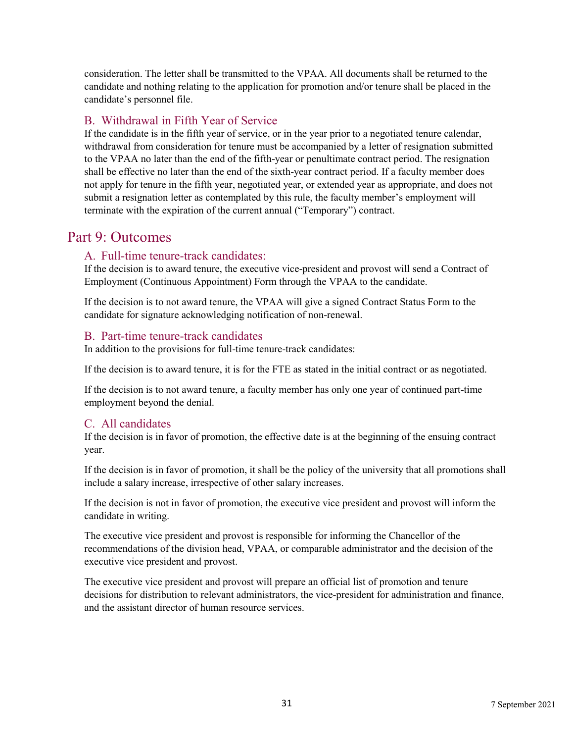consideration. The letter shall be transmitted to the VPAA. All documents shall be returned to the candidate and nothing relating to the application for promotion and/or tenure shall be placed in the candidate's personnel file.

### B. Withdrawal in Fifth Year of Service

If the candidate is in the fifth year of service, or in the year prior to a negotiated tenure calendar, withdrawal from consideration for tenure must be accompanied by a letter of resignation submitted to the VPAA no later than the end of the fifth-year or penultimate contract period. The resignation shall be effective no later than the end of the sixth-year contract period. If a faculty member does not apply for tenure in the fifth year, negotiated year, or extended year as appropriate, and does not submit a resignation letter as contemplated by this rule, the faculty member's employment will terminate with the expiration of the current annual ("Temporary") contract.

## Part 9: Outcomes

### A. Full-time tenure-track candidates:

If the decision is to award tenure, the executive vice-president and provost will send a Contract of Employment (Continuous Appointment) Form through the VPAA to the candidate.

If the decision is to not award tenure, the VPAA will give a signed Contract Status Form to the candidate for signature acknowledging notification of non-renewal.

### B. Part-time tenure-track candidates

In addition to the provisions for full-time tenure-track candidates:

If the decision is to award tenure, it is for the FTE as stated in the initial contract or as negotiated.

If the decision is to not award tenure, a faculty member has only one year of continued part-time employment beyond the denial.

### C. All candidates

If the decision is in favor of promotion, the effective date is at the beginning of the ensuing contract year.

If the decision is in favor of promotion, it shall be the policy of the university that all promotions shall include a salary increase, irrespective of other salary increases.

If the decision is not in favor of promotion, the executive vice president and provost will inform the candidate in writing.

The executive vice president and provost is responsible for informing the Chancellor of the recommendations of the division head, VPAA, or comparable administrator and the decision of the executive vice president and provost.

The executive vice president and provost will prepare an official list of promotion and tenure decisions for distribution to relevant administrators, the vice-president for administration and finance, and the assistant director of human resource services.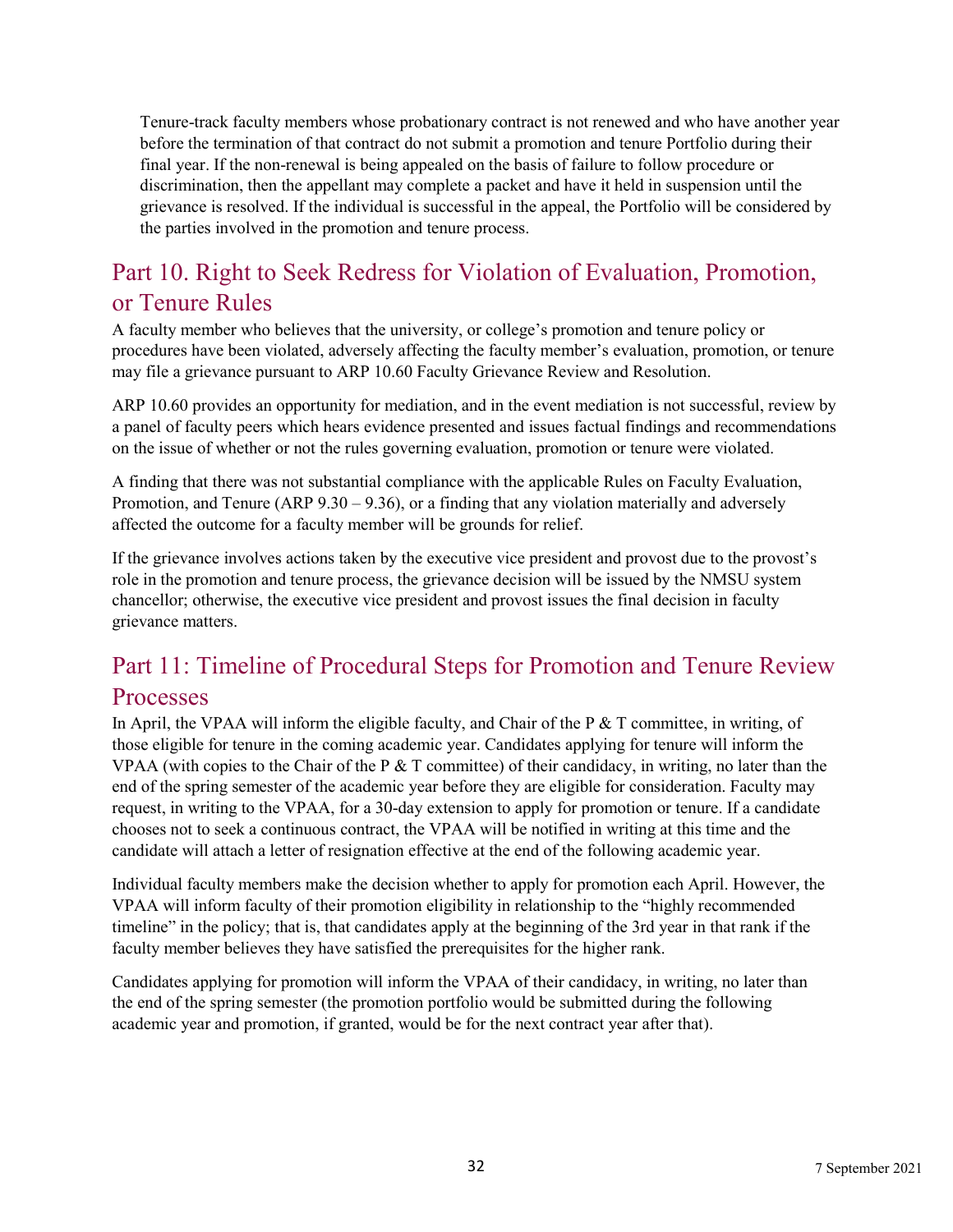Tenure-track faculty members whose probationary contract is not renewed and who have another year before the termination of that contract do not submit a promotion and tenure Portfolio during their final year. If the non-renewal is being appealed on the basis of failure to follow procedure or discrimination, then the appellant may complete a packet and have it held in suspension until the grievance is resolved. If the individual is successful in the appeal, the Portfolio will be considered by the parties involved in the promotion and tenure process.

## Part 10. Right to Seek Redress for Violation of Evaluation, Promotion, or Tenure Rules

A faculty member who believes that the university, or college's promotion and tenure policy or procedures have been violated, adversely affecting the faculty member's evaluation, promotion, or tenure may file a grievance pursuant to ARP 10.60 Faculty Grievance Review and Resolution.

ARP 10.60 provides an opportunity for mediation, and in the event mediation is not successful, review by a panel of faculty peers which hears evidence presented and issues factual findings and recommendations on the issue of whether or not the rules governing evaluation, promotion or tenure were violated.

A finding that there was not substantial compliance with the applicable Rules on Faculty Evaluation, Promotion, and Tenure (ARP 9.30 – 9.36), or a finding that any violation materially and adversely affected the outcome for a faculty member will be grounds for relief.

If the grievance involves actions taken by the executive vice president and provost due to the provost's role in the promotion and tenure process, the grievance decision will be issued by the NMSU system chancellor; otherwise, the executive vice president and provost issues the final decision in faculty grievance matters.

## Part 11: Timeline of Procedural Steps for Promotion and Tenure Review Processes

In April, the VPAA will inform the eligible faculty, and Chair of the P & T committee, in writing, of those eligible for tenure in the coming academic year. Candidates applying for tenure will inform the VPAA (with copies to the Chair of the P & T committee) of their candidacy, in writing, no later than the end of the spring semester of the academic year before they are eligible for consideration. Faculty may request, in writing to the VPAA, for a 30-day extension to apply for promotion or tenure. If a candidate chooses not to seek a continuous contract, the VPAA will be notified in writing at this time and the candidate will attach a letter of resignation effective at the end of the following academic year.

Individual faculty members make the decision whether to apply for promotion each April. However, the VPAA will inform faculty of their promotion eligibility in relationship to the "highly recommended timeline" in the policy; that is, that candidates apply at the beginning of the 3rd year in that rank if the faculty member believes they have satisfied the prerequisites for the higher rank.

Candidates applying for promotion will inform the VPAA of their candidacy, in writing, no later than the end of the spring semester (the promotion portfolio would be submitted during the following academic year and promotion, if granted, would be for the next contract year after that).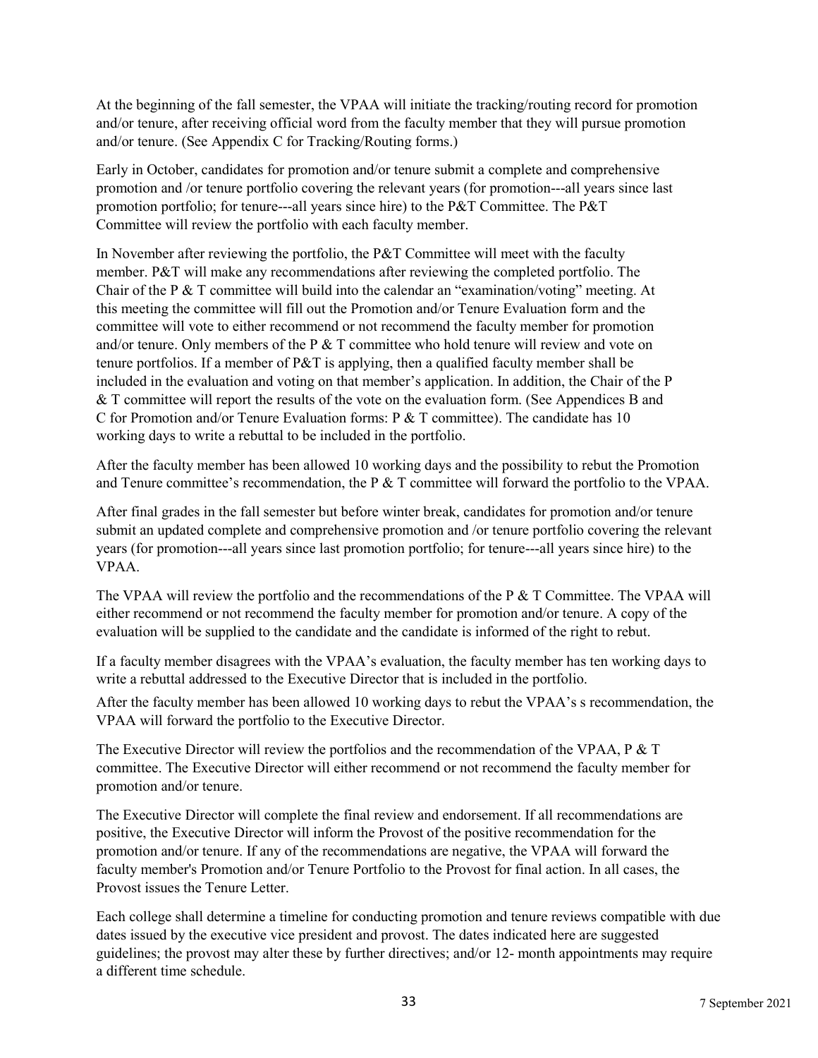At the beginning of the fall semester, the VPAA will initiate the tracking/routing record for promotion and/or tenure, after receiving official word from the faculty member that they will pursue promotion and/or tenure. (See Appendix C for Tracking/Routing forms.)

Early in October, candidates for promotion and/or tenure submit a complete and comprehensive promotion and /or tenure portfolio covering the relevant years (for promotion---all years since last promotion portfolio; for tenure---all years since hire) to the P&T Committee. The P&T Committee will review the portfolio with each faculty member.

In November after reviewing the portfolio, the P&T Committee will meet with the faculty member. P&T will make any recommendations after reviewing the completed portfolio. The Chair of the P & T committee will build into the calendar an "examination/voting" meeting. At this meeting the committee will fill out the Promotion and/or Tenure Evaluation form and the committee will vote to either recommend or not recommend the faculty member for promotion and/or tenure. Only members of the P & T committee who hold tenure will review and vote on tenure portfolios. If a member of P&T is applying, then a qualified faculty member shall be included in the evaluation and voting on that member's application. In addition, the Chair of the P & T committee will report the results of the vote on the evaluation form. (See Appendices B and C for Promotion and/or Tenure Evaluation forms: P & T committee). The candidate has 10 working days to write a rebuttal to be included in the portfolio.

After the faculty member has been allowed 10 working days and the possibility to rebut the Promotion and Tenure committee's recommendation, the P & T committee will forward the portfolio to the VPAA.

After final grades in the fall semester but before winter break, candidates for promotion and/or tenure submit an updated complete and comprehensive promotion and /or tenure portfolio covering the relevant years (for promotion---all years since last promotion portfolio; for tenure---all years since hire) to the VPAA.

The VPAA will review the portfolio and the recommendations of the P & T Committee. The VPAA will either recommend or not recommend the faculty member for promotion and/or tenure. A copy of the evaluation will be supplied to the candidate and the candidate is informed of the right to rebut.

If a faculty member disagrees with the VPAA's evaluation, the faculty member has ten working days to write a rebuttal addressed to the Executive Director that is included in the portfolio.

After the faculty member has been allowed 10 working days to rebut the VPAA's s recommendation, the VPAA will forward the portfolio to the Executive Director.

The Executive Director will review the portfolios and the recommendation of the VPAA, P & T committee. The Executive Director will either recommend or not recommend the faculty member for promotion and/or tenure.

The Executive Director will complete the final review and endorsement. If all recommendations are positive, the Executive Director will inform the Provost of the positive recommendation for the promotion and/or tenure. If any of the recommendations are negative, the VPAA will forward the faculty member's Promotion and/or Tenure Portfolio to the Provost for final action. In all cases, the Provost issues the Tenure Letter.

Each college shall determine a timeline for conducting promotion and tenure reviews compatible with due dates issued by the executive vice president and provost. The dates indicated here are suggested guidelines; the provost may alter these by further directives; and/or 12- month appointments may require a different time schedule.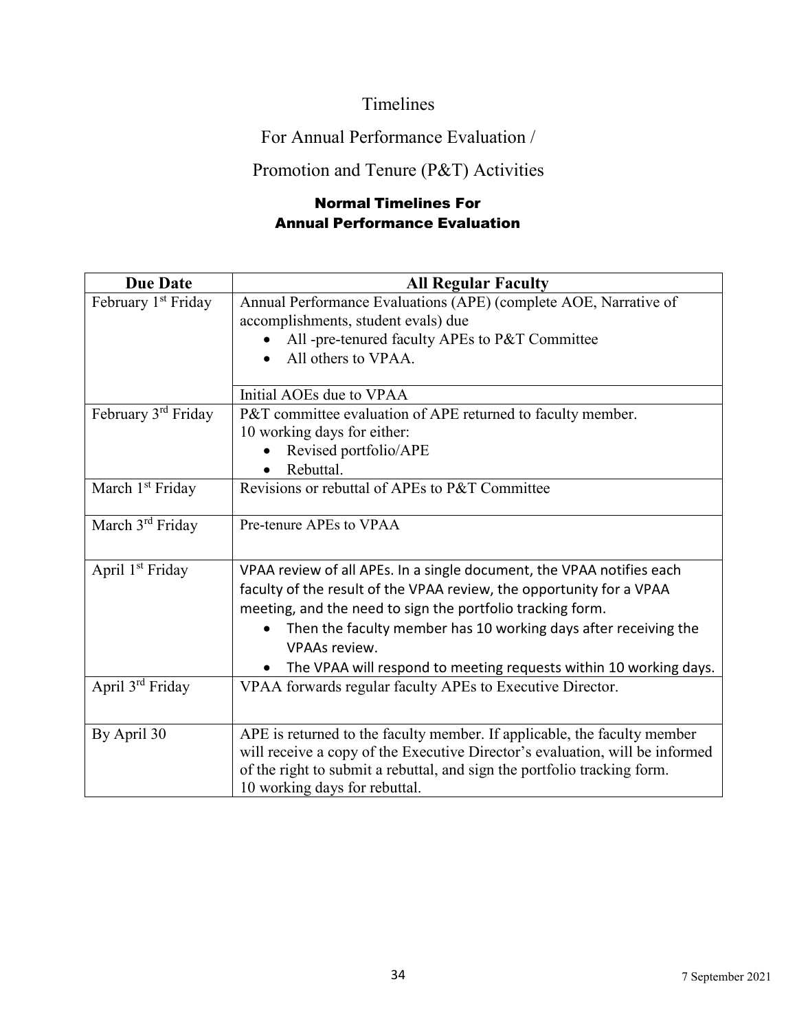# Timelines

# For Annual Performance Evaluation /

# Promotion and Tenure (P&T) Activities

## Normal Timelines For Annual Performance Evaluation

| Due Date | All Regular Faculty |
|---|---|
| February 1st Friday | Annual Performance Evaluations (APE) (complete AOE, Narrative of accomplishments, student evals) due<br>• All -pre-tenured faculty APEs to P&T Committee<br>• All others to VPAA. |
| | Initial AOEs due to VPAA |
| February 3rd Friday | P&T committee evaluation of APE returned to faculty member.<br>10 working days for either:<br>• Revised portfolio/APE<br>• Rebuttal. |
| March 1st Friday | Revisions or rebuttal of APEs to P&T Committee |
| March 3rd Friday | Pre-tenure APEs to VPAA |
| April 1st Friday | VPAA review of all APEs. In a single document, the VPAA notifies each faculty of the result of the VPAA review, the opportunity for a VPAA meeting, and the need to sign the portfolio tracking form.<br>• Then the faculty member has 10 working days after receiving the VPAAs review.<br>• The VPAA will respond to meeting requests within 10 working days. |
| April 3rd Friday | VPAA forwards regular faculty APEs to Executive Director. |
| By April 30 | APE is returned to the faculty member. If applicable, the faculty member will receive a copy of the Executive Director's evaluation, will be informed of the right to submit a rebuttal, and sign the portfolio tracking form.<br>10 working days for rebuttal. |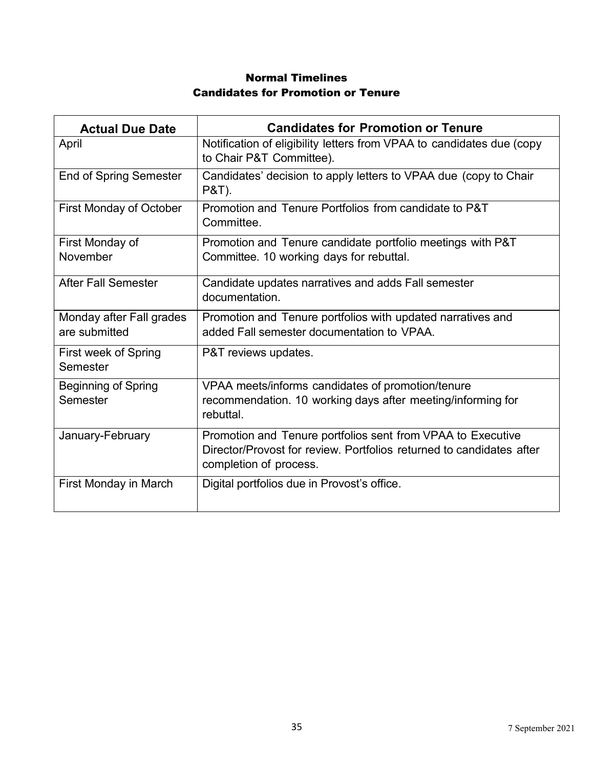## Normal Timelines
## Candidates for Promotion or Tenure

| Actual Due Date | Candidates for Promotion or Tenure |
|---|---|
| April | Notification of eligibility letters from VPAA to candidates due (copy to Chair P&T Committee). |
| End of Spring Semester | Candidates' decision to apply letters to VPAA due (copy to Chair P&T). |
| First Monday of October | Promotion and Tenure Portfolios from candidate to P&T Committee. |
| First Monday of November | Promotion and Tenure candidate portfolio meetings with P&T Committee. 10 working days for rebuttal. |
| After Fall Semester | Candidate updates narratives and adds Fall semester documentation. |
| Monday after Fall grades are submitted | Promotion and Tenure portfolios with updated narratives and added Fall semester documentation to VPAA. |
| First week of Spring Semester | P&T reviews updates. |
| Beginning of Spring Semester | VPAA meets/informs candidates of promotion/tenure recommendation. 10 working days after meeting/informing for rebuttal. |
| January-February | Promotion and Tenure portfolios sent from VPAA to Executive Director/Provost for review. Portfolios returned to candidates after completion of process. |
| First Monday in March | Digital portfolios due in Provost's office. |

7 September 2021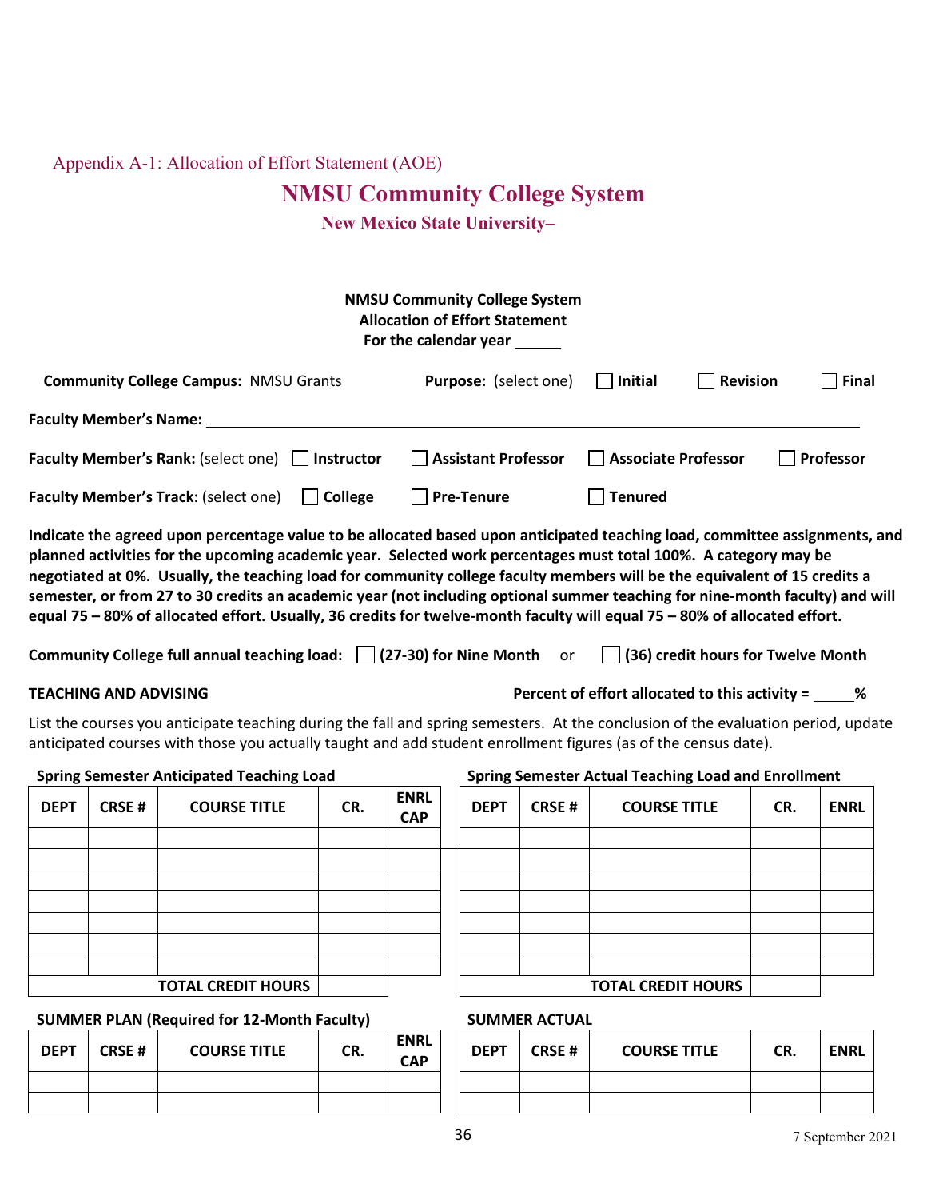Appendix A-1: Allocation of Effort Statement (AOE)

# NMSU Community College System

## New Mexico State University–

**NMSU Community College System**
**Allocation of Effort Statement**
**For the calendar year ______**

**Community College Campus:** NMSU Grants **Purpose:** (select one) ☐ **Initial** ☐ **Revision** ☐ **Final**

**Faculty Member's Name:** ____________________________________________

**Faculty Member's Rank:** (select one) ☐ **Instructor** ☐ **Assistant Professor** ☐ **Associate Professor** ☐ **Professor**

**Faculty Member's Track:** (select one) ☐ **College** ☐ **Pre-Tenure** ☐ **Tenured**

**Indicate the agreed upon percentage value to be allocated based upon anticipated teaching load, committee assignments, and planned activities for the upcoming academic year. Selected work percentages must total 100%. A category may be negotiated at 0%. Usually, the teaching load for community college faculty members will be the equivalent of 15 credits a semester, or from 27 to 30 credits an academic year (not including optional summer teaching for nine-month faculty) and will equal 75 – 80% of allocated effort. Usually, 36 credits for twelve-month faculty will equal 75 – 80% of allocated effort.**

**Community College full annual teaching load:** ☐ **(27-30) for Nine Month** or ☐ **(36) credit hours for Twelve Month**

**TEACHING AND ADVISING** **Percent of effort allocated to this activity = _____%**

List the courses you anticipate teaching during the fall and spring semesters. At the conclusion of the evaluation period, update anticipated courses with those you actually taught and add student enrollment figures (as of the census date).

**Spring Semester Anticipated Teaching Load**

| DEPT | CRSE # | COURSE TITLE | CR. | ENRL CAP |
|---|---|---|---|---|
| | | | | |
| | | | | |
| | | | | |
| | | | | |
| | | | | |
| | | | | |
| | | | | |
| | | TOTAL CREDIT HOURS | | |

**Spring Semester Actual Teaching Load and Enrollment**

| DEPT | CRSE # | COURSE TITLE | CR. | ENRL |
|---|---|---|---|---|
| | | | | |
| | | | | |
| | | | | |
| | | | | |
| | | | | |
| | | | | |
| | | | | |
| | | TOTAL CREDIT HOURS | | |

**SUMMER PLAN (Required for 12-Month Faculty)**

| DEPT | CRSE # | COURSE TITLE | CR. | ENRL CAP |
|---|---|---|---|---|
| | | | | |
| | | | | |

**SUMMER ACTUAL**

| DEPT | CRSE # | COURSE TITLE | CR. | ENRL |
|---|---|---|---|---|
| | | | | |
| | | | | |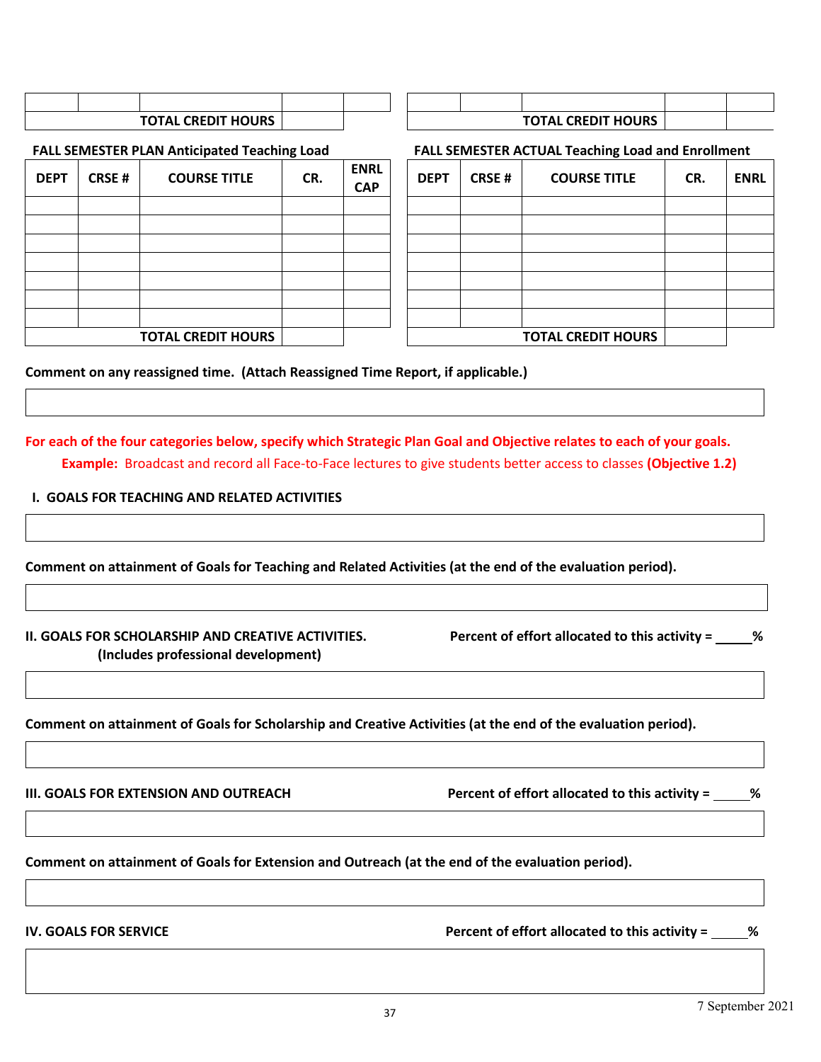| | | | | |
|---|---|---|---|---|
| | | | | |
| | | TOTAL CREDIT HOURS | | |

| | | | | |
|---|---|---|---|---|
| | | | | |
| | | TOTAL CREDIT HOURS | | |

**FALL SEMESTER PLAN Anticipated Teaching Load**

| DEPT | CRSE # | COURSE TITLE | CR. | ENRL CAP |
|---|---|---|---|---|
| | | | | |
| | | | | |
| | | | | |
| | | | | |
| | | | | |
| | | | | |
| | | | | |
| | | TOTAL CREDIT HOURS | | |

**FALL SEMESTER ACTUAL Teaching Load and Enrollment**

| DEPT | CRSE # | COURSE TITLE | CR. | ENRL |
|---|---|---|---|---|
| | | | | |
| | | | | |
| | | | | |
| | | | | |
| | | | | |
| | | | | |
| | | | | |
| | | TOTAL CREDIT HOURS | | |

**Comment on any reassigned time. (Attach Reassigned Time Report, if applicable.)**

| |
|---|
| |

**For each of the four categories below, specify which Strategic Plan Goal and Objective relates to each of your goals.**

**Example:** Broadcast and record all Face-to-Face lectures to give students better access to classes **(Objective 1.2)**

**I. GOALS FOR TEACHING AND RELATED ACTIVITIES**

| |
|---|
| |

**Comment on attainment of Goals for Teaching and Related Activities (at the end of the evaluation period).**

| |
|---|
| |

**II. GOALS FOR SCHOLARSHIP AND CREATIVE ACTIVITIES. (Includes professional development)** **Percent of effort allocated to this activity = \_\_\_\_\_%**

| |
|---|
| |

**Comment on attainment of Goals for Scholarship and Creative Activities (at the end of the evaluation period).**

| |
|---|
| |

**III. GOALS FOR EXTENSION AND OUTREACH** **Percent of effort allocated to this activity = \_\_\_\_\_%**

| |
|---|
| |

**Comment on attainment of Goals for Extension and Outreach (at the end of the evaluation period).**

| |
|---|
| |

**IV. GOALS FOR SERVICE** **Percent of effort allocated to this activity = \_\_\_\_\_%**

| |
|---|
| |

7 September 2021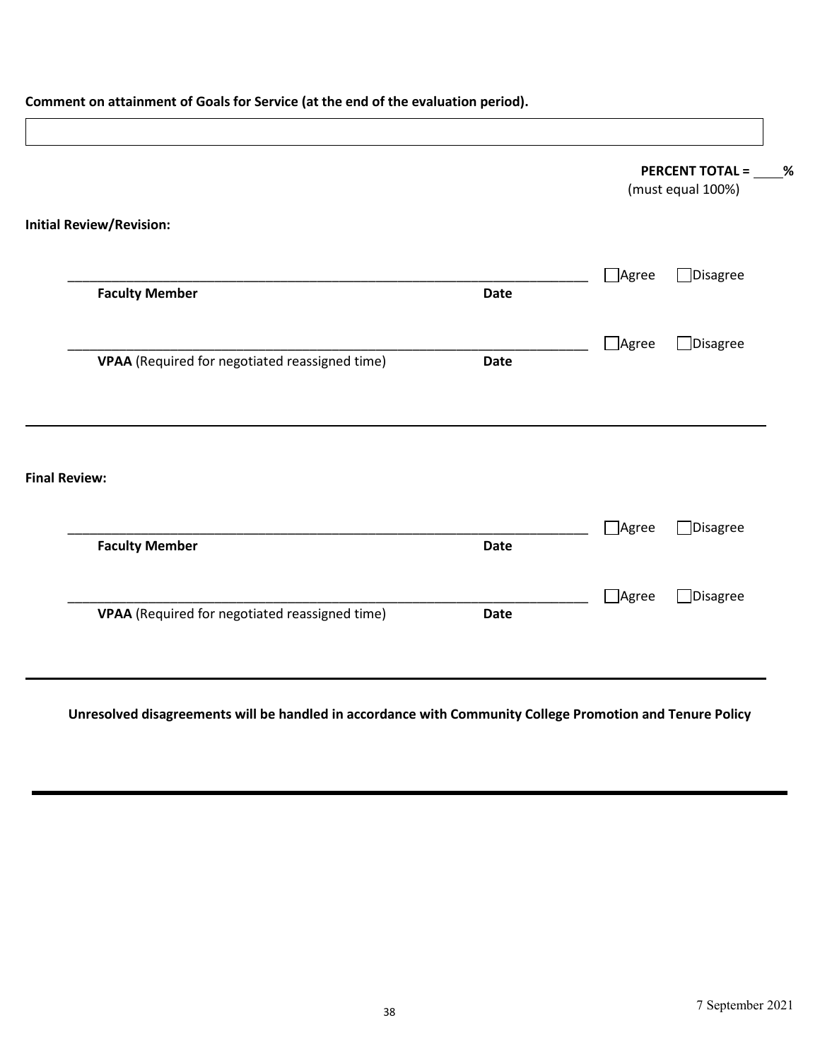**Comment on attainment of Goals for Service (at the end of the evaluation period).**

| |
|---|
| |

**PERCENT TOTAL = ____%**
(must equal 100%)

**Initial Review/Revision:**

______________________________________________________________ ☐Agree ☐Disagree

**Faculty Member** **Date**

______________________________________________________________ ☐Agree ☐Disagree

**VPAA** (Required for negotiated reassigned time) **Date**

---

**Final Review:**

______________________________________________________________ ☐Agree ☐Disagree

**Faculty Member** **Date**

______________________________________________________________ ☐Agree ☐Disagree

**VPAA** (Required for negotiated reassigned time) **Date**

---

**Unresolved disagreements will be handled in accordance with Community College Promotion and Tenure Policy**

---

7 September 2021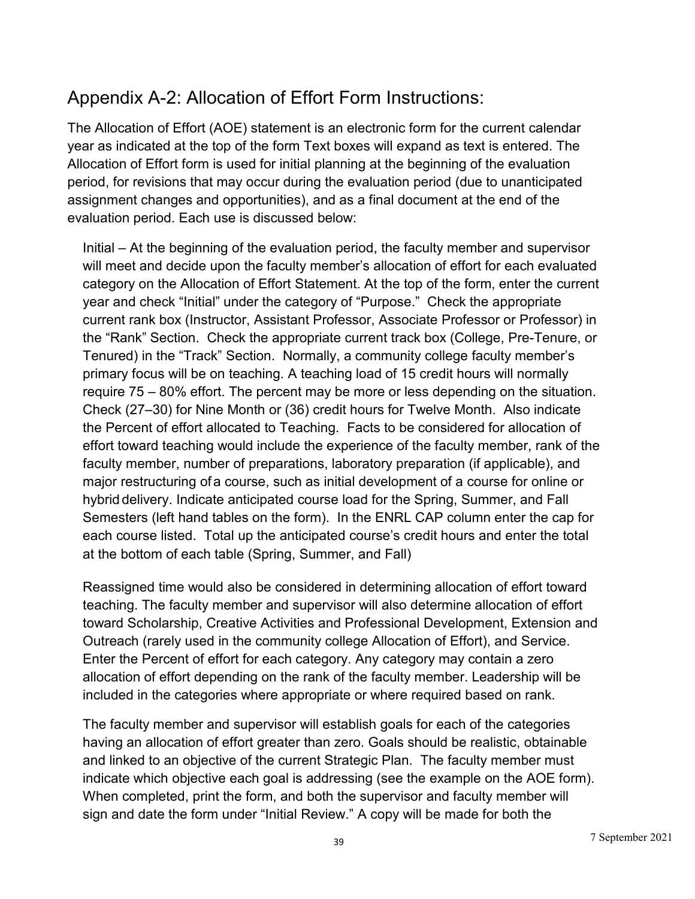## Appendix A-2: Allocation of Effort Form Instructions:

The Allocation of Effort (AOE) statement is an electronic form for the current calendar year as indicated at the top of the form Text boxes will expand as text is entered. The Allocation of Effort form is used for initial planning at the beginning of the evaluation period, for revisions that may occur during the evaluation period (due to unanticipated assignment changes and opportunities), and as a final document at the end of the evaluation period. Each use is discussed below:

Initial – At the beginning of the evaluation period, the faculty member and supervisor will meet and decide upon the faculty member's allocation of effort for each evaluated category on the Allocation of Effort Statement. At the top of the form, enter the current year and check "Initial" under the category of "Purpose." Check the appropriate current rank box (Instructor, Assistant Professor, Associate Professor or Professor) in the "Rank" Section. Check the appropriate current track box (College, Pre-Tenure, or Tenured) in the "Track" Section. Normally, a community college faculty member's primary focus will be on teaching. A teaching load of 15 credit hours will normally require 75 – 80% effort. The percent may be more or less depending on the situation. Check (27–30) for Nine Month or (36) credit hours for Twelve Month. Also indicate the Percent of effort allocated to Teaching. Facts to be considered for allocation of effort toward teaching would include the experience of the faculty member, rank of the faculty member, number of preparations, laboratory preparation (if applicable), and major restructuring of a course, such as initial development of a course for online or hybrid delivery. Indicate anticipated course load for the Spring, Summer, and Fall Semesters (left hand tables on the form). In the ENRL CAP column enter the cap for each course listed. Total up the anticipated course's credit hours and enter the total at the bottom of each table (Spring, Summer, and Fall)

Reassigned time would also be considered in determining allocation of effort toward teaching. The faculty member and supervisor will also determine allocation of effort toward Scholarship, Creative Activities and Professional Development, Extension and Outreach (rarely used in the community college Allocation of Effort), and Service. Enter the Percent of effort for each category. Any category may contain a zero allocation of effort depending on the rank of the faculty member. Leadership will be included in the categories where appropriate or where required based on rank.

The faculty member and supervisor will establish goals for each of the categories having an allocation of effort greater than zero. Goals should be realistic, obtainable and linked to an objective of the current Strategic Plan. The faculty member must indicate which objective each goal is addressing (see the example on the AOE form). When completed, print the form, and both the supervisor and faculty member will sign and date the form under "Initial Review." A copy will be made for both the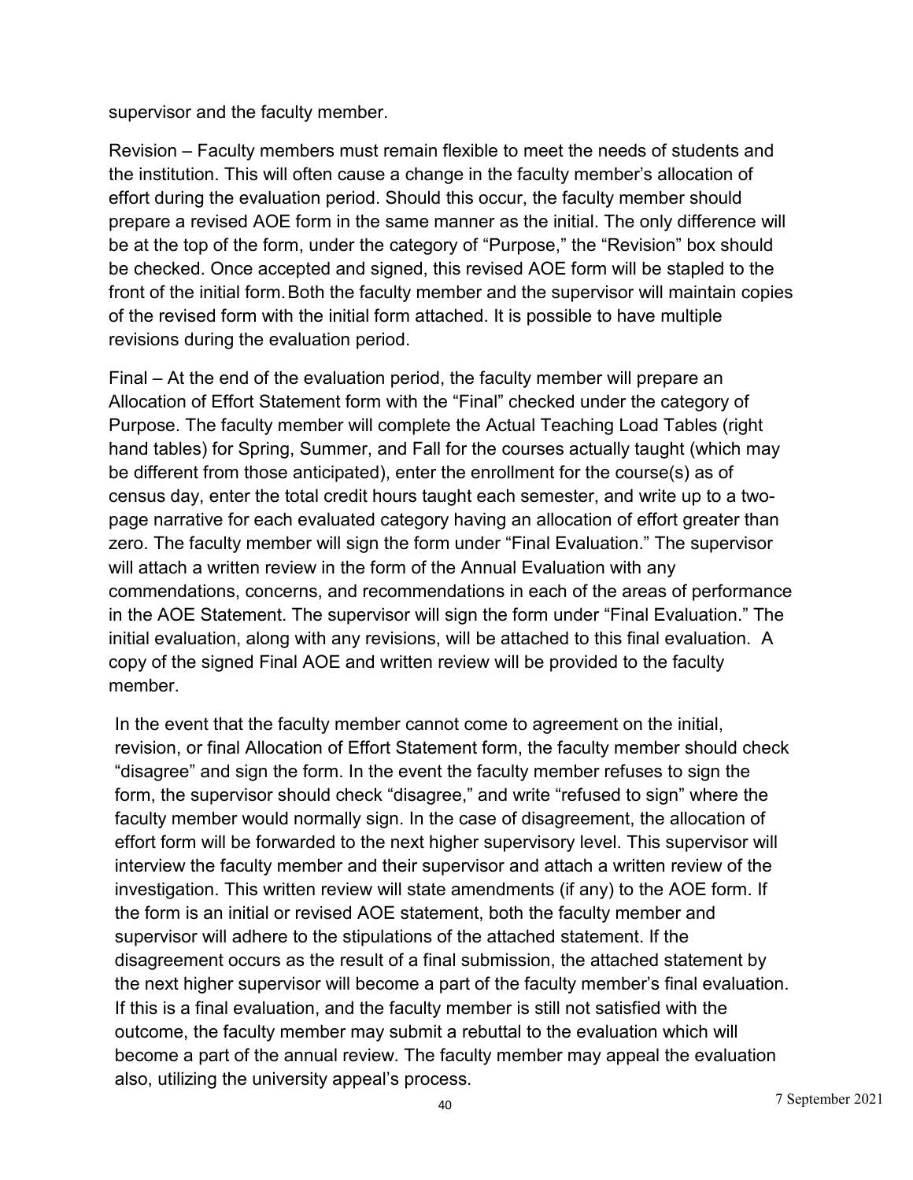supervisor and the faculty member.

Revision – Faculty members must remain flexible to meet the needs of students and the institution. This will often cause a change in the faculty member's allocation of effort during the evaluation period. Should this occur, the faculty member should prepare a revised AOE form in the same manner as the initial. The only difference will be at the top of the form, under the category of "Purpose," the "Revision" box should be checked. Once accepted and signed, this revised AOE form will be stapled to the front of the initial form. Both the faculty member and the supervisor will maintain copies of the revised form with the initial form attached. It is possible to have multiple revisions during the evaluation period.

Final – At the end of the evaluation period, the faculty member will prepare an Allocation of Effort Statement form with the "Final" checked under the category of Purpose. The faculty member will complete the Actual Teaching Load Tables (right hand tables) for Spring, Summer, and Fall for the courses actually taught (which may be different from those anticipated), enter the enrollment for the course(s) as of census day, enter the total credit hours taught each semester, and write up to a two-page narrative for each evaluated category having an allocation of effort greater than zero. The faculty member will sign the form under "Final Evaluation." The supervisor will attach a written review in the form of the Annual Evaluation with any commendations, concerns, and recommendations in each of the areas of performance in the AOE Statement. The supervisor will sign the form under "Final Evaluation." The initial evaluation, along with any revisions, will be attached to this final evaluation. A copy of the signed Final AOE and written review will be provided to the faculty member.

In the event that the faculty member cannot come to agreement on the initial, revision, or final Allocation of Effort Statement form, the faculty member should check "disagree" and sign the form. In the event the faculty member refuses to sign the form, the supervisor should check "disagree," and write "refused to sign" where the faculty member would normally sign. In the case of disagreement, the allocation of effort form will be forwarded to the next higher supervisory level. This supervisor will interview the faculty member and their supervisor and attach a written review of the investigation. This written review will state amendments (if any) to the AOE form. If the form is an initial or revised AOE statement, both the faculty member and supervisor will adhere to the stipulations of the attached statement. If the disagreement occurs as the result of a final submission, the attached statement by the next higher supervisor will become a part of the faculty member's final evaluation. If this is a final evaluation, and the faculty member is still not satisfied with the outcome, the faculty member may submit a rebuttal to the evaluation which will become a part of the annual review. The faculty member may appeal the evaluation also, utilizing the university appeal's process.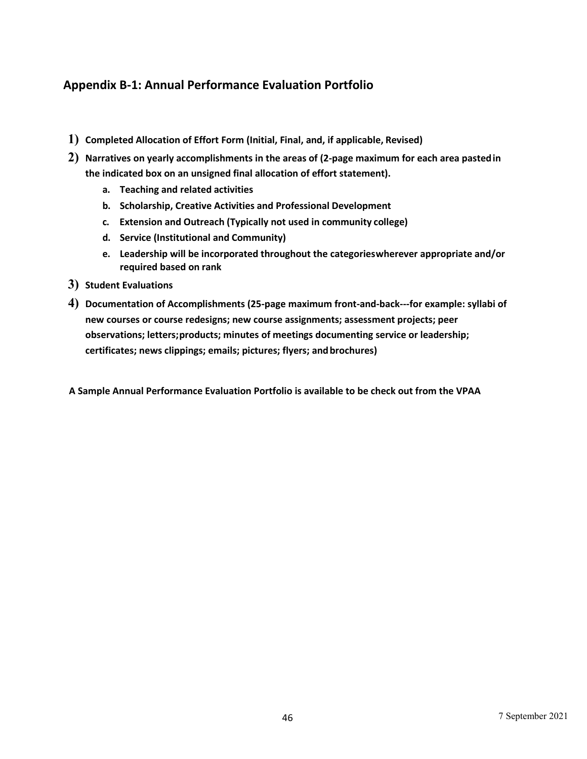## Appendix B-1: Annual Performance Evaluation Portfolio

1) **Completed Allocation of Effort Form (Initial, Final, and, if applicable, Revised)**
2) **Narratives on yearly accomplishments in the areas of (2-page maximum for each area pasted in the indicated box on an unsigned final allocation of effort statement).**
   a. **Teaching and related activities**
   b. **Scholarship, Creative Activities and Professional Development**
   c. **Extension and Outreach (Typically not used in community college)**
   d. **Service (Institutional and Community)**
   e. **Leadership will be incorporated throughout the categories wherever appropriate and/or required based on rank**
3) **Student Evaluations**
4) **Documentation of Accomplishments (25-page maximum front-and-back---for example: syllabi of new courses or course redesigns; new course assignments; assessment projects; peer observations; letters; products; minutes of meetings documenting service or leadership; certificates; news clippings; emails; pictures; flyers; and brochures)**

**A Sample Annual Performance Evaluation Portfolio is available to be check out from the VPAA**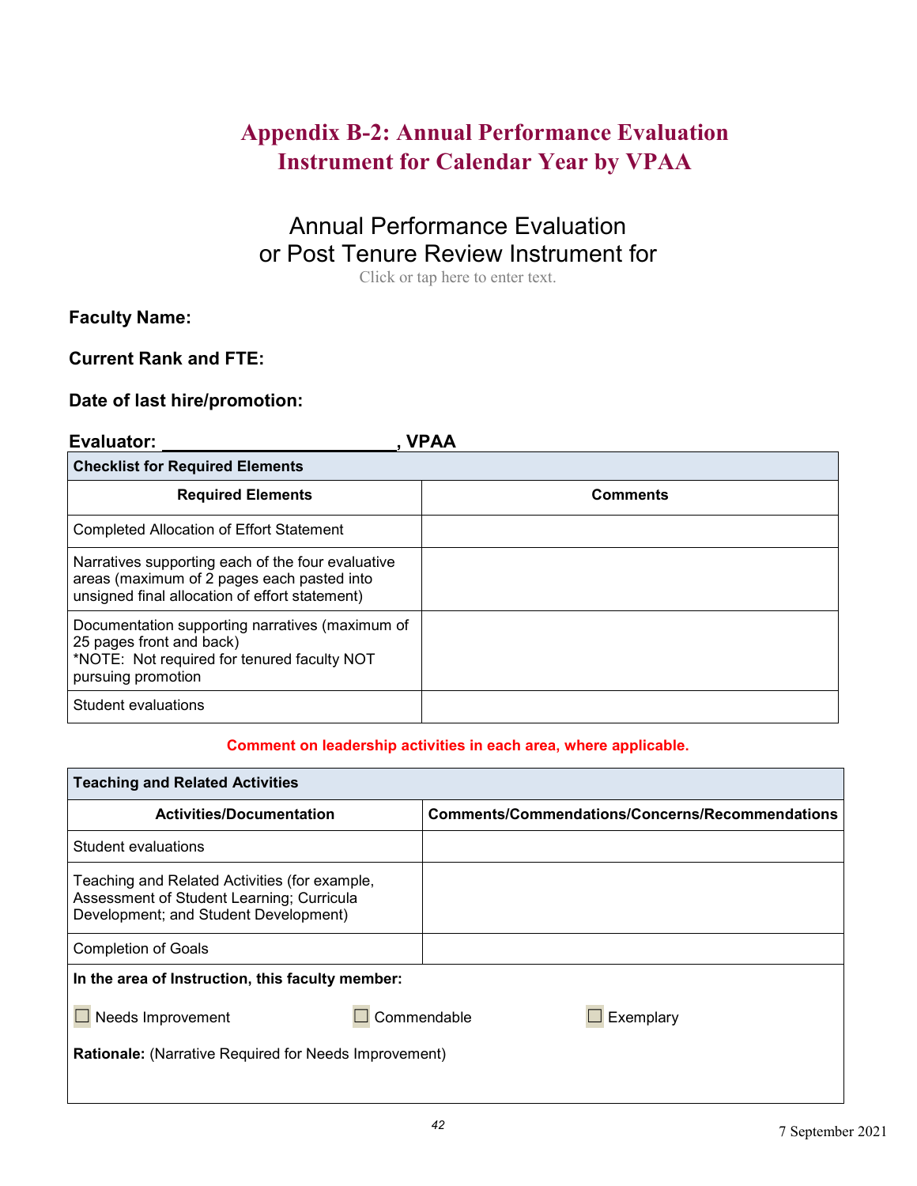# Appendix B-2: Annual Performance Evaluation Instrument for Calendar Year by VPAA

## Annual Performance Evaluation or Post Tenure Review Instrument for

Click or tap here to enter text.

**Faculty Name:**

**Current Rank and FTE:**

**Date of last hire/promotion:**

**Evaluator: _______________________, VPAA**

| **Checklist for Required Elements** | |
|---|---|
| **Required Elements** | **Comments** |
| Completed Allocation of Effort Statement | |
| Narratives supporting each of the four evaluative areas (maximum of 2 pages each pasted into unsigned final allocation of effort statement) | |
| Documentation supporting narratives (maximum of 25 pages front and back)<br>*NOTE: Not required for tenured faculty NOT pursuing promotion | |
| Student evaluations | |

**Comment on leadership activities in each area, where applicable.**

| **Teaching and Related Activities** | |
|---|---|
| **Activities/Documentation** | **Comments/Commendations/Concerns/Recommendations** |
| Student evaluations | |
| Teaching and Related Activities (for example, Assessment of Student Learning; Curricula Development; and Student Development) | |
| Completion of Goals | |

**In the area of Instruction, this faculty member:**

☐ Needs Improvement ☐ Commendable ☐ Exemplary

**Rationale:** (Narrative Required for Needs Improvement)

7 September 2021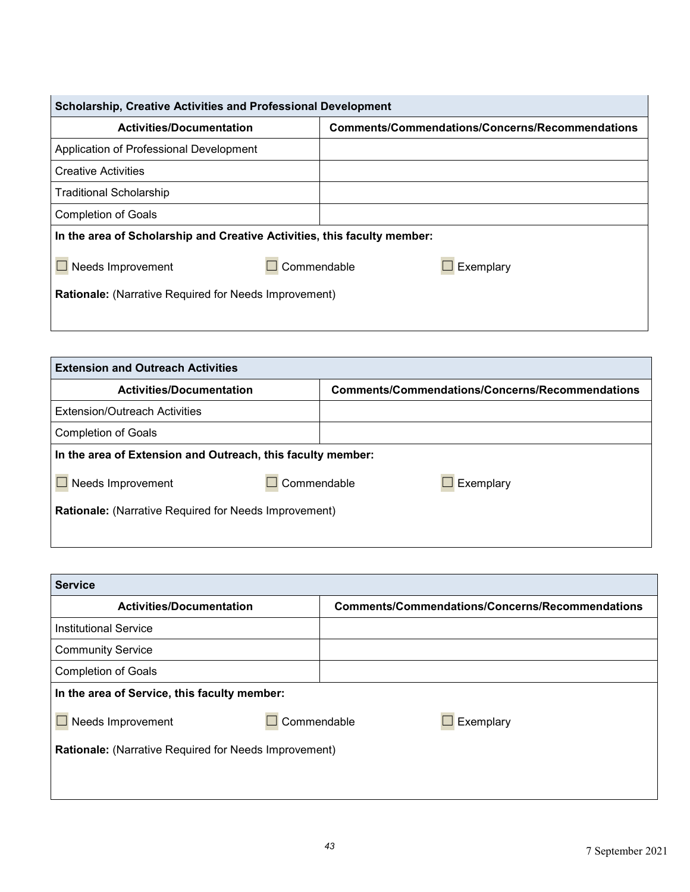| Scholarship, Creative Activities and Professional Development | |
|---|---|
| **Activities/Documentation** | **Comments/Commendations/Concerns/Recommendations** |
| Application of Professional Development | |
| Creative Activities | |
| Traditional Scholarship | |
| Completion of Goals | |

**In the area of Scholarship and Creative Activities, this faculty member:**

☐ Needs Improvement ☐ Commendable ☐ Exemplary

**Rationale:** (Narrative Required for Needs Improvement)

| Extension and Outreach Activities | |
|---|---|
| **Activities/Documentation** | **Comments/Commendations/Concerns/Recommendations** |
| Extension/Outreach Activities | |
| Completion of Goals | |

**In the area of Extension and Outreach, this faculty member:**

☐ Needs Improvement ☐ Commendable ☐ Exemplary

**Rationale:** (Narrative Required for Needs Improvement)

| Service | |
|---|---|
| **Activities/Documentation** | **Comments/Commendations/Concerns/Recommendations** |
| Institutional Service | |
| Community Service | |
| Completion of Goals | |

**In the area of Service, this faculty member:**

☐ Needs Improvement ☐ Commendable ☐ Exemplary

**Rationale:** (Narrative Required for Needs Improvement)

7 September 2021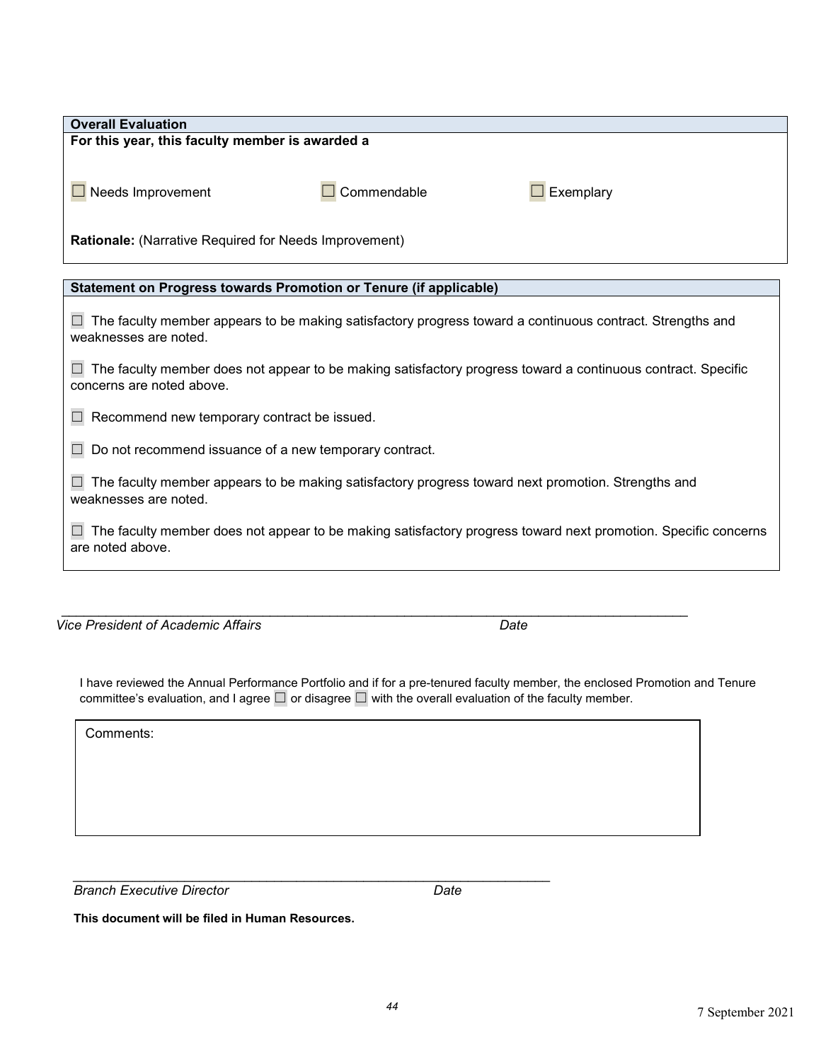**Overall Evaluation**

**For this year, this faculty member is awarded a**

☐ Needs Improvement ☐ Commendable ☐ Exemplary

**Rationale:** (Narrative Required for Needs Improvement)

**Statement on Progress towards Promotion or Tenure (if applicable)**

☐ The faculty member appears to be making satisfactory progress toward a continuous contract. Strengths and weaknesses are noted.

☐ The faculty member does not appear to be making satisfactory progress toward a continuous contract. Specific concerns are noted above.

☐ Recommend new temporary contract be issued.

☐ Do not recommend issuance of a new temporary contract.

☐ The faculty member appears to be making satisfactory progress toward next promotion. Strengths and weaknesses are noted.

☐ The faculty member does not appear to be making satisfactory progress toward next promotion. Specific concerns are noted above.

______________________________________________________________________________

*Vice President of Academic Affairs* *Date*

I have reviewed the Annual Performance Portfolio and if for a pre-tenured faculty member, the enclosed Promotion and Tenure committee's evaluation, and I agree ☐ or disagree ☐ with the overall evaluation of the faculty member.

Comments:

______________________________________________________________________________

*Branch Executive Director* *Date*

**This document will be filed in Human Resources.**

7 September 2021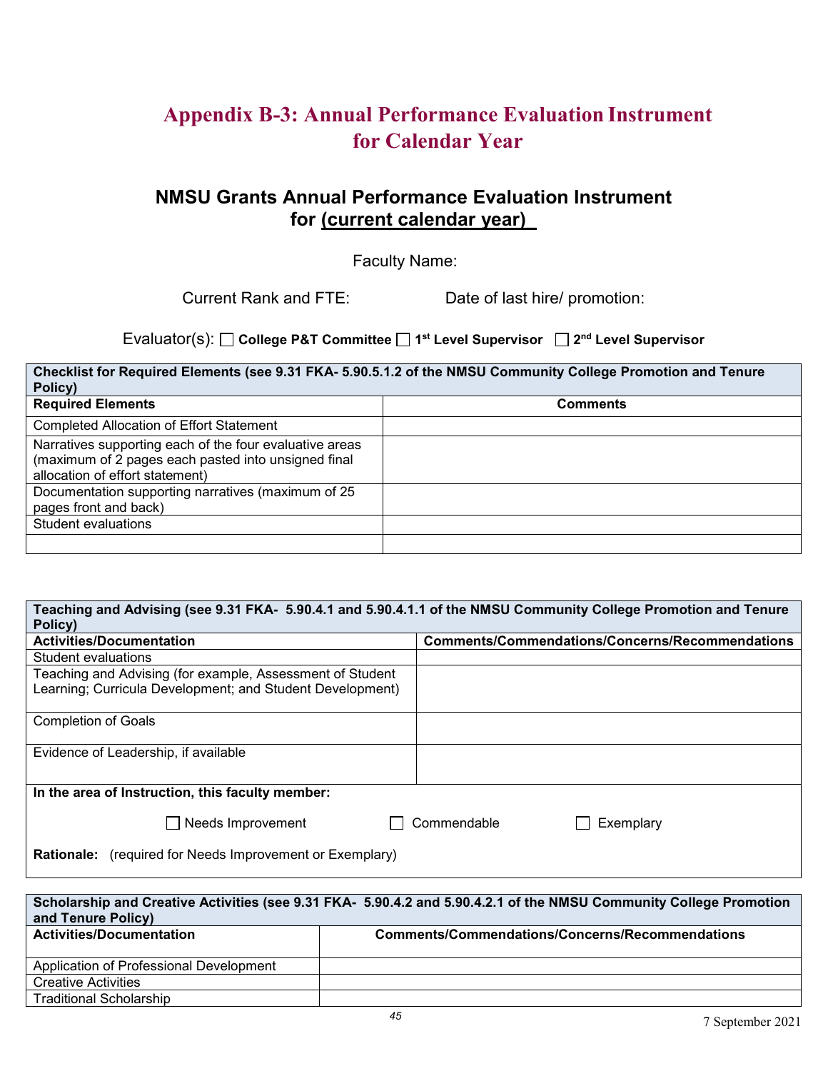# Appendix B-3: Annual Performance Evaluation Instrument for Calendar Year

## NMSU Grants Annual Performance Evaluation Instrument for (current calendar year)

Faculty Name:

Current Rank and FTE: Date of last hire/ promotion:

Evaluator(s): ☐ **College P&T Committee** ☐ **1st Level Supervisor** ☐ **2nd Level Supervisor**

| **Checklist for Required Elements (see 9.31 FKA- 5.90.5.1.2 of the NMSU Community College Promotion and Tenure Policy)** | |
|---|---|
| **Required Elements** | **Comments** |
| Completed Allocation of Effort Statement | |
| Narratives supporting each of the four evaluative areas (maximum of 2 pages each pasted into unsigned final allocation of effort statement) | |
| Documentation supporting narratives (maximum of 25 pages front and back) | |
| Student evaluations | |
| | |

| **Teaching and Advising (see 9.31 FKA- 5.90.4.1 and 5.90.4.1.1 of the NMSU Community College Promotion and Tenure Policy)** | |
|---|---|
| **Activities/Documentation** | **Comments/Commendations/Concerns/Recommendations** |
| Student evaluations | |
| Teaching and Advising (for example, Assessment of Student Learning; Curricula Development; and Student Development) | |
| Completion of Goals | |
| Evidence of Leadership, if available | |
| **In the area of Instruction, this faculty member:** ☐ Needs Improvement ☐ Commendable ☐ Exemplary **Rationale:** (required for Needs Improvement or Exemplary) | |

| **Scholarship and Creative Activities (see 9.31 FKA- 5.90.4.2 and 5.90.4.2.1 of the NMSU Community College Promotion and Tenure Policy)** | |
|---|---|
| **Activities/Documentation** | **Comments/Commendations/Concerns/Recommendations** |
| Application of Professional Development | |
| Creative Activities | |
| Traditional Scholarship | |

7 September 2021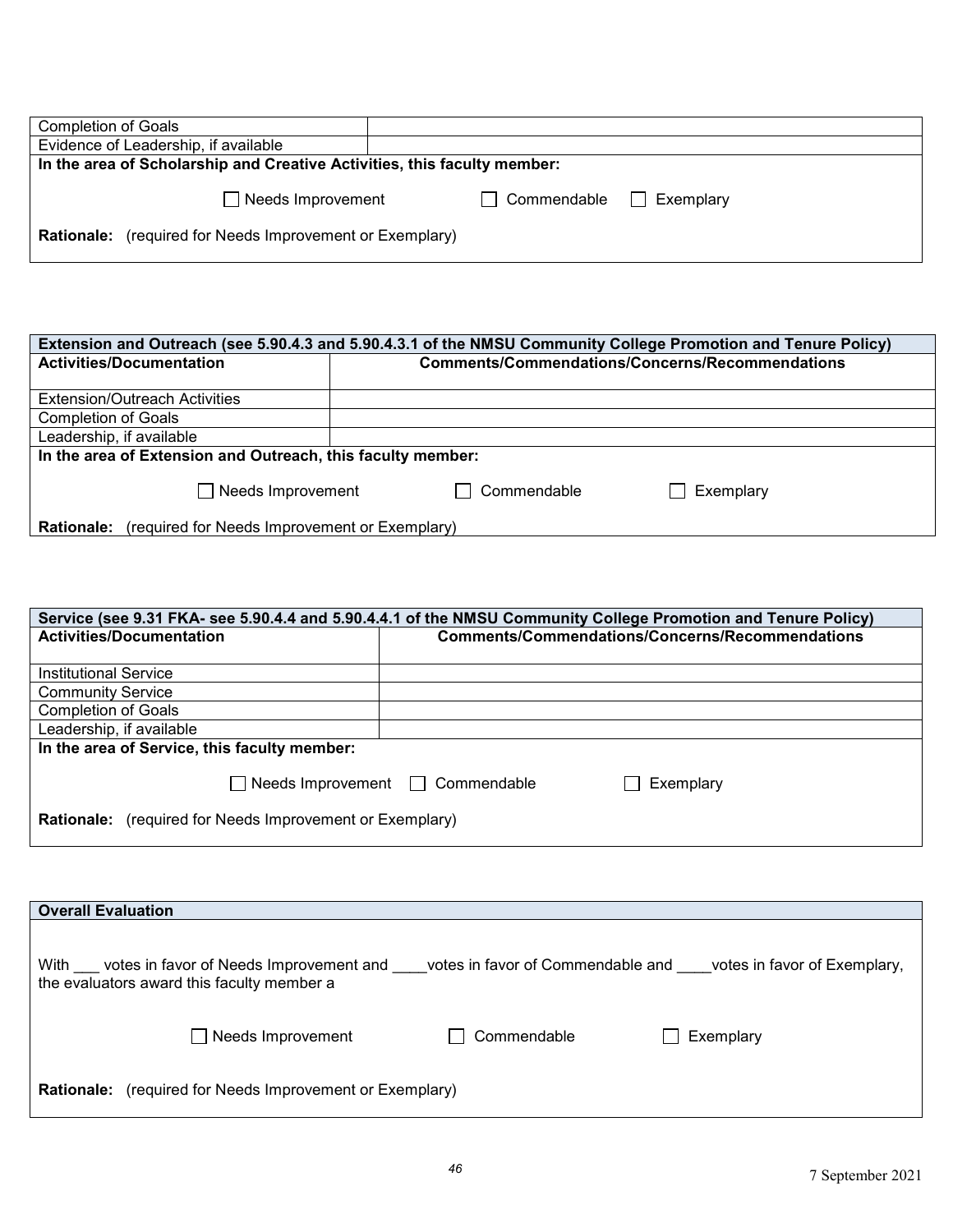| | |
|---|---|
| Completion of Goals | |
| Evidence of Leadership, if available | |

**In the area of Scholarship and Creative Activities, this faculty member:**

☐ Needs Improvement ☐ Commendable ☐ Exemplary

**Rationale:** (required for Needs Improvement or Exemplary)

**Extension and Outreach (see 5.90.4.3 and 5.90.4.3.1 of the NMSU Community College Promotion and Tenure Policy)**

| Activities/Documentation | Comments/Commendations/Concerns/Recommendations |
|---|---|
| Extension/Outreach Activities | |
| Completion of Goals | |
| Leadership, if available | |

**In the area of Extension and Outreach, this faculty member:**

☐ Needs Improvement ☐ Commendable ☐ Exemplary

**Rationale:** (required for Needs Improvement or Exemplary)

**Service (see 9.31 FKA- see 5.90.4.4 and 5.90.4.4.1 of the NMSU Community College Promotion and Tenure Policy)**

| Activities/Documentation | Comments/Commendations/Concerns/Recommendations |
|---|---|
| Institutional Service | |
| Community Service | |
| Completion of Goals | |
| Leadership, if available | |

**In the area of Service, this faculty member:**

☐ Needs Improvement ☐ Commendable ☐ Exemplary

**Rationale:** (required for Needs Improvement or Exemplary)

**Overall Evaluation**

With ___ votes in favor of Needs Improvement and ____votes in favor of Commendable and ____votes in favor of Exemplary, the evaluators award this faculty member a

☐ Needs Improvement ☐ Commendable ☐ Exemplary

**Rationale:** (required for Needs Improvement or Exemplary)

7 September 2021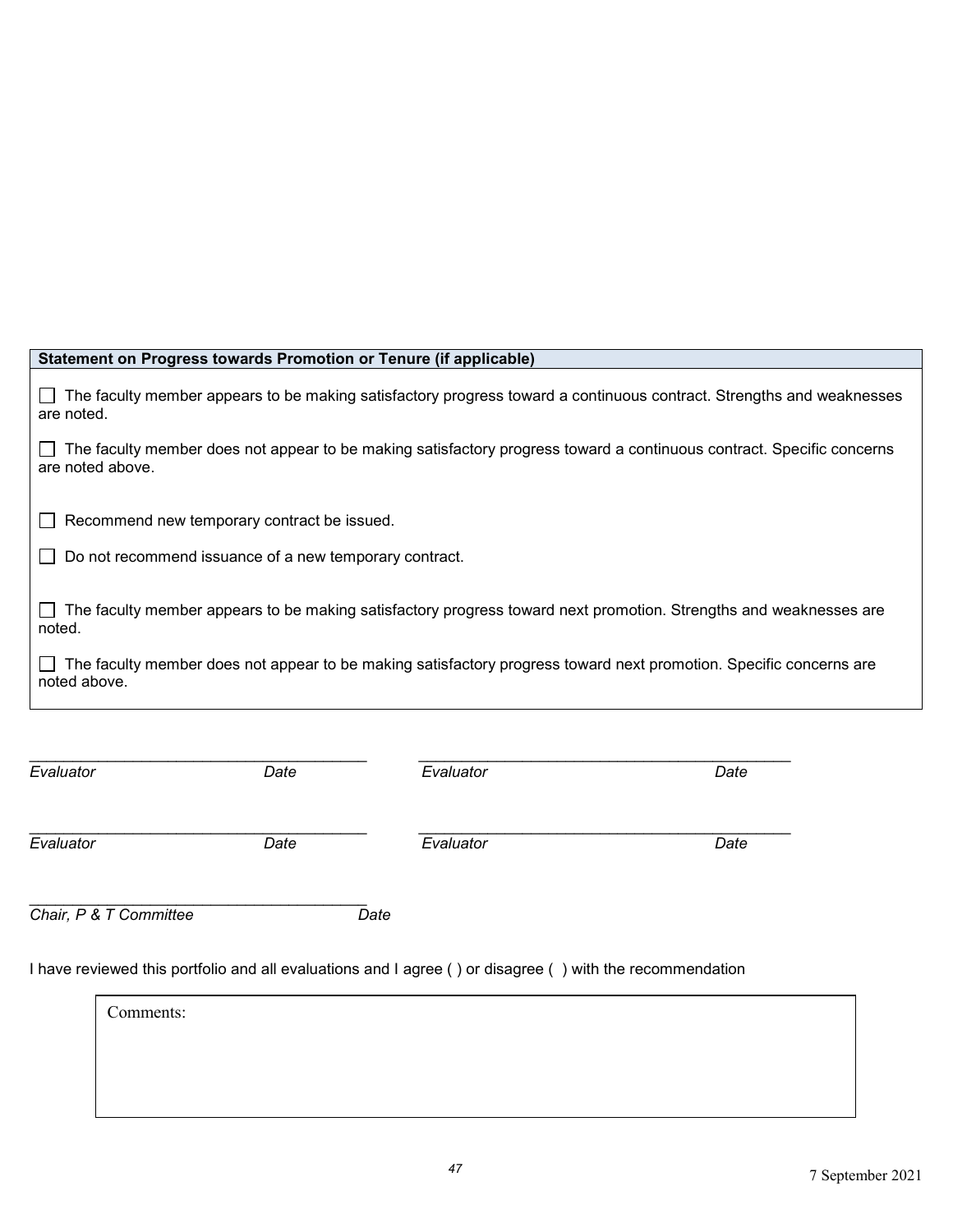**Statement on Progress towards Promotion or Tenure (if applicable)**

☐ The faculty member appears to be making satisfactory progress toward a continuous contract. Strengths and weaknesses are noted.

☐ The faculty member does not appear to be making satisfactory progress toward a continuous contract. Specific concerns are noted above.

☐ Recommend new temporary contract be issued.

☐ Do not recommend issuance of a new temporary contract.

☐ The faculty member appears to be making satisfactory progress toward next promotion. Strengths and weaknesses are noted.

☐ The faculty member does not appear to be making satisfactory progress toward next promotion. Specific concerns are noted above.

\_\_\_\_\_\_\_\_\_\_\_\_\_\_\_\_\_\_\_\_\_\_\_\_\_\_\_\_\_\_\_\_\_\_\_\_\_\_\_ \_\_\_\_\_\_\_\_\_\_\_\_\_\_\_\_\_\_\_\_\_\_\_\_\_\_\_\_\_\_\_\_\_\_\_\_\_\_\_\_\_\_\_
*Evaluator Date* *Evaluator Date*

\_\_\_\_\_\_\_\_\_\_\_\_\_\_\_\_\_\_\_\_\_\_\_\_\_\_\_\_\_\_\_\_\_\_\_\_\_\_\_ \_\_\_\_\_\_\_\_\_\_\_\_\_\_\_\_\_\_\_\_\_\_\_\_\_\_\_\_\_\_\_\_\_\_\_\_\_\_\_\_\_\_\_
*Evaluator Date* *Evaluator Date*

\_\_\_\_\_\_\_\_\_\_\_\_\_\_\_\_\_\_\_\_\_\_\_\_\_\_\_\_\_\_\_\_\_\_\_\_\_\_\_
*Chair, P & T Committee Date*

I have reviewed this portfolio and all evaluations and I agree ( ) or disagree ( ) with the recommendation

| Comments: |
|---|
| |

7 September 2021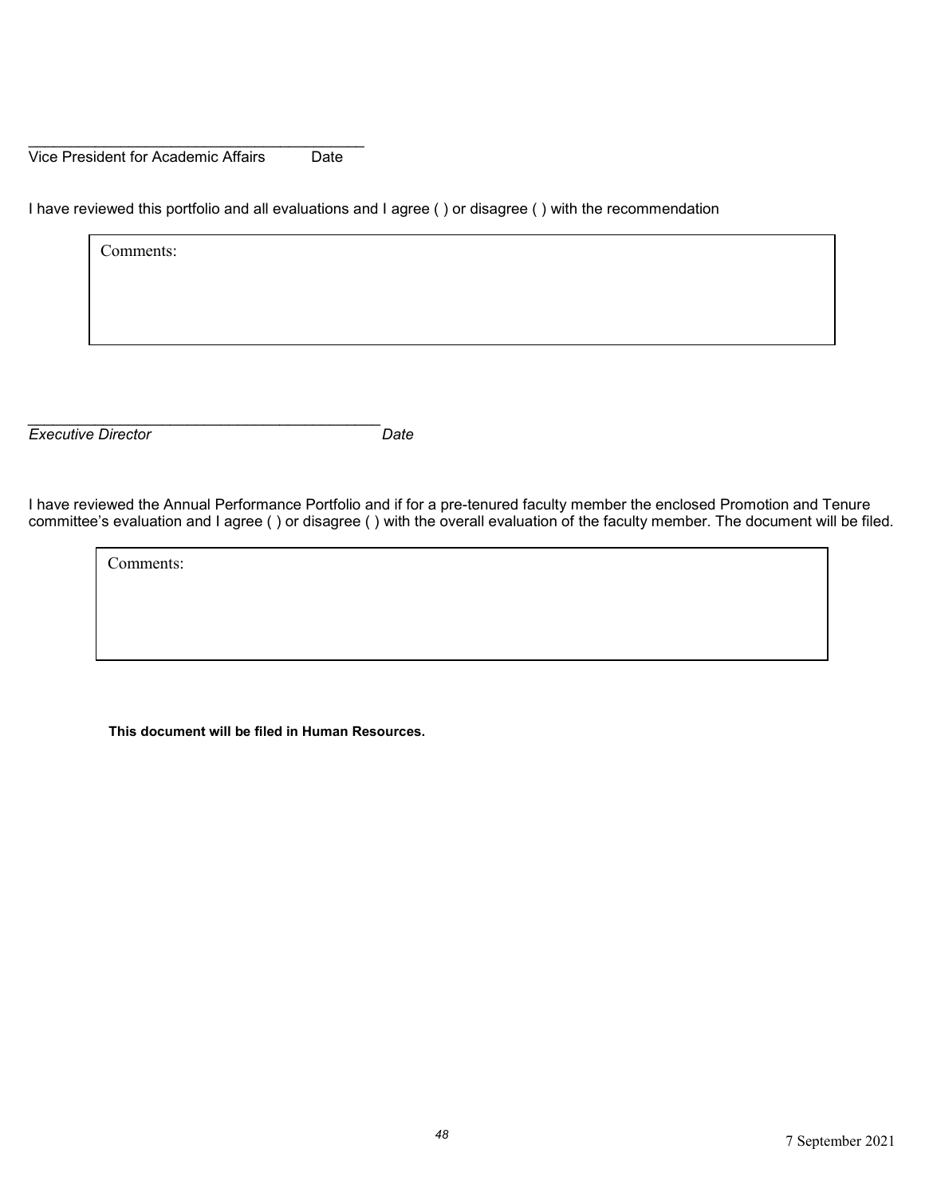\_\_\_\_\_\_\_\_\_\_\_\_\_\_\_\_\_\_\_\_\_\_\_\_\_\_\_\_\_\_\_\_\_\_\_\_\_\_\_\_
Vice President for Academic Affairs Date

I have reviewed this portfolio and all evaluations and I agree ( ) or disagree ( ) with the recommendation

| Comments: |
|---|
| |

\_\_\_\_\_\_\_\_\_\_\_\_\_\_\_\_\_\_\_\_\_\_\_\_\_\_\_\_\_\_\_\_\_\_\_\_\_\_\_\_\_\_\_
*Executive Director* *Date*

I have reviewed the Annual Performance Portfolio and if for a pre-tenured faculty member the enclosed Promotion and Tenure committee's evaluation and I agree ( ) or disagree ( ) with the overall evaluation of the faculty member. The document will be filed.

| Comments: |
|---|
| |

**This document will be filed in Human Resources.**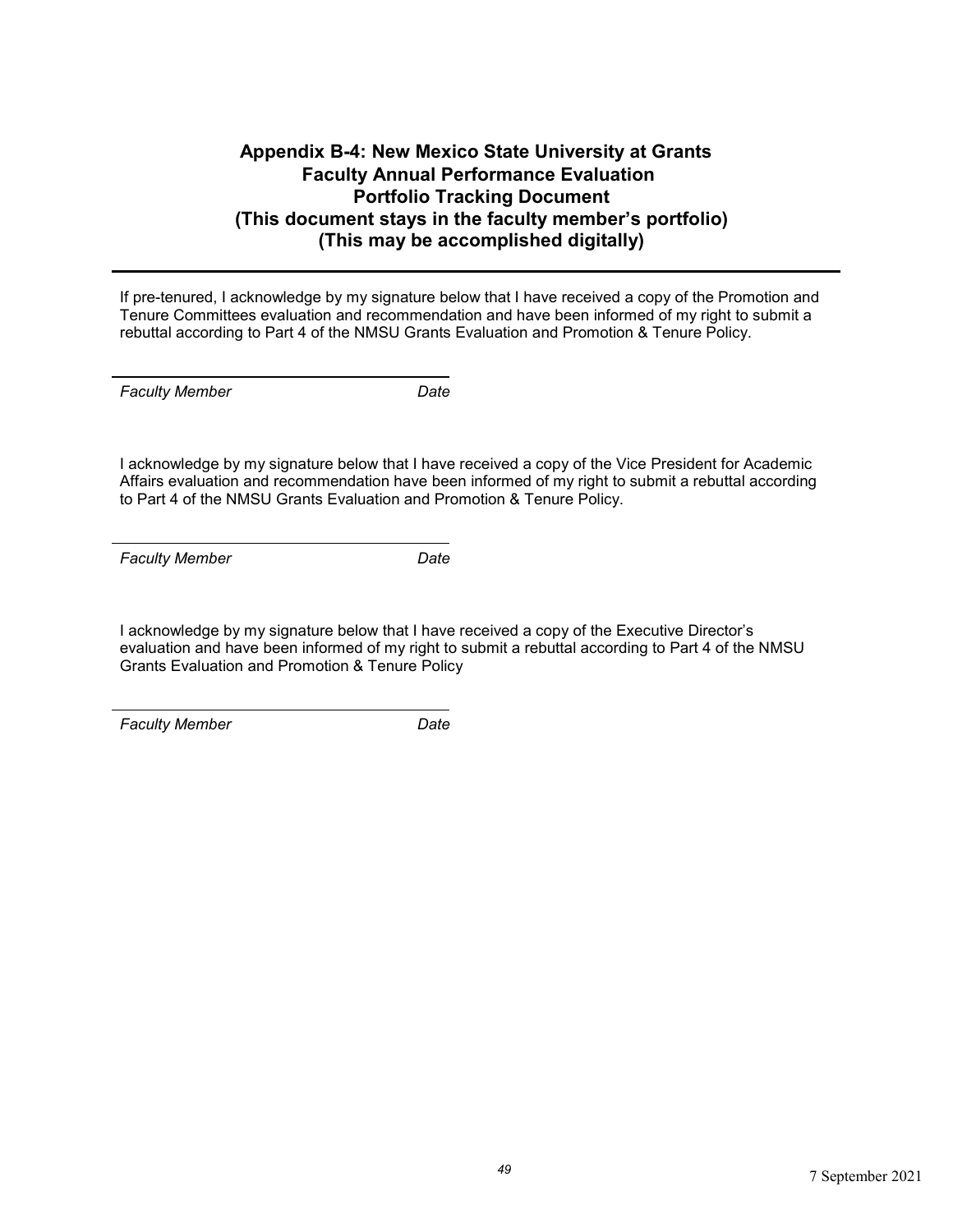## Appendix B-4: New Mexico State University at Grants
## Faculty Annual Performance Evaluation
## Portfolio Tracking Document
## (This document stays in the faculty member's portfolio)
## (This may be accomplished digitally)

---

If pre-tenured, I acknowledge by my signature below that I have received a copy of the Promotion and Tenure Committees evaluation and recommendation and have been informed of my right to submit a rebuttal according to Part 4 of the NMSU Grants Evaluation and Promotion & Tenure Policy.

\_\_\_\_\_\_\_\_\_\_\_\_\_\_\_\_\_\_\_\_\_\_\_\_\_\_\_\_\_\_\_\_\_\_\_\_\_\_\_\_

*Faculty Member* *Date*

I acknowledge by my signature below that I have received a copy of the Vice President for Academic Affairs evaluation and recommendation have been informed of my right to submit a rebuttal according to Part 4 of the NMSU Grants Evaluation and Promotion & Tenure Policy.

\_\_\_\_\_\_\_\_\_\_\_\_\_\_\_\_\_\_\_\_\_\_\_\_\_\_\_\_\_\_\_\_\_\_\_\_\_\_\_\_

*Faculty Member* *Date*

I acknowledge by my signature below that I have received a copy of the Executive Director's evaluation and have been informed of my right to submit a rebuttal according to Part 4 of the NMSU Grants Evaluation and Promotion & Tenure Policy

\_\_\_\_\_\_\_\_\_\_\_\_\_\_\_\_\_\_\_\_\_\_\_\_\_\_\_\_\_\_\_\_\_\_\_\_\_\_\_\_

*Faculty Member* *Date*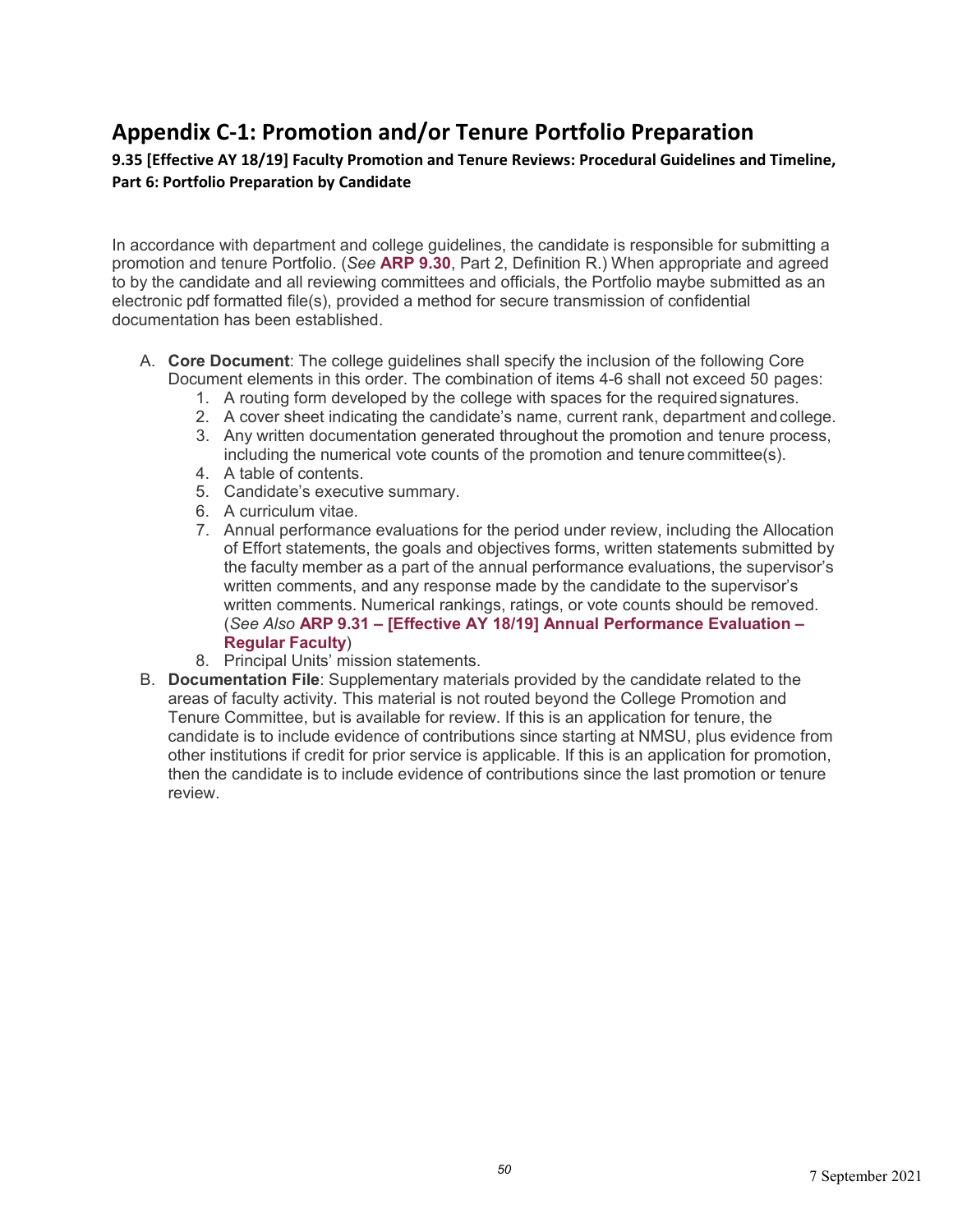# Appendix C-1: Promotion and/or Tenure Portfolio Preparation

### 9.35 [Effective AY 18/19] Faculty Promotion and Tenure Reviews: Procedural Guidelines and Timeline, Part 6: Portfolio Preparation by Candidate

In accordance with department and college guidelines, the candidate is responsible for submitting a promotion and tenure Portfolio. (*See* **ARP 9.30**, Part 2, Definition R.) When appropriate and agreed to by the candidate and all reviewing committees and officials, the Portfolio maybe submitted as an electronic pdf formatted file(s), provided a method for secure transmission of confidential documentation has been established.

A. **Core Document**: The college guidelines shall specify the inclusion of the following Core Document elements in this order. The combination of items 4-6 shall not exceed 50 pages:
   1. A routing form developed by the college with spaces for the required signatures.
   2. A cover sheet indicating the candidate's name, current rank, department and college.
   3. Any written documentation generated throughout the promotion and tenure process, including the numerical vote counts of the promotion and tenure committee(s).
   4. A table of contents.
   5. Candidate's executive summary.
   6. A curriculum vitae.
   7. Annual performance evaluations for the period under review, including the Allocation of Effort statements, the goals and objectives forms, written statements submitted by the faculty member as a part of the annual performance evaluations, the supervisor's written comments, and any response made by the candidate to the supervisor's written comments. Numerical rankings, ratings, or vote counts should be removed. (*See Also* **ARP 9.31 – [Effective AY 18/19] Annual Performance Evaluation – Regular Faculty**)
   8. Principal Units' mission statements.

B. **Documentation File**: Supplementary materials provided by the candidate related to the areas of faculty activity. This material is not routed beyond the College Promotion and Tenure Committee, but is available for review. If this is an application for tenure, the candidate is to include evidence of contributions since starting at NMSU, plus evidence from other institutions if credit for prior service is applicable. If this is an application for promotion, then the candidate is to include evidence of contributions since the last promotion or tenure review.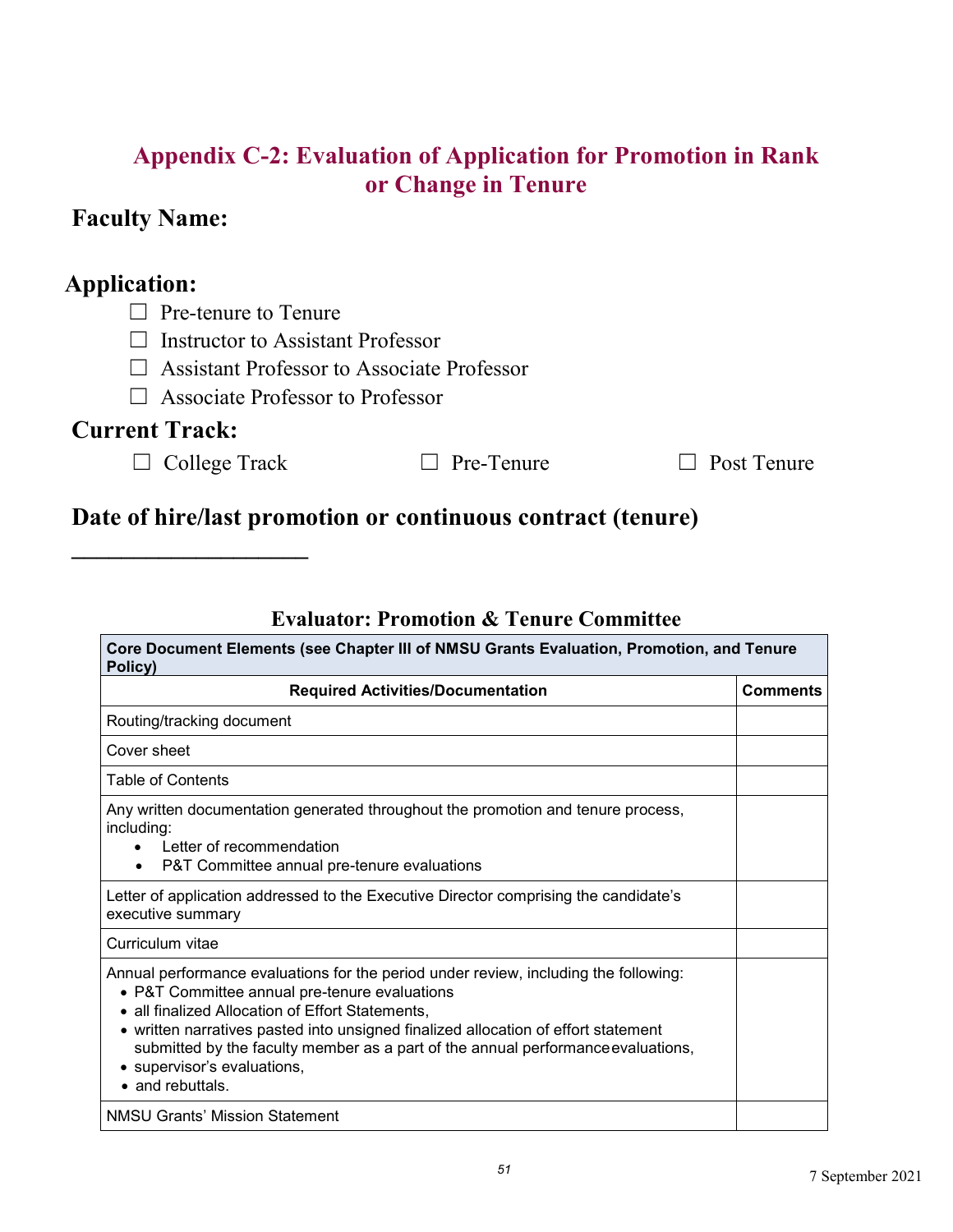# Appendix C-2: Evaluation of Application for Promotion in Rank or Change in Tenure

## Faculty Name:

## Application:

☐ Pre-tenure to Tenure
☐ Instructor to Assistant Professor
☐ Assistant Professor to Associate Professor
☐ Associate Professor to Professor

## Current Track:

☐ College Track ☐ Pre-Tenure ☐ Post Tenure

## Date of hire/last promotion or continuous contract (tenure)

____________________

### Evaluator: Promotion & Tenure Committee

| Core Document Elements (see Chapter III of NMSU Grants Evaluation, Promotion, and Tenure Policy) | |
|---|---|
| **Required Activities/Documentation** | **Comments** |
| Routing/tracking document | |
| Cover sheet | |
| Table of Contents | |
| Any written documentation generated throughout the promotion and tenure process, including:<br>• Letter of recommendation<br>• P&T Committee annual pre-tenure evaluations | |
| Letter of application addressed to the Executive Director comprising the candidate's executive summary | |
| Curriculum vitae | |
| Annual performance evaluations for the period under review, including the following:<br>• P&T Committee annual pre-tenure evaluations<br>• all finalized Allocation of Effort Statements,<br>• written narratives pasted into unsigned finalized allocation of effort statement submitted by the faculty member as a part of the annual performance evaluations,<br>• supervisor's evaluations,<br>• and rebuttals. | |
| NMSU Grants' Mission Statement | |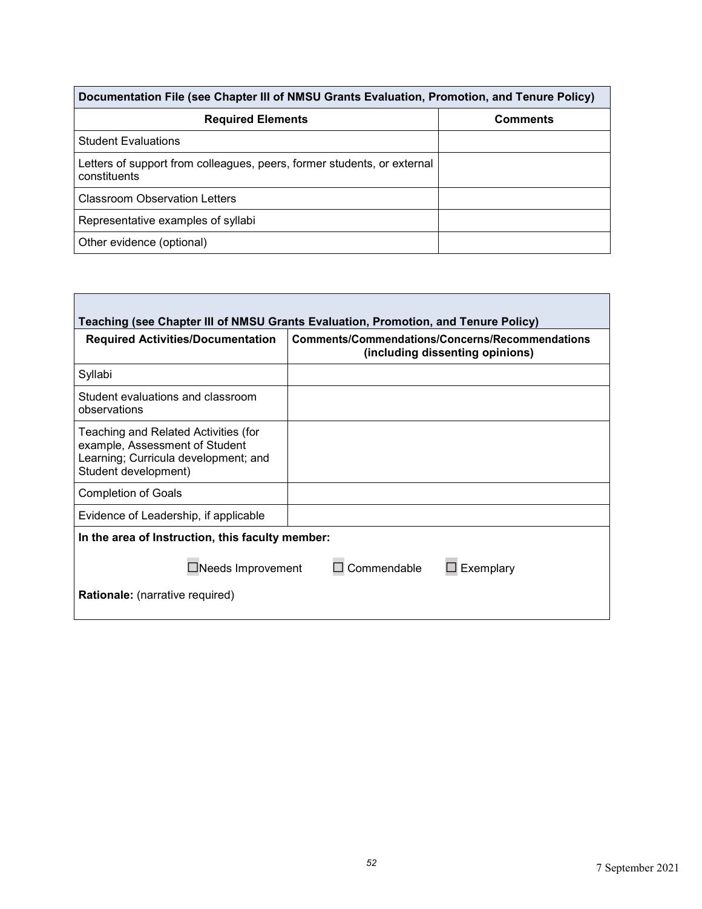| Documentation File (see Chapter III of NMSU Grants Evaluation, Promotion, and Tenure Policy) | |
|---|---|
| **Required Elements** | **Comments** |
| Student Evaluations | |
| Letters of support from colleagues, peers, former students, or external constituents | |
| Classroom Observation Letters | |
| Representative examples of syllabi | |
| Other evidence (optional) | |

| Teaching (see Chapter III of NMSU Grants Evaluation, Promotion, and Tenure Policy) | |
|---|---|
| **Required Activities/Documentation** | **Comments/Commendations/Concerns/Recommendations (including dissenting opinions)** |
| Syllabi | |
| Student evaluations and classroom observations | |
| Teaching and Related Activities (for example, Assessment of Student Learning; Curricula development; and Student development) | |
| Completion of Goals | |
| Evidence of Leadership, if applicable | |
| **In the area of Instruction, this faculty member:** ☐Needs Improvement ☐ Commendable ☐ Exemplary **Rationale:** (narrative required) | |

7 September 2021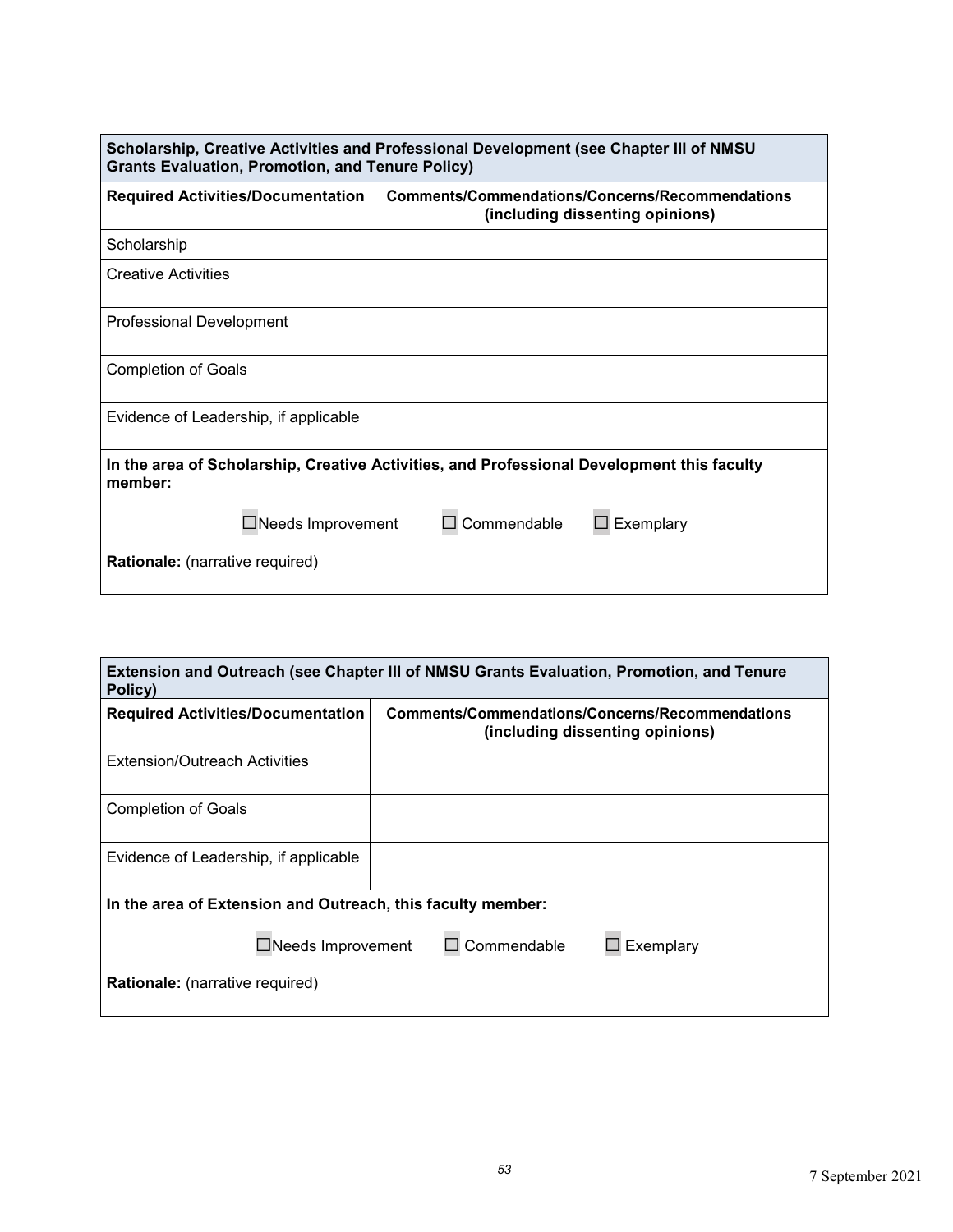| Scholarship, Creative Activities and Professional Development (see Chapter III of NMSU Grants Evaluation, Promotion, and Tenure Policy) | |
|---|---|
| **Required Activities/Documentation** | **Comments/Commendations/Concerns/Recommendations (including dissenting opinions)** |
| Scholarship | |
| Creative Activities | |
| Professional Development | |
| Completion of Goals | |
| Evidence of Leadership, if applicable | |

**In the area of Scholarship, Creative Activities, and Professional Development this faculty member:**

☐Needs Improvement ☐ Commendable ☐ Exemplary

**Rationale:** (narrative required)

| Extension and Outreach (see Chapter III of NMSU Grants Evaluation, Promotion, and Tenure Policy) | |
|---|---|
| **Required Activities/Documentation** | **Comments/Commendations/Concerns/Recommendations (including dissenting opinions)** |
| Extension/Outreach Activities | |
| Completion of Goals | |
| Evidence of Leadership, if applicable | |

**In the area of Extension and Outreach, this faculty member:**

☐Needs Improvement ☐ Commendable ☐ Exemplary

**Rationale:** (narrative required)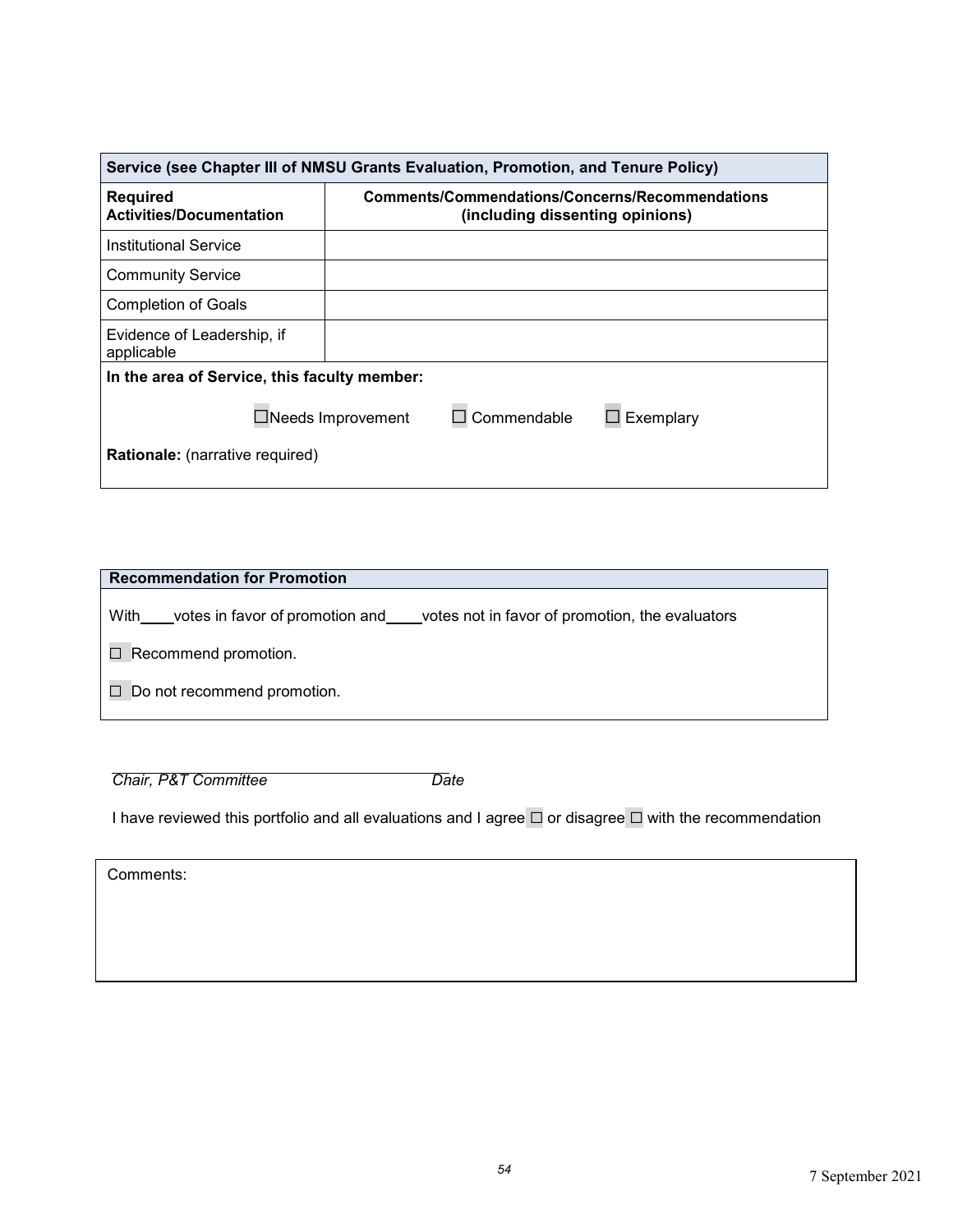| Service (see Chapter III of NMSU Grants Evaluation, Promotion, and Tenure Policy) | |
|---|---|
| **Required Activities/Documentation** | **Comments/Commendations/Concerns/Recommendations (including dissenting opinions)** |
| Institutional Service | |
| Community Service | |
| Completion of Goals | |
| Evidence of Leadership, if applicable | |
| **In the area of Service, this faculty member:** ☐Needs Improvement ☐ Commendable ☐ Exemplary **Rationale:** (narrative required) | |

| **Recommendation for Promotion** |
|---|
| With____votes in favor of promotion and____votes not in favor of promotion, the evaluators ☐ Recommend promotion. ☐ Do not recommend promotion. |

_______________________________________

*Chair, P&T Committee* *Date*

I have reviewed this portfolio and all evaluations and I agree ☐ or disagree ☐ with the recommendation

| Comments: |
|---|
| |

7 September 2021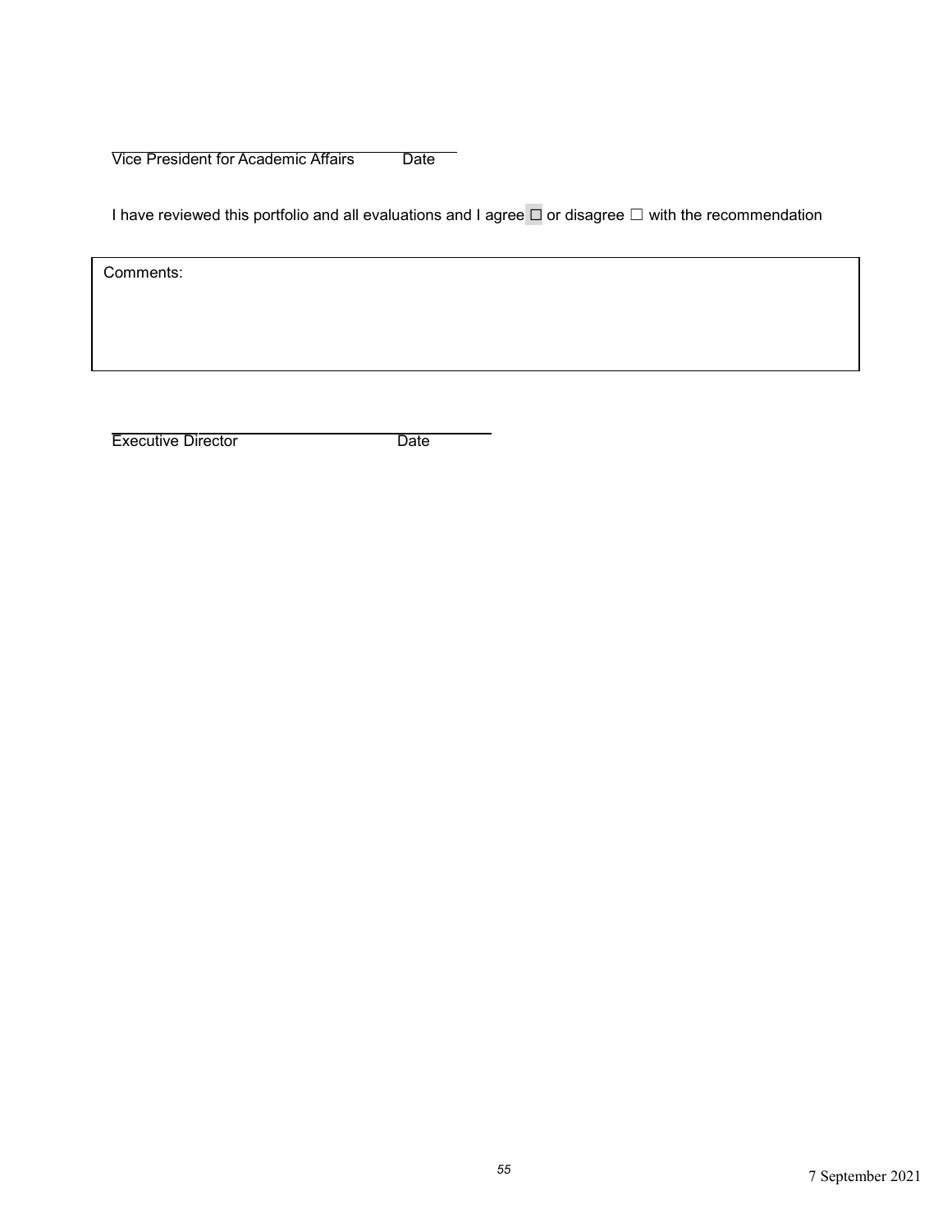______________________________________
Vice President for Academic Affairs Date

I have reviewed this portfolio and all evaluations and I agree ☐ or disagree ☐ with the recommendation

| |
|---|
| Comments: |

______________________________________
Executive Director Date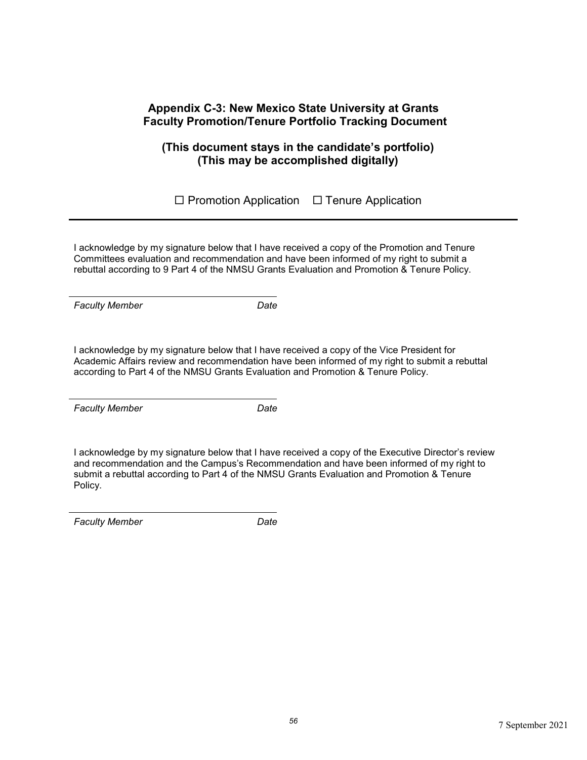## Appendix C-3: New Mexico State University at Grants
## Faculty Promotion/Tenure Portfolio Tracking Document

**(This document stays in the candidate's portfolio)**
**(This may be accomplished digitally)**

☐ Promotion Application ☐ Tenure Application

---

I acknowledge by my signature below that I have received a copy of the Promotion and Tenure Committees evaluation and recommendation and have been informed of my right to submit a rebuttal according to 9 Part 4 of the NMSU Grants Evaluation and Promotion & Tenure Policy.

\_\_\_\_\_\_\_\_\_\_\_\_\_\_\_\_\_\_\_\_\_\_\_\_\_\_\_\_\_\_\_\_\_\_\_\_

*Faculty Member* *Date*

I acknowledge by my signature below that I have received a copy of the Vice President for Academic Affairs review and recommendation have been informed of my right to submit a rebuttal according to Part 4 of the NMSU Grants Evaluation and Promotion & Tenure Policy.

\_\_\_\_\_\_\_\_\_\_\_\_\_\_\_\_\_\_\_\_\_\_\_\_\_\_\_\_\_\_\_\_\_\_\_\_

*Faculty Member* *Date*

I acknowledge by my signature below that I have received a copy of the Executive Director's review and recommendation and the Campus's Recommendation and have been informed of my right to submit a rebuttal according to Part 4 of the NMSU Grants Evaluation and Promotion & Tenure Policy.

\_\_\_\_\_\_\_\_\_\_\_\_\_\_\_\_\_\_\_\_\_\_\_\_\_\_\_\_\_\_\_\_\_\_\_\_

*Faculty Member* *Date*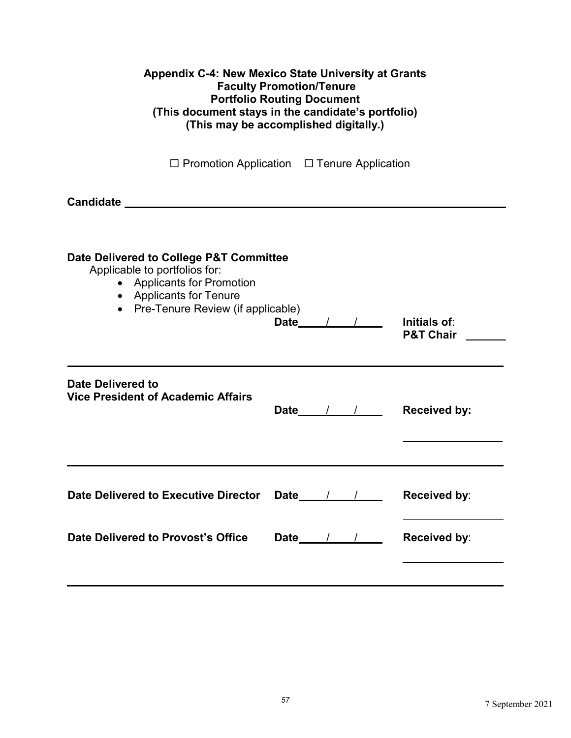**Appendix C-4: New Mexico State University at Grants**
**Faculty Promotion/Tenure**
**Portfolio Routing Document**
**(This document stays in the candidate's portfolio)**
**(This may be accomplished digitally.)**

☐ Promotion Application ☐ Tenure Application

**Candidate** ______________________________________________

**Date Delivered to College P&T Committee**

Applicable to portfolios for:

- Applicants for Promotion
- Applicants for Tenure
- Pre-Tenure Review (if applicable)

**Date**____/____/____ **Initials of**: **P&T Chair** _______

---

**Date Delivered to Vice President of Academic Affairs**

**Date**____/____/____ **Received by:** ________________

---

**Date Delivered to Executive Director** **Date**____/____/____ **Received by**: ________________

**Date Delivered to Provost's Office** **Date**____/____/____ **Received by**: ________________

---

7 September 2021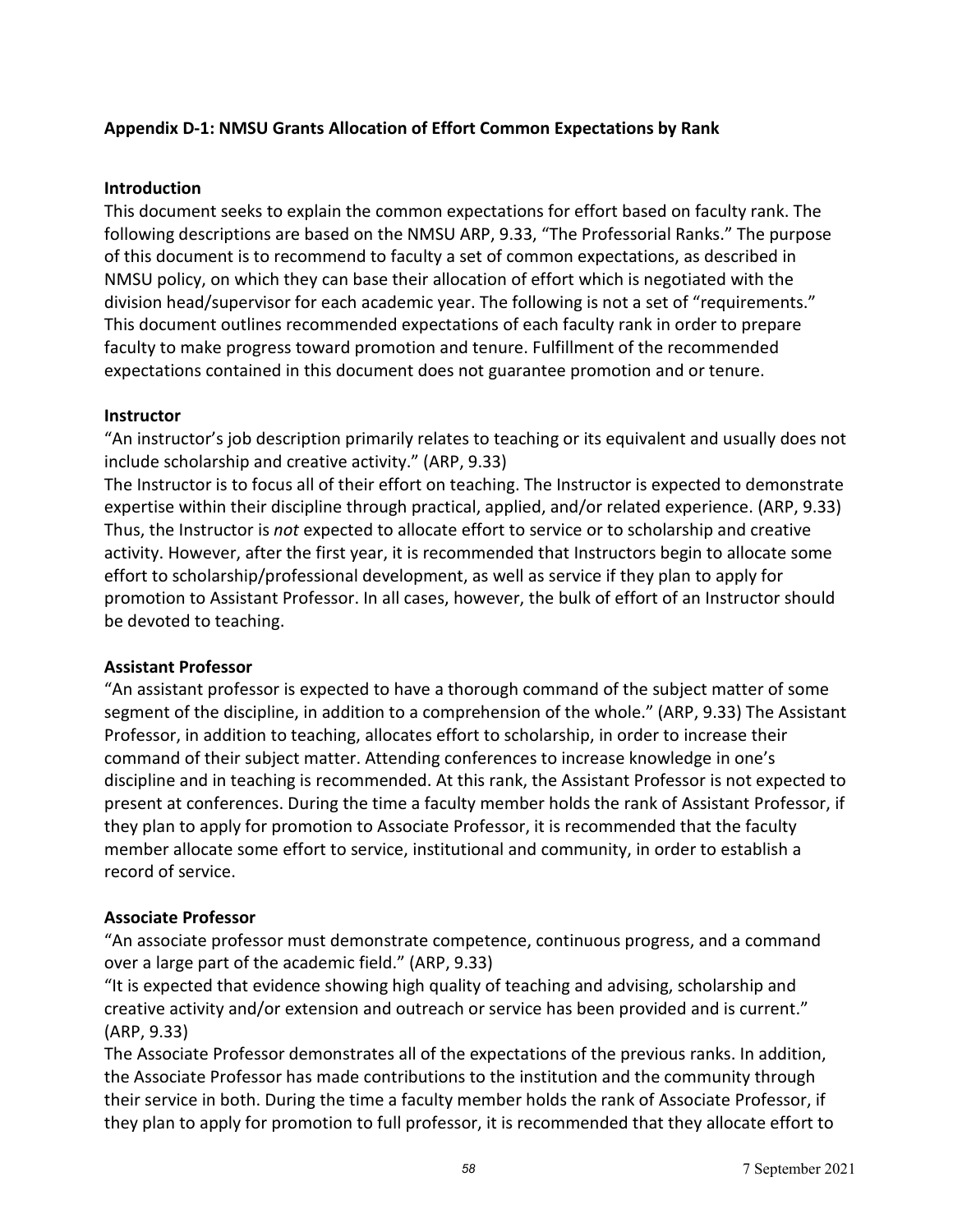## Appendix D-1: NMSU Grants Allocation of Effort Common Expectations by Rank

### Introduction

This document seeks to explain the common expectations for effort based on faculty rank. The following descriptions are based on the NMSU ARP, 9.33, "The Professorial Ranks." The purpose of this document is to recommend to faculty a set of common expectations, as described in NMSU policy, on which they can base their allocation of effort which is negotiated with the division head/supervisor for each academic year. The following is not a set of "requirements." This document outlines recommended expectations of each faculty rank in order to prepare faculty to make progress toward promotion and tenure. Fulfillment of the recommended expectations contained in this document does not guarantee promotion and or tenure.

### Instructor

"An instructor's job description primarily relates to teaching or its equivalent and usually does not include scholarship and creative activity." (ARP, 9.33)

The Instructor is to focus all of their effort on teaching. The Instructor is expected to demonstrate expertise within their discipline through practical, applied, and/or related experience. (ARP, 9.33) Thus, the Instructor is *not* expected to allocate effort to service or to scholarship and creative activity. However, after the first year, it is recommended that Instructors begin to allocate some effort to scholarship/professional development, as well as service if they plan to apply for promotion to Assistant Professor. In all cases, however, the bulk of effort of an Instructor should be devoted to teaching.

### Assistant Professor

"An assistant professor is expected to have a thorough command of the subject matter of some segment of the discipline, in addition to a comprehension of the whole." (ARP, 9.33) The Assistant Professor, in addition to teaching, allocates effort to scholarship, in order to increase their command of their subject matter. Attending conferences to increase knowledge in one's discipline and in teaching is recommended. At this rank, the Assistant Professor is not expected to present at conferences. During the time a faculty member holds the rank of Assistant Professor, if they plan to apply for promotion to Associate Professor, it is recommended that the faculty member allocate some effort to service, institutional and community, in order to establish a record of service.

### Associate Professor

"An associate professor must demonstrate competence, continuous progress, and a command over a large part of the academic field." (ARP, 9.33)

"It is expected that evidence showing high quality of teaching and advising, scholarship and creative activity and/or extension and outreach or service has been provided and is current." (ARP, 9.33)

The Associate Professor demonstrates all of the expectations of the previous ranks. In addition, the Associate Professor has made contributions to the institution and the community through their service in both. During the time a faculty member holds the rank of Associate Professor, if they plan to apply for promotion to full professor, it is recommended that they allocate effort to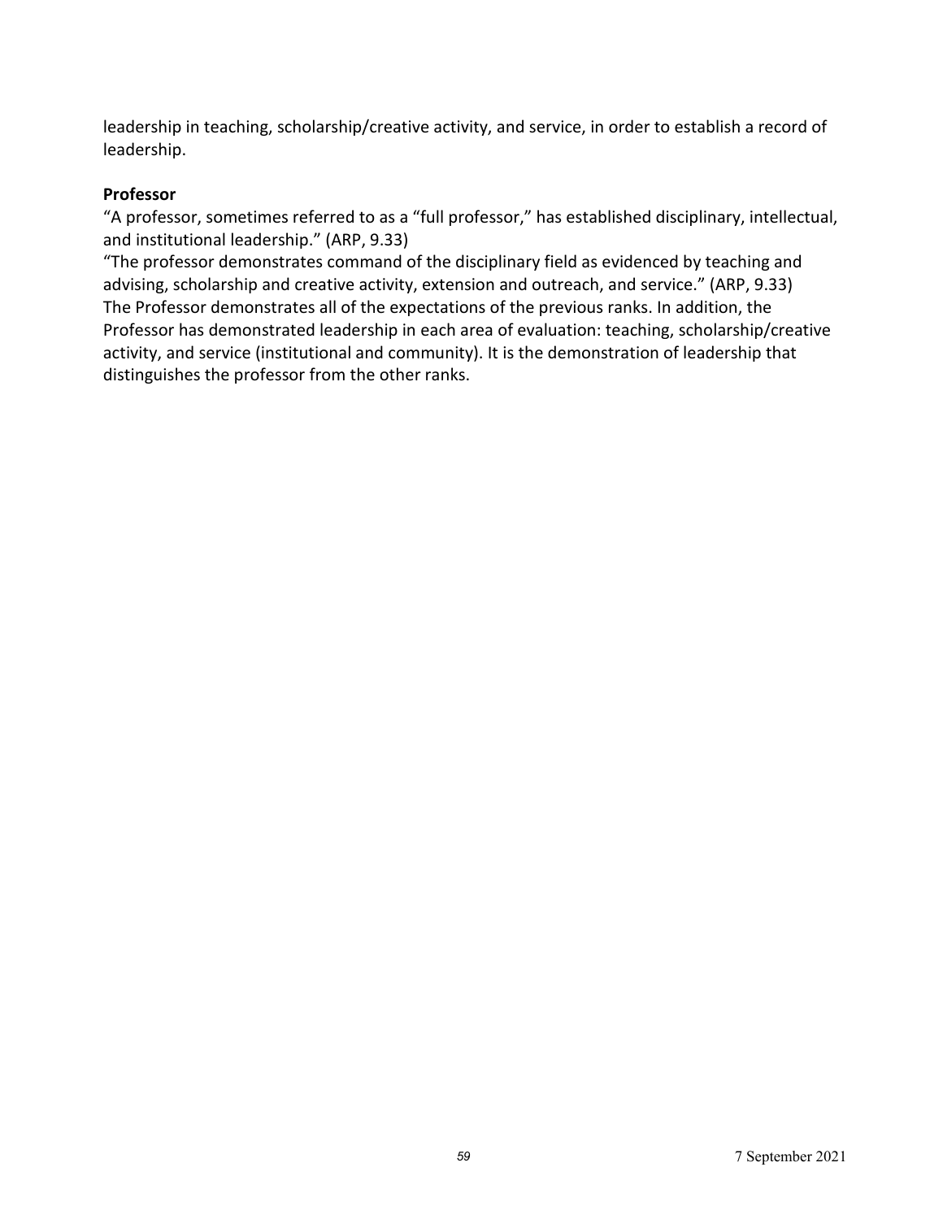leadership in teaching, scholarship/creative activity, and service, in order to establish a record of leadership.

**Professor**

"A professor, sometimes referred to as a "full professor," has established disciplinary, intellectual, and institutional leadership." (ARP, 9.33)

"The professor demonstrates command of the disciplinary field as evidenced by teaching and advising, scholarship and creative activity, extension and outreach, and service." (ARP, 9.33)

The Professor demonstrates all of the expectations of the previous ranks. In addition, the Professor has demonstrated leadership in each area of evaluation: teaching, scholarship/creative activity, and service (institutional and community). It is the demonstration of leadership that distinguishes the professor from the other ranks.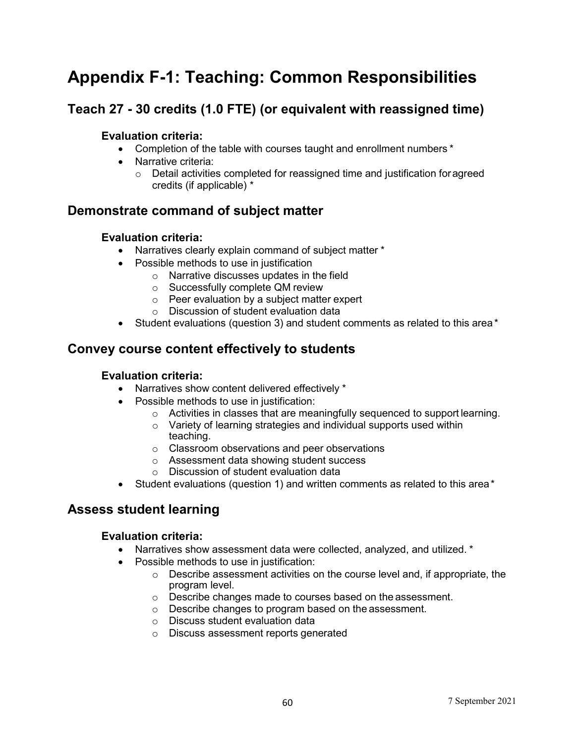# Appendix F-1: Teaching: Common Responsibilities

## Teach 27 - 30 credits (1.0 FTE) (or equivalent with reassigned time)

**Evaluation criteria:**

- Completion of the table with courses taught and enrollment numbers *
- Narrative criteria:
  - Detail activities completed for reassigned time and justification for agreed credits (if applicable) *

## Demonstrate command of subject matter

**Evaluation criteria:**

- Narratives clearly explain command of subject matter *
- Possible methods to use in justification
  - Narrative discusses updates in the field
  - Successfully complete QM review
  - Peer evaluation by a subject matter expert
  - Discussion of student evaluation data
- Student evaluations (question 3) and student comments as related to this area *

## Convey course content effectively to students

**Evaluation criteria:**

- Narratives show content delivered effectively *
- Possible methods to use in justification:
  - Activities in classes that are meaningfully sequenced to support learning.
  - Variety of learning strategies and individual supports used within teaching.
  - Classroom observations and peer observations
  - Assessment data showing student success
  - Discussion of student evaluation data
- Student evaluations (question 1) and written comments as related to this area *

## Assess student learning

**Evaluation criteria:**

- Narratives show assessment data were collected, analyzed, and utilized. *
- Possible methods to use in justification:
  - Describe assessment activities on the course level and, if appropriate, the program level.
  - Describe changes made to courses based on the assessment.
  - Describe changes to program based on the assessment.
  - Discuss student evaluation data
  - Discuss assessment reports generated

7 September 2021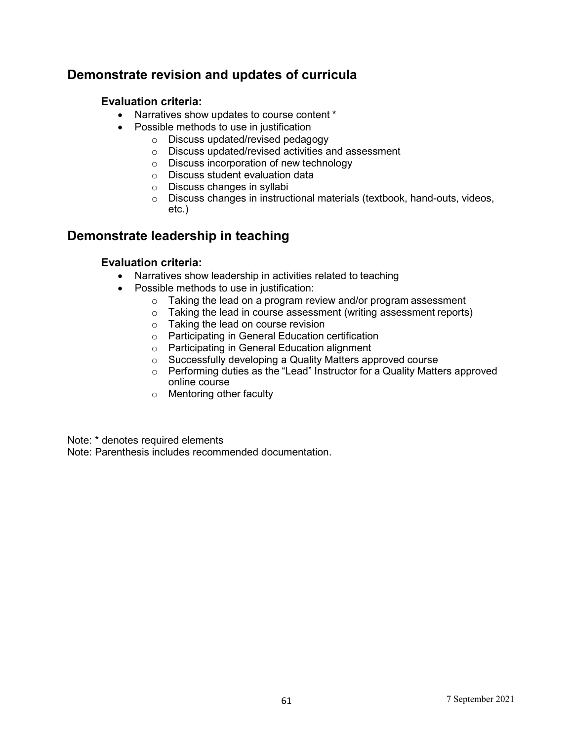## Demonstrate revision and updates of curricula

### Evaluation criteria:

- Narratives show updates to course content *
- Possible methods to use in justification
  - Discuss updated/revised pedagogy
  - Discuss updated/revised activities and assessment
  - Discuss incorporation of new technology
  - Discuss student evaluation data
  - Discuss changes in syllabi
  - Discuss changes in instructional materials (textbook, hand-outs, videos, etc.)

## Demonstrate leadership in teaching

### Evaluation criteria:

- Narratives show leadership in activities related to teaching
- Possible methods to use in justification:
  - Taking the lead on a program review and/or program assessment
  - Taking the lead in course assessment (writing assessment reports)
  - Taking the lead on course revision
  - Participating in General Education certification
  - Participating in General Education alignment
  - Successfully developing a Quality Matters approved course
  - Performing duties as the "Lead" Instructor for a Quality Matters approved online course
  - Mentoring other faculty

Note: * denotes required elements
Note: Parenthesis includes recommended documentation.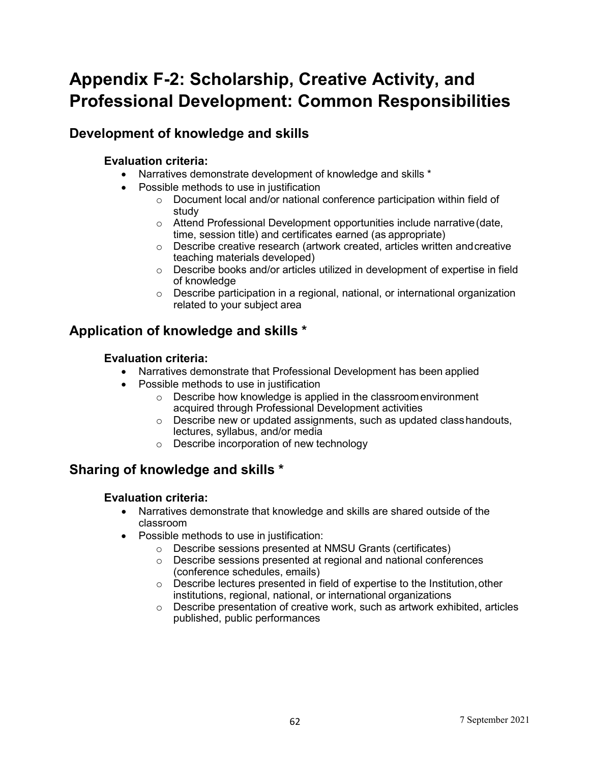# Appendix F-2: Scholarship, Creative Activity, and Professional Development: Common Responsibilities

## Development of knowledge and skills

### Evaluation criteria:

- Narratives demonstrate development of knowledge and skills *
- Possible methods to use in justification
  - Document local and/or national conference participation within field of study
  - Attend Professional Development opportunities include narrative (date, time, session title) and certificates earned (as appropriate)
  - Describe creative research (artwork created, articles written and creative teaching materials developed)
  - Describe books and/or articles utilized in development of expertise in field of knowledge
  - Describe participation in a regional, national, or international organization related to your subject area

## Application of knowledge and skills *

### Evaluation criteria:

- Narratives demonstrate that Professional Development has been applied
- Possible methods to use in justification
  - Describe how knowledge is applied in the classroom environment acquired through Professional Development activities
  - Describe new or updated assignments, such as updated class handouts, lectures, syllabus, and/or media
  - Describe incorporation of new technology

## Sharing of knowledge and skills *

### Evaluation criteria:

- Narratives demonstrate that knowledge and skills are shared outside of the classroom
- Possible methods to use in justification:
  - Describe sessions presented at NMSU Grants (certificates)
  - Describe sessions presented at regional and national conferences (conference schedules, emails)
  - Describe lectures presented in field of expertise to the Institution, other institutions, regional, national, or international organizations
  - Describe presentation of creative work, such as artwork exhibited, articles published, public performances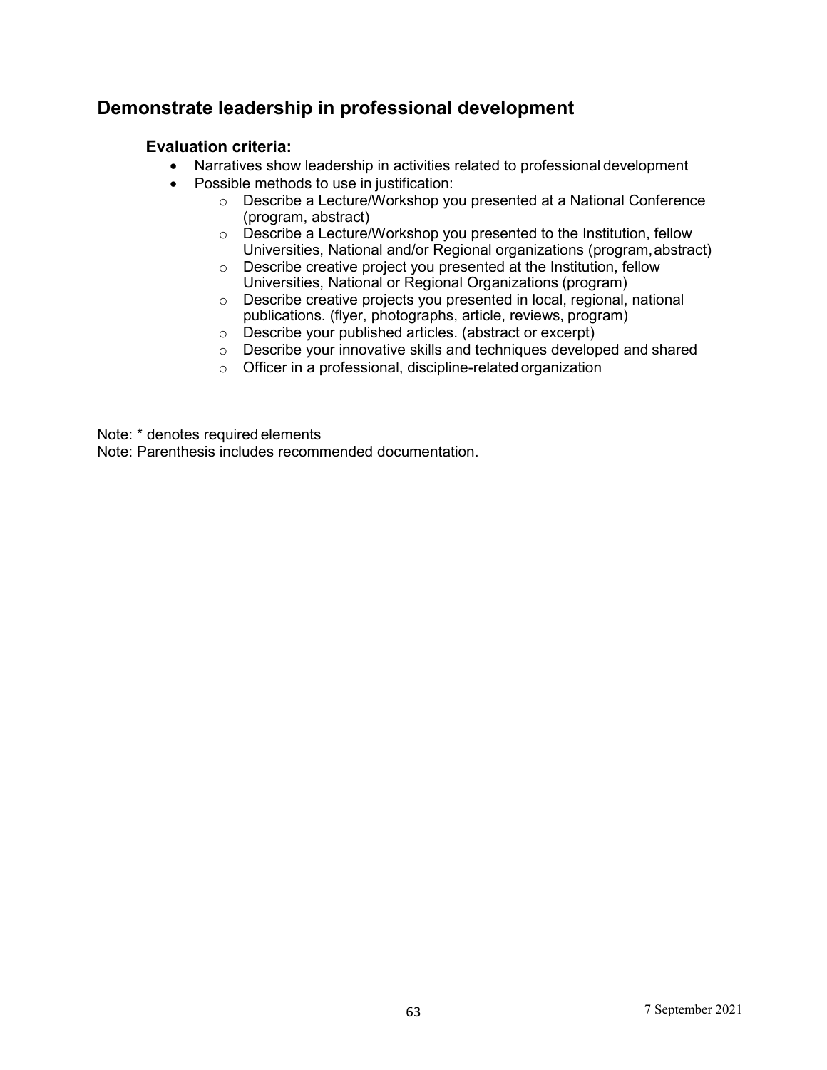## Demonstrate leadership in professional development

### Evaluation criteria:

- Narratives show leadership in activities related to professional development
- Possible methods to use in justification:
  - Describe a Lecture/Workshop you presented at a National Conference (program, abstract)
  - Describe a Lecture/Workshop you presented to the Institution, fellow Universities, National and/or Regional organizations (program, abstract)
  - Describe creative project you presented at the Institution, fellow Universities, National or Regional Organizations (program)
  - Describe creative projects you presented in local, regional, national publications. (flyer, photographs, article, reviews, program)
  - Describe your published articles. (abstract or excerpt)
  - Describe your innovative skills and techniques developed and shared
  - Officer in a professional, discipline-related organization

Note: * denotes required elements
Note: Parenthesis includes recommended documentation.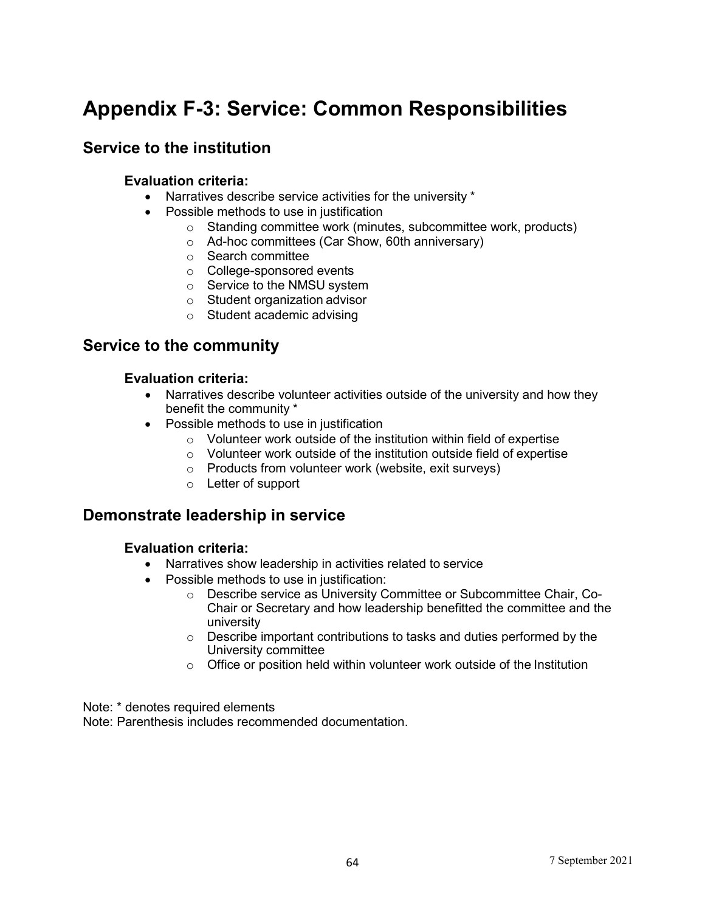# Appendix F-3: Service: Common Responsibilities

## Service to the institution

### Evaluation criteria:

- Narratives describe service activities for the university *
- Possible methods to use in justification
  - Standing committee work (minutes, subcommittee work, products)
  - Ad-hoc committees (Car Show, 60th anniversary)
  - Search committee
  - College-sponsored events
  - Service to the NMSU system
  - Student organization advisor
  - Student academic advising

## Service to the community

### Evaluation criteria:

- Narratives describe volunteer activities outside of the university and how they benefit the community *
- Possible methods to use in justification
  - Volunteer work outside of the institution within field of expertise
  - Volunteer work outside of the institution outside field of expertise
  - Products from volunteer work (website, exit surveys)
  - Letter of support

## Demonstrate leadership in service

### Evaluation criteria:

- Narratives show leadership in activities related to service
- Possible methods to use in justification:
  - Describe service as University Committee or Subcommittee Chair, Co-Chair or Secretary and how leadership benefitted the committee and the university
  - Describe important contributions to tasks and duties performed by the University committee
  - Office or position held within volunteer work outside of the Institution

Note: * denotes required elements

Note: Parenthesis includes recommended documentation.